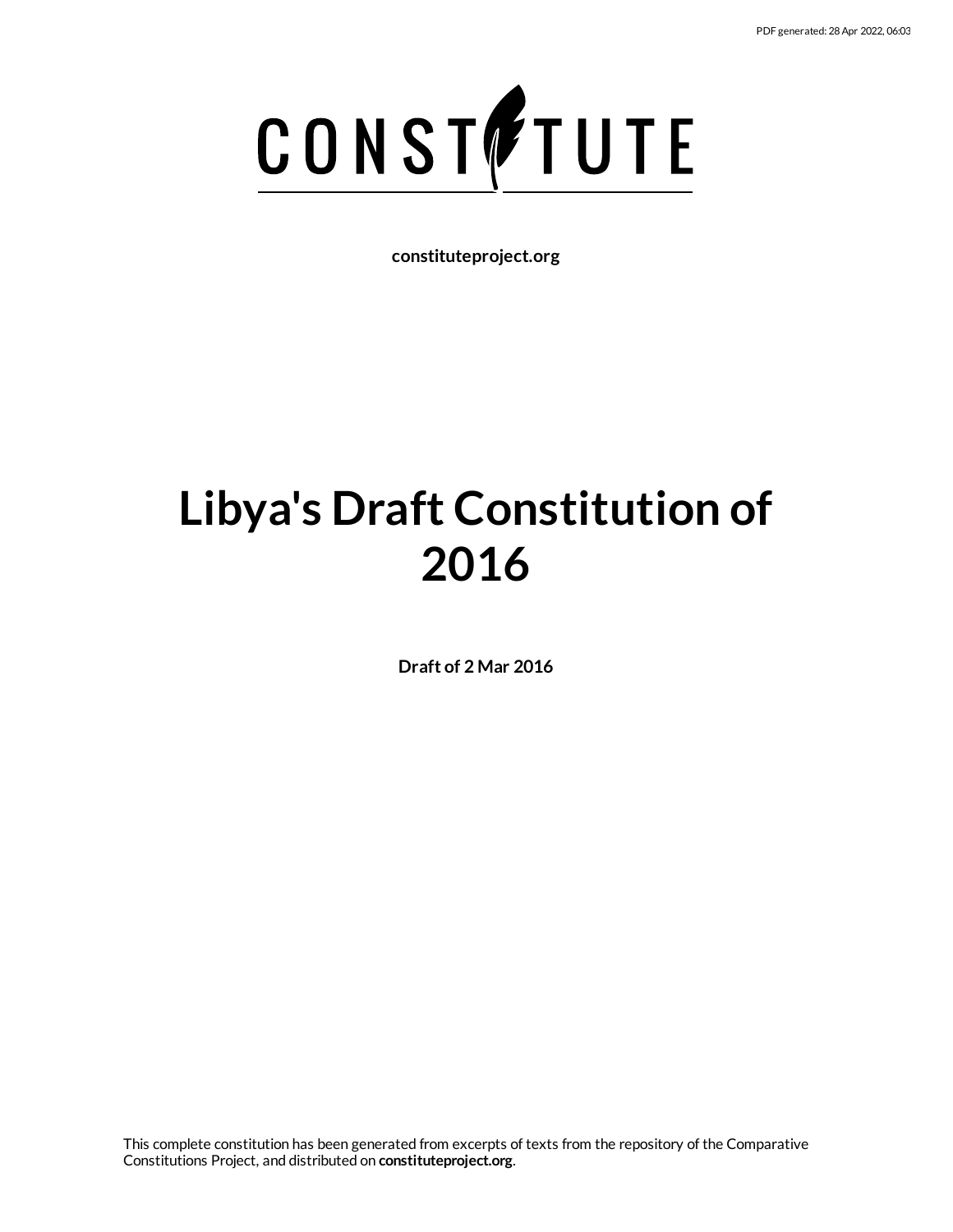# CONSTITUTE

**constituteproject.org**

# Libya's Draft Constitution of 2016

**Draft of 2 Mar 2016**

This complete constitution has been generated from excerpts of texts from the repository of the Comparative Constitutions Project, and distributed on **constituteproject.org**.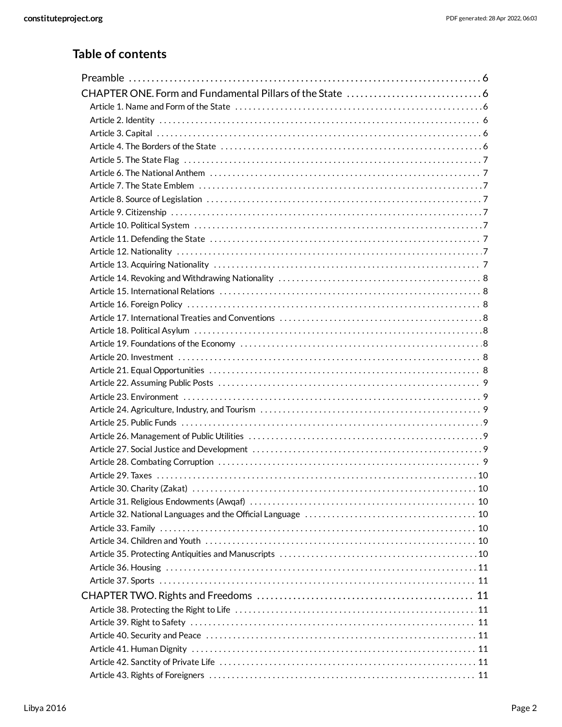## Table of contents

- Preamble 6
- CHAPTER ONE. Form and Fundamental Pillars of the State 6
  - Article 1. Name and Form of the State 6
  - Article 2. Identity 6
  - Article 3. Capital 6
  - Article 4. The Borders of the State 6
  - Article 5. The State Flag 7
  - Article 6. The National Anthem 7
  - Article 7. The State Emblem 7
  - Article 8. Source of Legislation 7
  - Article 9. Citizenship 7
  - Article 10. Political System 7
  - Article 11. Defending the State 7
  - Article 12. Nationality 7
  - Article 13. Acquiring Nationality 7
  - Article 14. Revoking and Withdrawing Nationality 8
  - Article 15. International Relations 8
  - Article 16. Foreign Policy 8
  - Article 17. International Treaties and Conventions 8
  - Article 18. Political Asylum 8
  - Article 19. Foundations of the Economy 8
  - Article 20. Investment 8
  - Article 21. Equal Opportunities 8
  - Article 22. Assuming Public Posts 9
  - Article 23. Environment 9
  - Article 24. Agriculture, Industry, and Tourism 9
  - Article 25. Public Funds 9
  - Article 26. Management of Public Utilities 9
  - Article 27. Social Justice and Development 9
  - Article 28. Combating Corruption 9
  - Article 29. Taxes 10
  - Article 30. Charity (Zakat) 10
  - Article 31. Religious Endowments (Awqaf) 10
  - Article 32. National Languages and the Official Language 10
  - Article 33. Family 10
  - Article 34. Children and Youth 10
  - Article 35. Protecting Antiquities and Manuscripts 10
  - Article 36. Housing 11
  - Article 37. Sports 11
- CHAPTER TWO. Rights and Freedoms 11
  - Article 38. Protecting the Right to Life 11
  - Article 39. Right to Safety 11
  - Article 40. Security and Peace 11
  - Article 41. Human Dignity 11
  - Article 42. Sanctity of Private Life 11
  - Article 43. Rights of Foreigners 11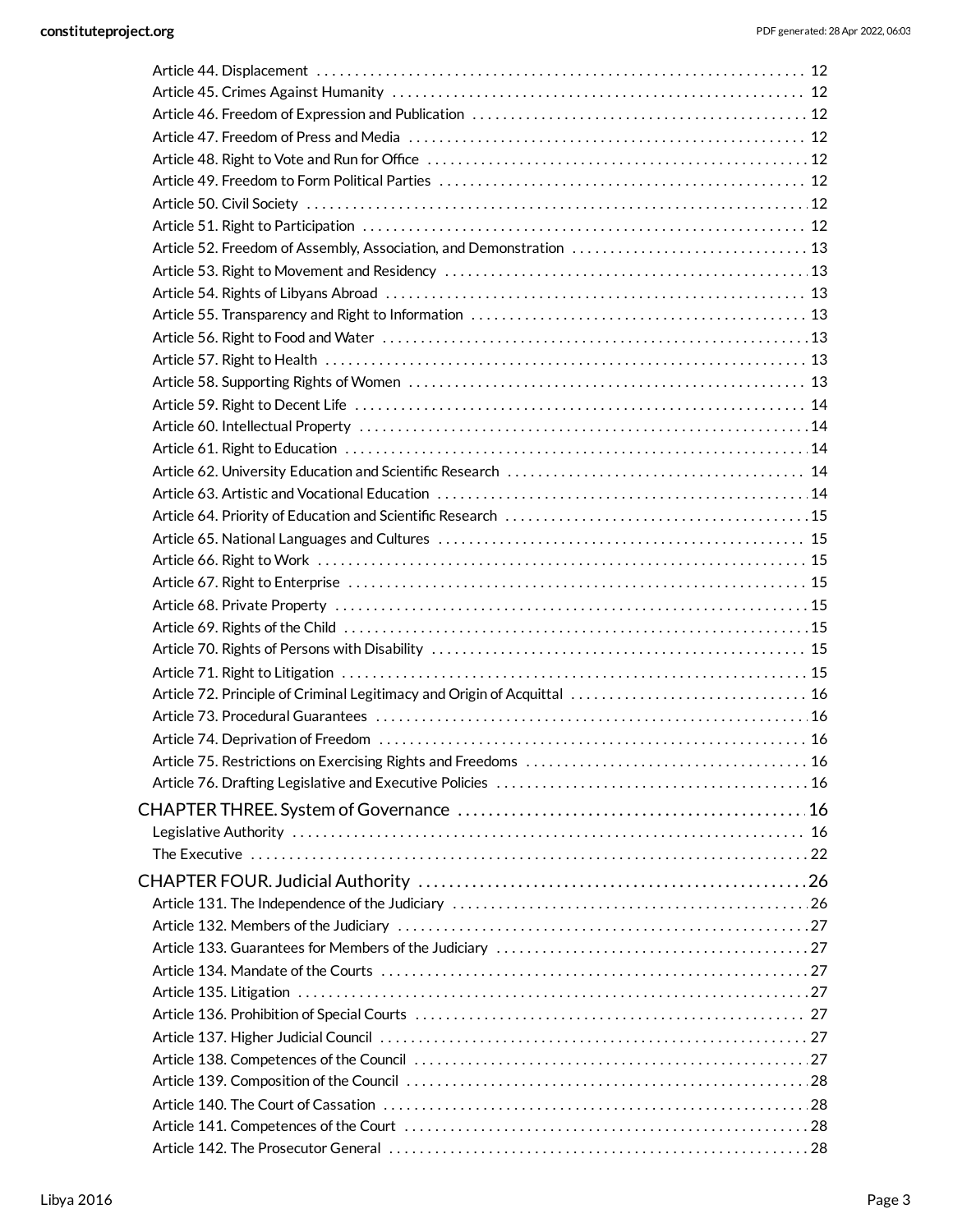Article 44. Displacement . . . . . . . . . . . . . . . . . . . . . . . . . . . . . . . . . . . . . . . . . . . . . . . . . . . . . . . . . . . . . . . . . 12
Article 45. Crimes Against Humanity . . . . . . . . . . . . . . . . . . . . . . . . . . . . . . . . . . . . . . . . . . . . . . . . . . . . . . . 12
Article 46. Freedom of Expression and Publication . . . . . . . . . . . . . . . . . . . . . . . . . . . . . . . . . . . . . . . . . . . . 12
Article 47. Freedom of Press and Media . . . . . . . . . . . . . . . . . . . . . . . . . . . . . . . . . . . . . . . . . . . . . . . . . . . . 12
Article 48. Right to Vote and Run for Office . . . . . . . . . . . . . . . . . . . . . . . . . . . . . . . . . . . . . . . . . . . . . . . . . 12
Article 49. Freedom to Form Political Parties . . . . . . . . . . . . . . . . . . . . . . . . . . . . . . . . . . . . . . . . . . . . . . . . 12
Article 50. Civil Society . . . . . . . . . . . . . . . . . . . . . . . . . . . . . . . . . . . . . . . . . . . . . . . . . . . . . . . . . . . . . . . . . 12
Article 51. Right to Participation . . . . . . . . . . . . . . . . . . . . . . . . . . . . . . . . . . . . . . . . . . . . . . . . . . . . . . . . . . 12
Article 52. Freedom of Assembly, Association, and Demonstration . . . . . . . . . . . . . . . . . . . . . . . . . . . . . . . 13
Article 53. Right to Movement and Residency . . . . . . . . . . . . . . . . . . . . . . . . . . . . . . . . . . . . . . . . . . . . . . . 13
Article 54. Rights of Libyans Abroad . . . . . . . . . . . . . . . . . . . . . . . . . . . . . . . . . . . . . . . . . . . . . . . . . . . . . . . 13
Article 55. Transparency and Right to Information . . . . . . . . . . . . . . . . . . . . . . . . . . . . . . . . . . . . . . . . . . . . 13
Article 56. Right to Food and Water . . . . . . . . . . . . . . . . . . . . . . . . . . . . . . . . . . . . . . . . . . . . . . . . . . . . . . . . 13
Article 57. Right to Health . . . . . . . . . . . . . . . . . . . . . . . . . . . . . . . . . . . . . . . . . . . . . . . . . . . . . . . . . . . . . . . 13
Article 58. Supporting Rights of Women . . . . . . . . . . . . . . . . . . . . . . . . . . . . . . . . . . . . . . . . . . . . . . . . . . . . 13
Article 59. Right to Decent Life . . . . . . . . . . . . . . . . . . . . . . . . . . . . . . . . . . . . . . . . . . . . . . . . . . . . . . . . . . . 14
Article 60. Intellectual Property . . . . . . . . . . . . . . . . . . . . . . . . . . . . . . . . . . . . . . . . . . . . . . . . . . . . . . . . . . . 14
Article 61. Right to Education . . . . . . . . . . . . . . . . . . . . . . . . . . . . . . . . . . . . . . . . . . . . . . . . . . . . . . . . . . . . . 14
Article 62. University Education and Scientific Research . . . . . . . . . . . . . . . . . . . . . . . . . . . . . . . . . . . . . . . 14
Article 63. Artistic and Vocational Education . . . . . . . . . . . . . . . . . . . . . . . . . . . . . . . . . . . . . . . . . . . . . . . . . 14
Article 64. Priority of Education and Scientific Research . . . . . . . . . . . . . . . . . . . . . . . . . . . . . . . . . . . . . . . . 15
Article 65. National Languages and Cultures . . . . . . . . . . . . . . . . . . . . . . . . . . . . . . . . . . . . . . . . . . . . . . . . 15
Article 66. Right to Work . . . . . . . . . . . . . . . . . . . . . . . . . . . . . . . . . . . . . . . . . . . . . . . . . . . . . . . . . . . . . . . . 15
Article 67. Right to Enterprise . . . . . . . . . . . . . . . . . . . . . . . . . . . . . . . . . . . . . . . . . . . . . . . . . . . . . . . . . . . . 15
Article 68. Private Property . . . . . . . . . . . . . . . . . . . . . . . . . . . . . . . . . . . . . . . . . . . . . . . . . . . . . . . . . . . . . . 15
Article 69. Rights of the Child . . . . . . . . . . . . . . . . . . . . . . . . . . . . . . . . . . . . . . . . . . . . . . . . . . . . . . . . . . . . 15
Article 70. Rights of Persons with Disability . . . . . . . . . . . . . . . . . . . . . . . . . . . . . . . . . . . . . . . . . . . . . . . . . 15
Article 71. Right to Litigation . . . . . . . . . . . . . . . . . . . . . . . . . . . . . . . . . . . . . . . . . . . . . . . . . . . . . . . . . . . . . 15
Article 72. Principle of Criminal Legitimacy and Origin of Acquittal . . . . . . . . . . . . . . . . . . . . . . . . . . . . . . . 16
Article 73. Procedural Guarantees . . . . . . . . . . . . . . . . . . . . . . . . . . . . . . . . . . . . . . . . . . . . . . . . . . . . . . . . . 16
Article 74. Deprivation of Freedom . . . . . . . . . . . . . . . . . . . . . . . . . . . . . . . . . . . . . . . . . . . . . . . . . . . . . . . . 16
Article 75. Restrictions on Exercising Rights and Freedoms . . . . . . . . . . . . . . . . . . . . . . . . . . . . . . . . . . . . . 16
Article 76. Drafting Legislative and Executive Policies . . . . . . . . . . . . . . . . . . . . . . . . . . . . . . . . . . . . . . . . . 16

CHAPTER THREE. System of Governance . . . . . . . . . . . . . . . . . . . . . . . . . . . . . . . . . . . . . . . . . . . . 16

Legislative Authority . . . . . . . . . . . . . . . . . . . . . . . . . . . . . . . . . . . . . . . . . . . . . . . . . . . . . . . . . . . . . . . . . . 16
The Executive . . . . . . . . . . . . . . . . . . . . . . . . . . . . . . . . . . . . . . . . . . . . . . . . . . . . . . . . . . . . . . . . . . . . . . . . 22

CHAPTER FOUR. Judicial Authority . . . . . . . . . . . . . . . . . . . . . . . . . . . . . . . . . . . . . . . . . . . . . . . . . . 26

Article 131. The Independence of the Judiciary . . . . . . . . . . . . . . . . . . . . . . . . . . . . . . . . . . . . . . . . . . . . . . 26
Article 132. Members of the Judiciary . . . . . . . . . . . . . . . . . . . . . . . . . . . . . . . . . . . . . . . . . . . . . . . . . . . . . . 27
Article 133. Guarantees for Members of the Judiciary . . . . . . . . . . . . . . . . . . . . . . . . . . . . . . . . . . . . . . . . . 27
Article 134. Mandate of the Courts . . . . . . . . . . . . . . . . . . . . . . . . . . . . . . . . . . . . . . . . . . . . . . . . . . . . . . . . 27
Article 135. Litigation . . . . . . . . . . . . . . . . . . . . . . . . . . . . . . . . . . . . . . . . . . . . . . . . . . . . . . . . . . . . . . . . . . 27
Article 136. Prohibition of Special Courts . . . . . . . . . . . . . . . . . . . . . . . . . . . . . . . . . . . . . . . . . . . . . . . . . . . 27
Article 137. Higher Judicial Council . . . . . . . . . . . . . . . . . . . . . . . . . . . . . . . . . . . . . . . . . . . . . . . . . . . . . . . . 27
Article 138. Competences of the Council . . . . . . . . . . . . . . . . . . . . . . . . . . . . . . . . . . . . . . . . . . . . . . . . . . . . 27
Article 139. Composition of the Council . . . . . . . . . . . . . . . . . . . . . . . . . . . . . . . . . . . . . . . . . . . . . . . . . . . . . 28
Article 140. The Court of Cassation . . . . . . . . . . . . . . . . . . . . . . . . . . . . . . . . . . . . . . . . . . . . . . . . . . . . . . . . 28
Article 141. Competences of the Court . . . . . . . . . . . . . . . . . . . . . . . . . . . . . . . . . . . . . . . . . . . . . . . . . . . . . . 28
Article 142. The Prosecutor General . . . . . . . . . . . . . . . . . . . . . . . . . . . . . . . . . . . . . . . . . . . . . . . . . . . . . . . 28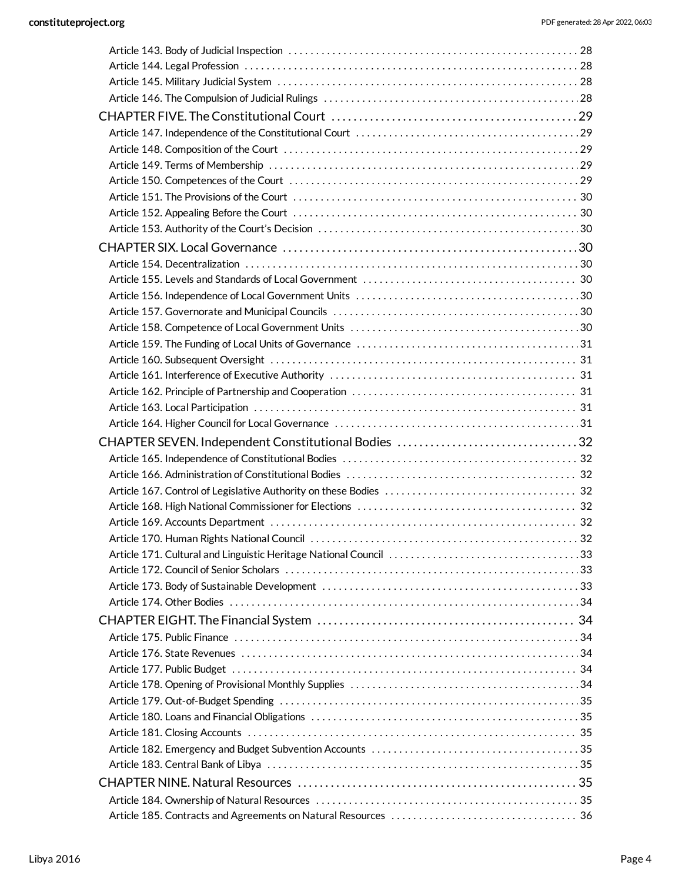Article 143. Body of Judicial Inspection ..... 28
Article 144. Legal Profession ..... 28
Article 145. Military Judicial System ..... 28
Article 146. The Compulsion of Judicial Rulings ..... 28

CHAPTER FIVE. The Constitutional Court ..... 29

Article 147. Independence of the Constitutional Court ..... 29
Article 148. Composition of the Court ..... 29
Article 149. Terms of Membership ..... 29
Article 150. Competences of the Court ..... 29
Article 151. The Provisions of the Court ..... 30
Article 152. Appealing Before the Court ..... 30
Article 153. Authority of the Court's Decision ..... 30

CHAPTER SIX. Local Governance ..... 30

Article 154. Decentralization ..... 30
Article 155. Levels and Standards of Local Government ..... 30
Article 156. Independence of Local Government Units ..... 30
Article 157. Governorate and Municipal Councils ..... 30
Article 158. Competence of Local Government Units ..... 30
Article 159. The Funding of Local Units of Governance ..... 31
Article 160. Subsequent Oversight ..... 31
Article 161. Interference of Executive Authority ..... 31
Article 162. Principle of Partnership and Cooperation ..... 31
Article 163. Local Participation ..... 31
Article 164. Higher Council for Local Governance ..... 31

CHAPTER SEVEN. Independent Constitutional Bodies ..... 32

Article 165. Independence of Constitutional Bodies ..... 32
Article 166. Administration of Constitutional Bodies ..... 32
Article 167. Control of Legislative Authority on these Bodies ..... 32
Article 168. High National Commissioner for Elections ..... 32
Article 169. Accounts Department ..... 32
Article 170. Human Rights National Council ..... 32
Article 171. Cultural and Linguistic Heritage National Council ..... 33
Article 172. Council of Senior Scholars ..... 33
Article 173. Body of Sustainable Development ..... 33
Article 174. Other Bodies ..... 34

CHAPTER EIGHT. The Financial System ..... 34

Article 175. Public Finance ..... 34
Article 176. State Revenues ..... 34
Article 177. Public Budget ..... 34
Article 178. Opening of Provisional Monthly Supplies ..... 34
Article 179. Out-of-Budget Spending ..... 35
Article 180. Loans and Financial Obligations ..... 35
Article 181. Closing Accounts ..... 35
Article 182. Emergency and Budget Subvention Accounts ..... 35
Article 183. Central Bank of Libya ..... 35

CHAPTER NINE. Natural Resources ..... 35

Article 184. Ownership of Natural Resources ..... 35
Article 185. Contracts and Agreements on Natural Resources ..... 36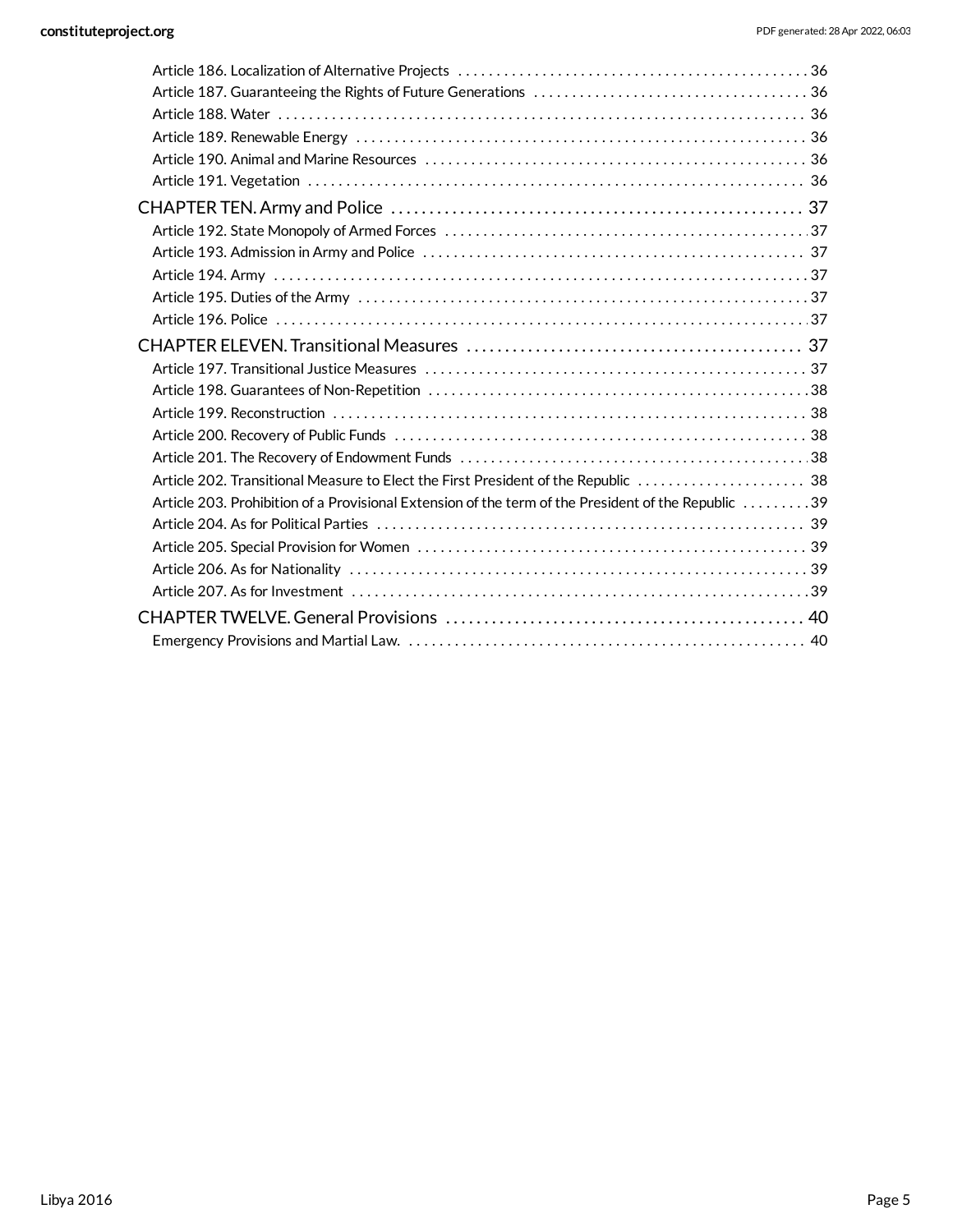Article 186. Localization of Alternative Projects . . . . . . . . . . 36
Article 187. Guaranteeing the Rights of Future Generations . . . . . . . . . . 36
Article 188. Water . . . . . . . . . . 36
Article 189. Renewable Energy . . . . . . . . . . 36
Article 190. Animal and Marine Resources . . . . . . . . . . 36
Article 191. Vegetation . . . . . . . . . . 36

CHAPTER TEN. Army and Police . . . . . . . . . . 37
Article 192. State Monopoly of Armed Forces . . . . . . . . . . 37
Article 193. Admission in Army and Police . . . . . . . . . . 37
Article 194. Army . . . . . . . . . . 37
Article 195. Duties of the Army . . . . . . . . . . 37
Article 196. Police . . . . . . . . . . 37

CHAPTER ELEVEN. Transitional Measures . . . . . . . . . . 37
Article 197. Transitional Justice Measures . . . . . . . . . . 37
Article 198. Guarantees of Non-Repetition . . . . . . . . . . 38
Article 199. Reconstruction . . . . . . . . . . 38
Article 200. Recovery of Public Funds . . . . . . . . . . 38
Article 201. The Recovery of Endowment Funds . . . . . . . . . . 38
Article 202. Transitional Measure to Elect the First President of the Republic . . . . . . . . . . 38
Article 203. Prohibition of a Provisional Extension of the term of the President of the Republic . . . . . . . . . . 39
Article 204. As for Political Parties . . . . . . . . . . 39
Article 205. Special Provision for Women . . . . . . . . . . 39
Article 206. As for Nationality . . . . . . . . . . 39
Article 207. As for Investment . . . . . . . . . . 39

CHAPTER TWELVE. General Provisions . . . . . . . . . . 40
Emergency Provisions and Martial Law. . . . . . . . . . . 40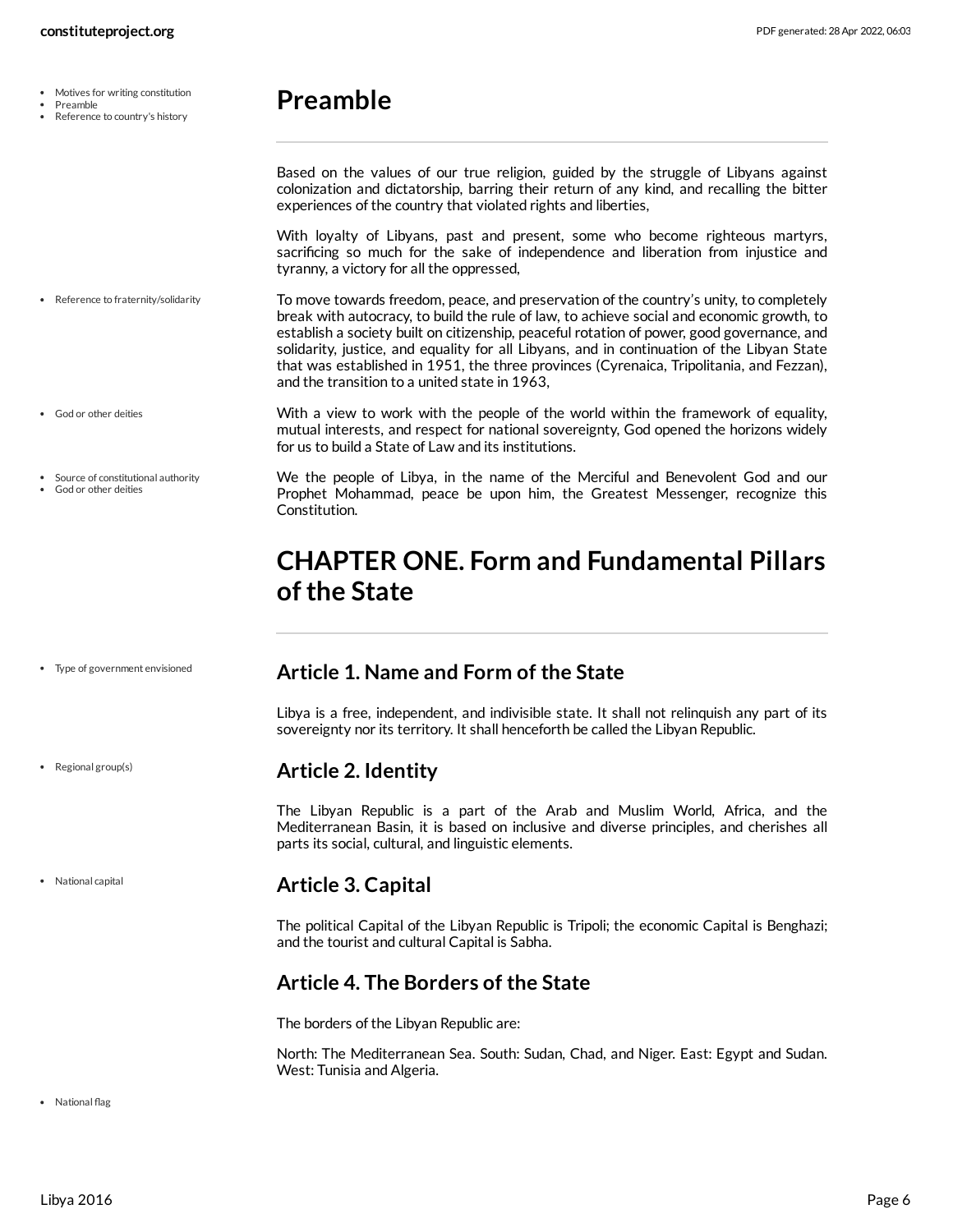# Preamble

Based on the values of our true religion, guided by the struggle of Libyans against colonization and dictatorship, barring their return of any kind, and recalling the bitter experiences of the country that violated rights and liberties,

With loyalty of Libyans, past and present, some who become righteous martyrs, sacrificing so much for the sake of independence and liberation from injustice and tyranny, a victory for all the oppressed,

To move towards freedom, peace, and preservation of the country's unity, to completely break with autocracy, to build the rule of law, to achieve social and economic growth, to establish a society built on citizenship, peaceful rotation of power, good governance, and solidarity, justice, and equality for all Libyans, and in continuation of the Libyan State that was established in 1951, the three provinces (Cyrenaica, Tripolitania, and Fezzan), and the transition to a united state in 1963,

With a view to work with the people of the world within the framework of equality, mutual interests, and respect for national sovereignty, God opened the horizons widely for us to build a State of Law and its institutions.

We the people of Libya, in the name of the Merciful and Benevolent God and our Prophet Mohammad, peace be upon him, the Greatest Messenger, recognize this Constitution.

# CHAPTER ONE. Form and Fundamental Pillars of the State

## Article 1. Name and Form of the State

Libya is a free, independent, and indivisible state. It shall not relinquish any part of its sovereignty nor its territory. It shall henceforth be called the Libyan Republic.

## Article 2. Identity

The Libyan Republic is a part of the Arab and Muslim World, Africa, and the Mediterranean Basin, it is based on inclusive and diverse principles, and cherishes all parts its social, cultural, and linguistic elements.

## Article 3. Capital

The political Capital of the Libyan Republic is Tripoli; the economic Capital is Benghazi; and the tourist and cultural Capital is Sabha.

## Article 4. The Borders of the State

The borders of the Libyan Republic are:

North: The Mediterranean Sea. South: Sudan, Chad, and Niger. East: Egypt and Sudan. West: Tunisia and Algeria.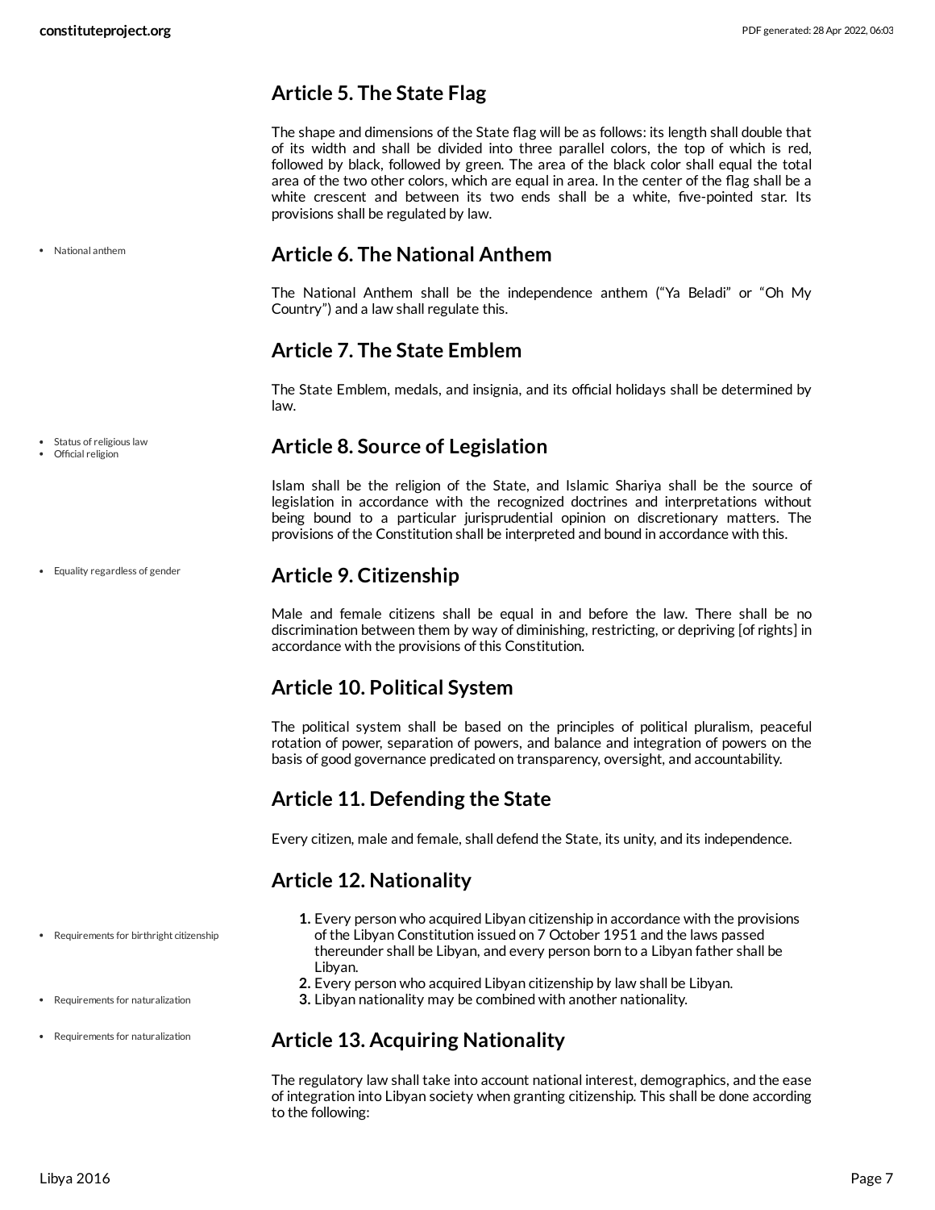## Article 5. The State Flag

The shape and dimensions of the State flag will be as follows: its length shall double that of its width and shall be divided into three parallel colors, the top of which is red, followed by black, followed by green. The area of the black color shall equal the total area of the two other colors, which are equal in area. In the center of the flag shall be a white crescent and between its two ends shall be a white, five-pointed star. Its provisions shall be regulated by law.

- National anthem

## Article 6. The National Anthem

The National Anthem shall be the independence anthem ("Ya Beladi" or "Oh My Country") and a law shall regulate this.

## Article 7. The State Emblem

The State Emblem, medals, and insignia, and its official holidays shall be determined by law.

- Status of religious law
- Official religion

## Article 8. Source of Legislation

Islam shall be the religion of the State, and Islamic Shariya shall be the source of legislation in accordance with the recognized doctrines and interpretations without being bound to a particular jurisprudential opinion on discretionary matters. The provisions of the Constitution shall be interpreted and bound in accordance with this.

- Equality regardless of gender

## Article 9. Citizenship

Male and female citizens shall be equal in and before the law. There shall be no discrimination between them by way of diminishing, restricting, or depriving [of rights] in accordance with the provisions of this Constitution.

## Article 10. Political System

The political system shall be based on the principles of political pluralism, peaceful rotation of power, separation of powers, and balance and integration of powers on the basis of good governance predicated on transparency, oversight, and accountability.

## Article 11. Defending the State

Every citizen, male and female, shall defend the State, its unity, and its independence.

## Article 12. Nationality

- Requirements for birthright citizenship
- Requirements for naturalization

1. Every person who acquired Libyan citizenship in accordance with the provisions of the Libyan Constitution issued on 7 October 1951 and the laws passed thereunder shall be Libyan, and every person born to a Libyan father shall be Libyan.
2. Every person who acquired Libyan citizenship by law shall be Libyan.
3. Libyan nationality may be combined with another nationality.

- Requirements for naturalization

## Article 13. Acquiring Nationality

The regulatory law shall take into account national interest, demographics, and the ease of integration into Libyan society when granting citizenship. This shall be done according to the following: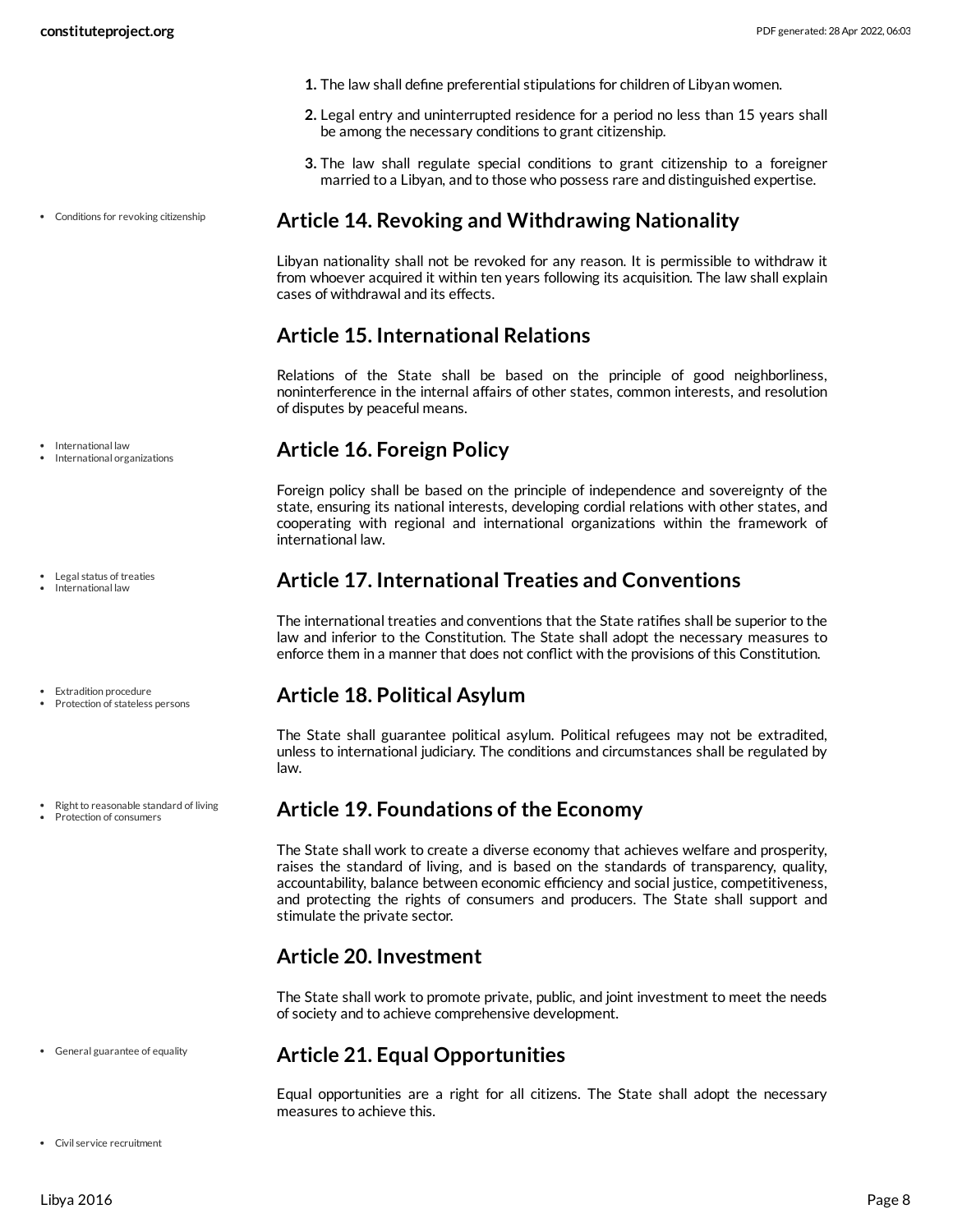1. The law shall define preferential stipulations for children of Libyan women.
2. Legal entry and uninterrupted residence for a period no less than 15 years shall be among the necessary conditions to grant citizenship.
3. The law shall regulate special conditions to grant citizenship to a foreigner married to a Libyan, and to those who possess rare and distinguished expertise.

- Conditions for revoking citizenship

## Article 14. Revoking and Withdrawing Nationality

Libyan nationality shall not be revoked for any reason. It is permissible to withdraw it from whoever acquired it within ten years following its acquisition. The law shall explain cases of withdrawal and its effects.

## Article 15. International Relations

Relations of the State shall be based on the principle of good neighborliness, noninterference in the internal affairs of other states, common interests, and resolution of disputes by peaceful means.

- International law
- International organizations

## Article 16. Foreign Policy

Foreign policy shall be based on the principle of independence and sovereignty of the state, ensuring its national interests, developing cordial relations with other states, and cooperating with regional and international organizations within the framework of international law.

- Legal status of treaties
- International law

## Article 17. International Treaties and Conventions

The international treaties and conventions that the State ratifies shall be superior to the law and inferior to the Constitution. The State shall adopt the necessary measures to enforce them in a manner that does not conflict with the provisions of this Constitution.

- Extradition procedure
- Protection of stateless persons

## Article 18. Political Asylum

The State shall guarantee political asylum. Political refugees may not be extradited, unless to international judiciary. The conditions and circumstances shall be regulated by law.

- Right to reasonable standard of living
- Protection of consumers

## Article 19. Foundations of the Economy

The State shall work to create a diverse economy that achieves welfare and prosperity, raises the standard of living, and is based on the standards of transparency, quality, accountability, balance between economic efficiency and social justice, competitiveness, and protecting the rights of consumers and producers. The State shall support and stimulate the private sector.

## Article 20. Investment

The State shall work to promote private, public, and joint investment to meet the needs of society and to achieve comprehensive development.

- General guarantee of equality

## Article 21. Equal Opportunities

Equal opportunities are a right for all citizens. The State shall adopt the necessary measures to achieve this.

- Civil service recruitment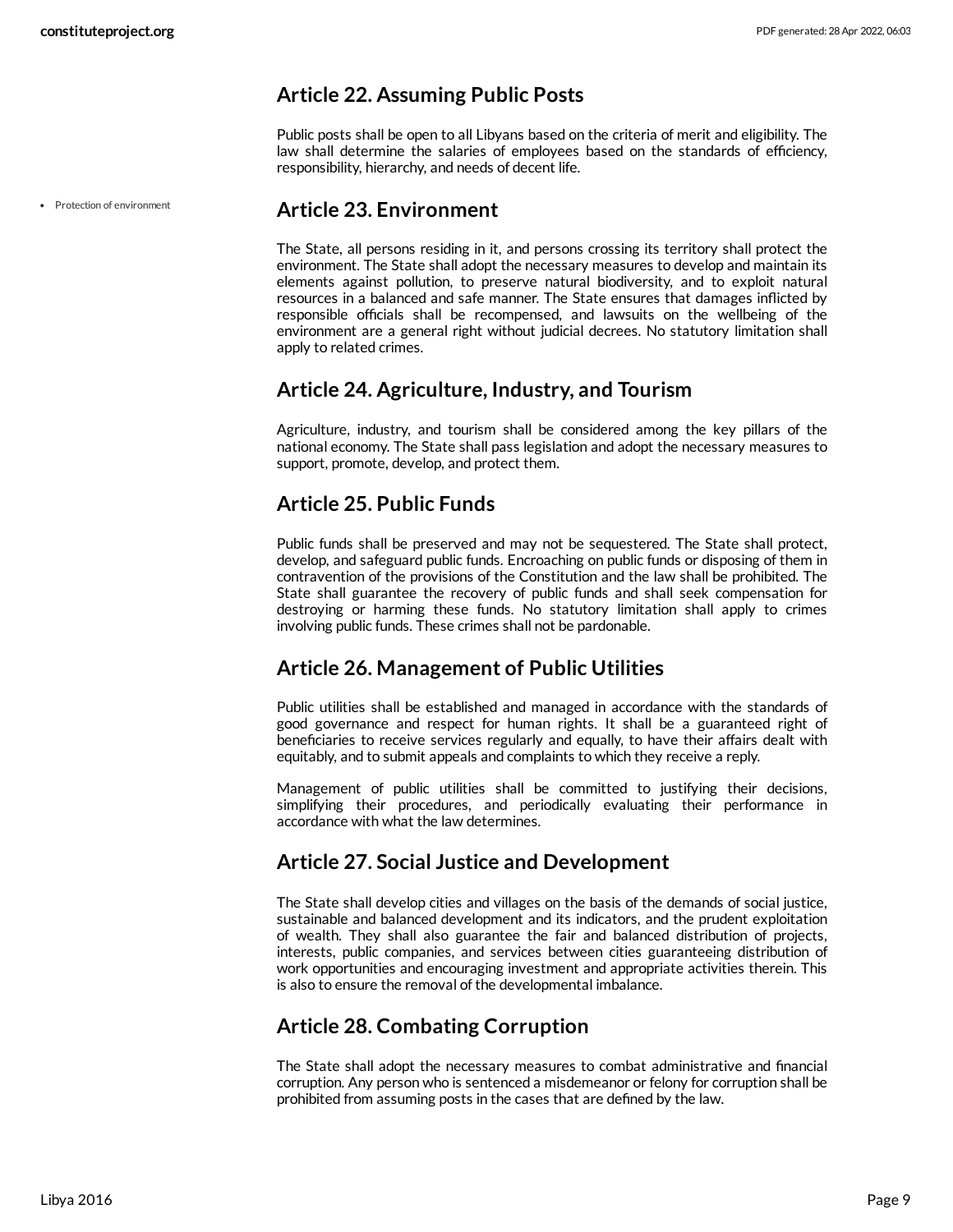## Article 22. Assuming Public Posts

Public posts shall be open to all Libyans based on the criteria of merit and eligibility. The law shall determine the salaries of employees based on the standards of efficiency, responsibility, hierarchy, and needs of decent life.

- Protection of environment

## Article 23. Environment

The State, all persons residing in it, and persons crossing its territory shall protect the environment. The State shall adopt the necessary measures to develop and maintain its elements against pollution, to preserve natural biodiversity, and to exploit natural resources in a balanced and safe manner. The State ensures that damages inflicted by responsible officials shall be recompensed, and lawsuits on the wellbeing of the environment are a general right without judicial decrees. No statutory limitation shall apply to related crimes.

## Article 24. Agriculture, Industry, and Tourism

Agriculture, industry, and tourism shall be considered among the key pillars of the national economy. The State shall pass legislation and adopt the necessary measures to support, promote, develop, and protect them.

## Article 25. Public Funds

Public funds shall be preserved and may not be sequestered. The State shall protect, develop, and safeguard public funds. Encroaching on public funds or disposing of them in contravention of the provisions of the Constitution and the law shall be prohibited. The State shall guarantee the recovery of public funds and shall seek compensation for destroying or harming these funds. No statutory limitation shall apply to crimes involving public funds. These crimes shall not be pardonable.

## Article 26. Management of Public Utilities

Public utilities shall be established and managed in accordance with the standards of good governance and respect for human rights. It shall be a guaranteed right of beneficiaries to receive services regularly and equally, to have their affairs dealt with equitably, and to submit appeals and complaints to which they receive a reply.

Management of public utilities shall be committed to justifying their decisions, simplifying their procedures, and periodically evaluating their performance in accordance with what the law determines.

## Article 27. Social Justice and Development

The State shall develop cities and villages on the basis of the demands of social justice, sustainable and balanced development and its indicators, and the prudent exploitation of wealth. They shall also guarantee the fair and balanced distribution of projects, interests, public companies, and services between cities guaranteeing distribution of work opportunities and encouraging investment and appropriate activities therein. This is also to ensure the removal of the developmental imbalance.

## Article 28. Combating Corruption

The State shall adopt the necessary measures to combat administrative and financial corruption. Any person who is sentenced a misdemeanor or felony for corruption shall be prohibited from assuming posts in the cases that are defined by the law.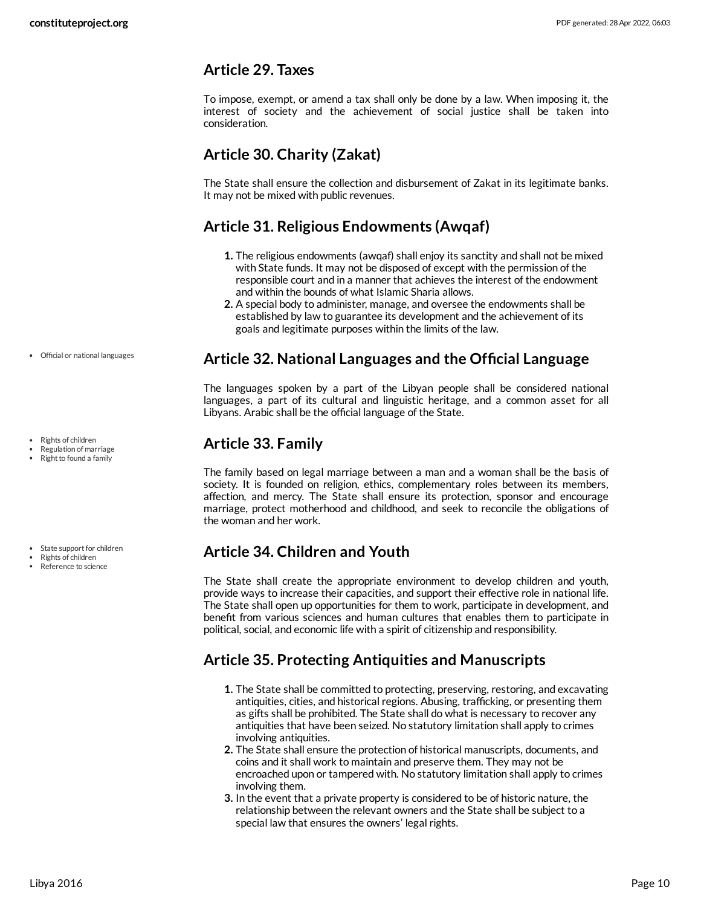## Article 29. Taxes

To impose, exempt, or amend a tax shall only be done by a law. When imposing it, the interest of society and the achievement of social justice shall be taken into consideration.

## Article 30. Charity (Zakat)

The State shall ensure the collection and disbursement of Zakat in its legitimate banks. It may not be mixed with public revenues.

## Article 31. Religious Endowments (Awqaf)

1. The religious endowments (awqaf) shall enjoy its sanctity and shall not be mixed with State funds. It may not be disposed of except with the permission of the responsible court and in a manner that achieves the interest of the endowment and within the bounds of what Islamic Sharia allows.
2. A special body to administer, manage, and oversee the endowments shall be established by law to guarantee its development and the achievement of its goals and legitimate purposes within the limits of the law.

- Official or national languages

## Article 32. National Languages and the Official Language

The languages spoken by a part of the Libyan people shall be considered national languages, a part of its cultural and linguistic heritage, and a common asset for all Libyans. Arabic shall be the official language of the State.

- Rights of children
- Regulation of marriage
- Right to found a family

## Article 33. Family

The family based on legal marriage between a man and a woman shall be the basis of society. It is founded on religion, ethics, complementary roles between its members, affection, and mercy. The State shall ensure its protection, sponsor and encourage marriage, protect motherhood and childhood, and seek to reconcile the obligations of the woman and her work.

- State support for children
- Rights of children
- Reference to science

## Article 34. Children and Youth

The State shall create the appropriate environment to develop children and youth, provide ways to increase their capacities, and support their effective role in national life. The State shall open up opportunities for them to work, participate in development, and benefit from various sciences and human cultures that enables them to participate in political, social, and economic life with a spirit of citizenship and responsibility.

## Article 35. Protecting Antiquities and Manuscripts

1. The State shall be committed to protecting, preserving, restoring, and excavating antiquities, cities, and historical regions. Abusing, trafficking, or presenting them as gifts shall be prohibited. The State shall do what is necessary to recover any antiquities that have been seized. No statutory limitation shall apply to crimes involving antiquities.
2. The State shall ensure the protection of historical manuscripts, documents, and coins and it shall work to maintain and preserve them. They may not be encroached upon or tampered with. No statutory limitation shall apply to crimes involving them.
3. In the event that a private property is considered to be of historic nature, the relationship between the relevant owners and the State shall be subject to a special law that ensures the owners' legal rights.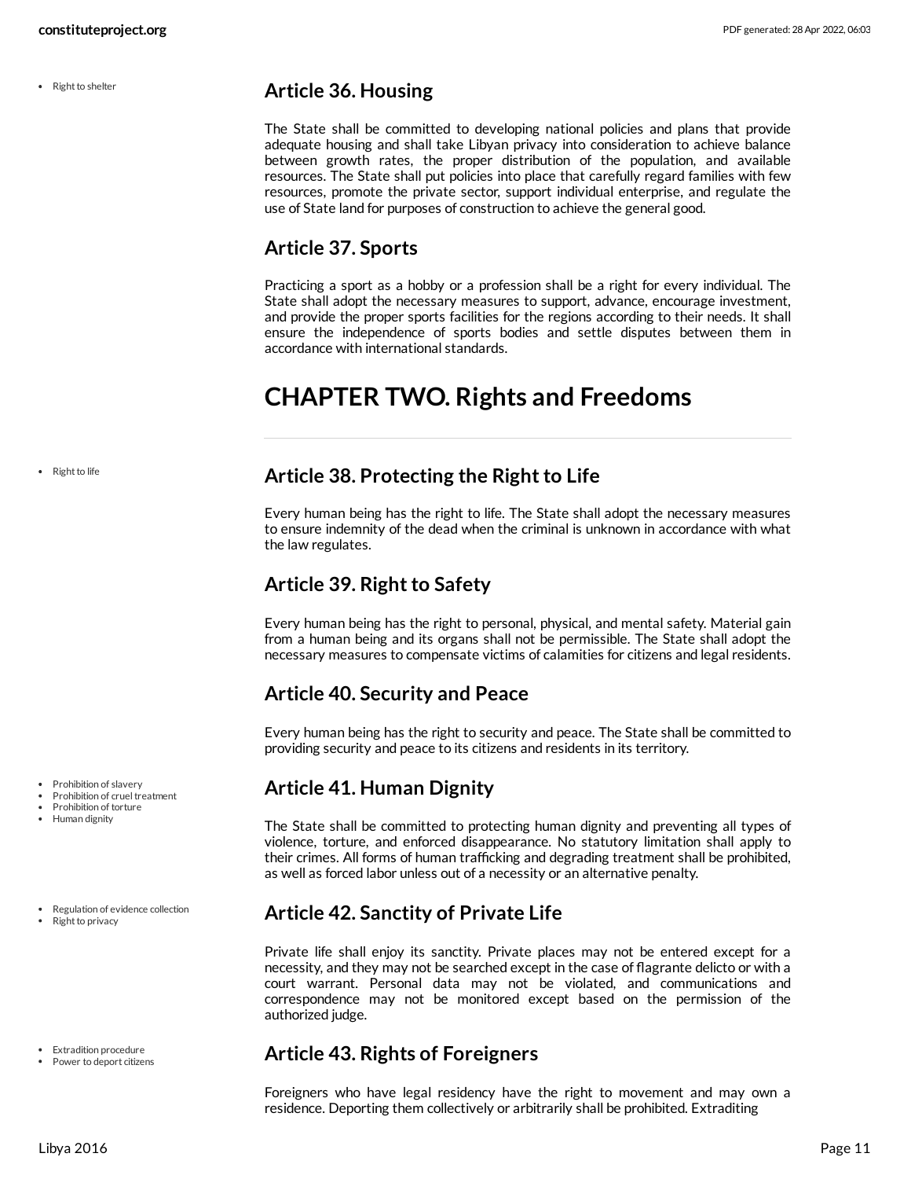- Right to shelter

## Article 36. Housing

The State shall be committed to developing national policies and plans that provide adequate housing and shall take Libyan privacy into consideration to achieve balance between growth rates, the proper distribution of the population, and available resources. The State shall put policies into place that carefully regard families with few resources, promote the private sector, support individual enterprise, and regulate the use of State land for purposes of construction to achieve the general good.

## Article 37. Sports

Practicing a sport as a hobby or a profession shall be a right for every individual. The State shall adopt the necessary measures to support, advance, encourage investment, and provide the proper sports facilities for the regions according to their needs. It shall ensure the independence of sports bodies and settle disputes between them in accordance with international standards.

# CHAPTER TWO. Rights and Freedoms

- Right to life

## Article 38. Protecting the Right to Life

Every human being has the right to life. The State shall adopt the necessary measures to ensure indemnity of the dead when the criminal is unknown in accordance with what the law regulates.

## Article 39. Right to Safety

Every human being has the right to personal, physical, and mental safety. Material gain from a human being and its organs shall not be permissible. The State shall adopt the necessary measures to compensate victims of calamities for citizens and legal residents.

## Article 40. Security and Peace

Every human being has the right to security and peace. The State shall be committed to providing security and peace to its citizens and residents in its territory.

- Prohibition of slavery
- Prohibition of cruel treatment
- Prohibition of torture
- Human dignity

## Article 41. Human Dignity

The State shall be committed to protecting human dignity and preventing all types of violence, torture, and enforced disappearance. No statutory limitation shall apply to their crimes. All forms of human trafficking and degrading treatment shall be prohibited, as well as forced labor unless out of a necessity or an alternative penalty.

- Regulation of evidence collection
- Right to privacy

## Article 42. Sanctity of Private Life

Private life shall enjoy its sanctity. Private places may not be entered except for a necessity, and they may not be searched except in the case of flagrante delicto or with a court warrant. Personal data may not be violated, and communications and correspondence may not be monitored except based on the permission of the authorized judge.

- Extradition procedure
- Power to deport citizens

## Article 43. Rights of Foreigners

Foreigners who have legal residency have the right to movement and may own a residence. Deporting them collectively or arbitrarily shall be prohibited. Extraditing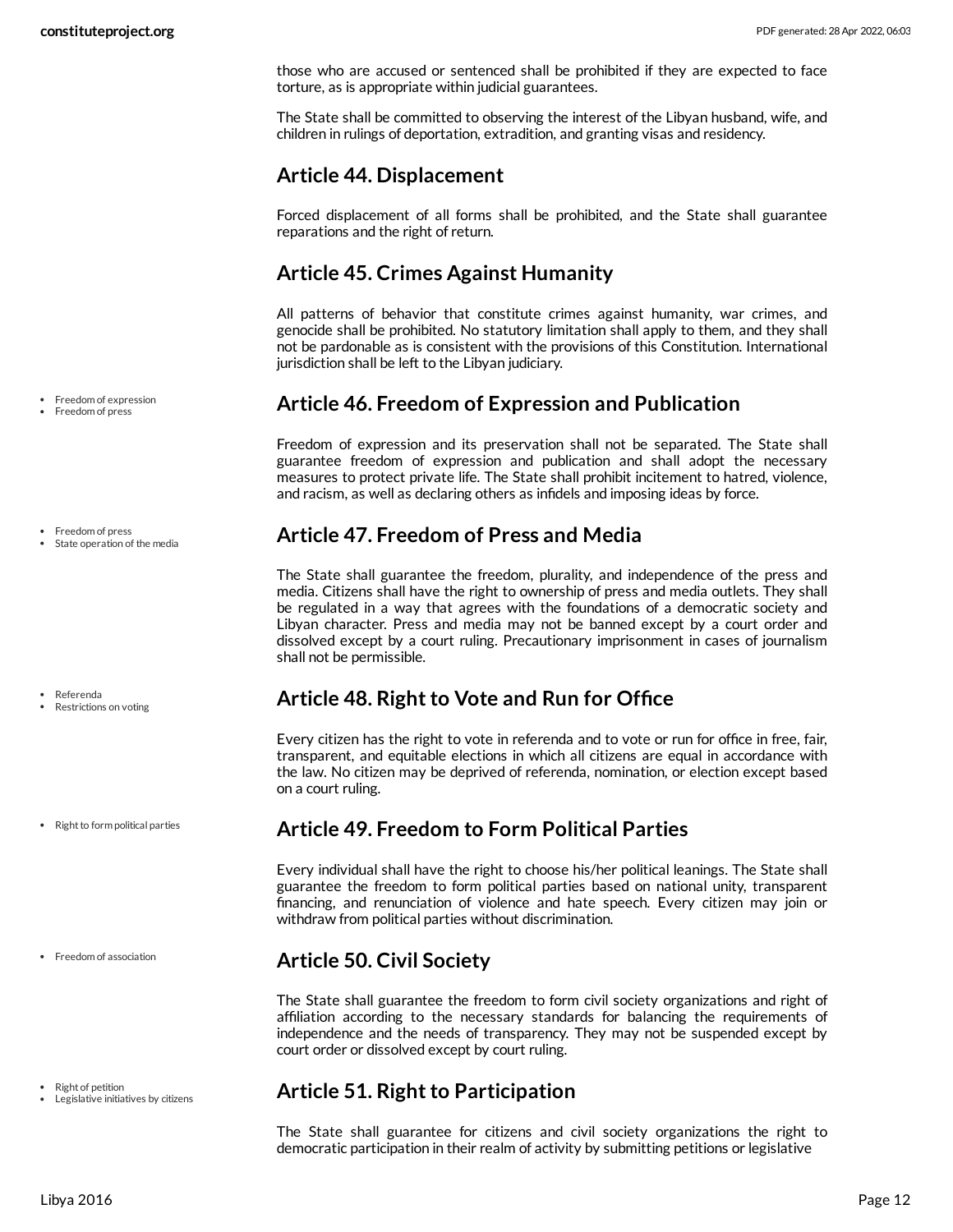those who are accused or sentenced shall be prohibited if they are expected to face torture, as is appropriate within judicial guarantees.

The State shall be committed to observing the interest of the Libyan husband, wife, and children in rulings of deportation, extradition, and granting visas and residency.

## Article 44. Displacement

Forced displacement of all forms shall be prohibited, and the State shall guarantee reparations and the right of return.

## Article 45. Crimes Against Humanity

All patterns of behavior that constitute crimes against humanity, war crimes, and genocide shall be prohibited. No statutory limitation shall apply to them, and they shall not be pardonable as is consistent with the provisions of this Constitution. International jurisdiction shall be left to the Libyan judiciary.

- Freedom of expression
- Freedom of press

## Article 46. Freedom of Expression and Publication

Freedom of expression and its preservation shall not be separated. The State shall guarantee freedom of expression and publication and shall adopt the necessary measures to protect private life. The State shall prohibit incitement to hatred, violence, and racism, as well as declaring others as infidels and imposing ideas by force.

- Freedom of press
- State operation of the media

## Article 47. Freedom of Press and Media

The State shall guarantee the freedom, plurality, and independence of the press and media. Citizens shall have the right to ownership of press and media outlets. They shall be regulated in a way that agrees with the foundations of a democratic society and Libyan character. Press and media may not be banned except by a court order and dissolved except by a court ruling. Precautionary imprisonment in cases of journalism shall not be permissible.

- Referenda
- Restrictions on voting

## Article 48. Right to Vote and Run for Office

Every citizen has the right to vote in referenda and to vote or run for office in free, fair, transparent, and equitable elections in which all citizens are equal in accordance with the law. No citizen may be deprived of referenda, nomination, or election except based on a court ruling.

- Right to form political parties

## Article 49. Freedom to Form Political Parties

Every individual shall have the right to choose his/her political leanings. The State shall guarantee the freedom to form political parties based on national unity, transparent financing, and renunciation of violence and hate speech. Every citizen may join or withdraw from political parties without discrimination.

- Freedom of association

## Article 50. Civil Society

The State shall guarantee the freedom to form civil society organizations and right of affiliation according to the necessary standards for balancing the requirements of independence and the needs of transparency. They may not be suspended except by court order or dissolved except by court ruling.

- Right of petition
- Legislative initiatives by citizens

## Article 51. Right to Participation

The State shall guarantee for citizens and civil society organizations the right to democratic participation in their realm of activity by submitting petitions or legislative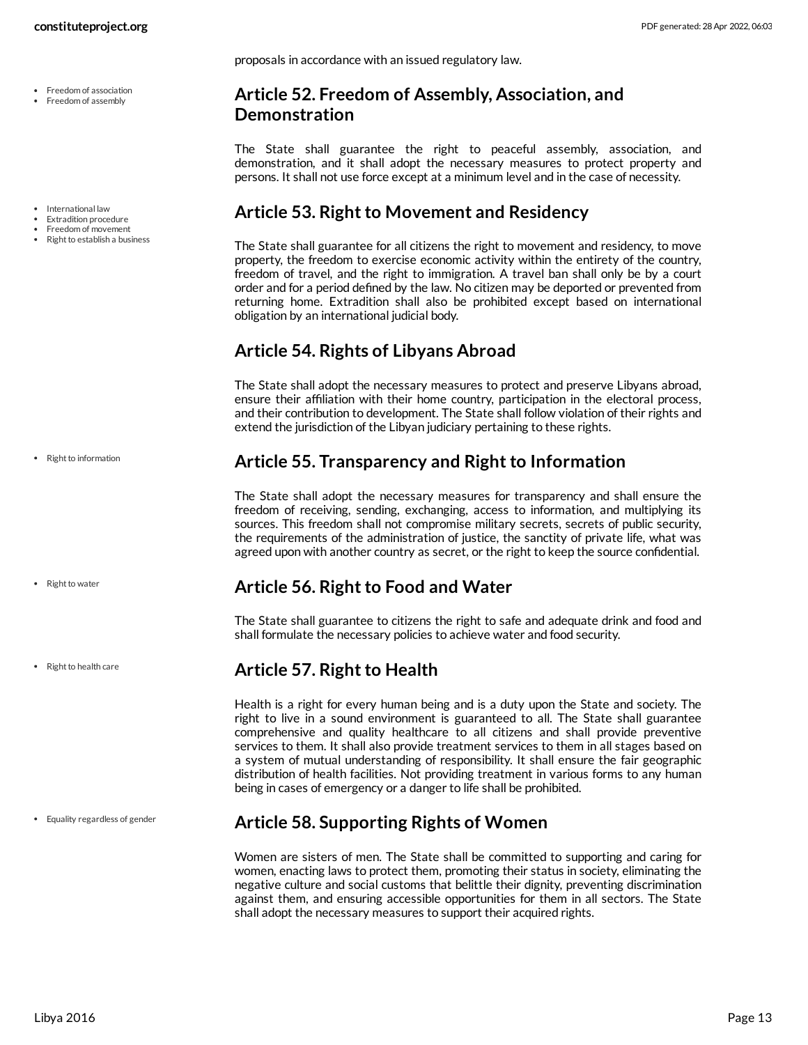proposals in accordance with an issued regulatory law.

- Freedom of association
- Freedom of assembly

## Article 52. Freedom of Assembly, Association, and Demonstration

The State shall guarantee the right to peaceful assembly, association, and demonstration, and it shall adopt the necessary measures to protect property and persons. It shall not use force except at a minimum level and in the case of necessity.

- International law
- Extradition procedure
- Freedom of movement
- Right to establish a business

## Article 53. Right to Movement and Residency

The State shall guarantee for all citizens the right to movement and residency, to move property, the freedom to exercise economic activity within the entirety of the country, freedom of travel, and the right to immigration. A travel ban shall only be by a court order and for a period defined by the law. No citizen may be deported or prevented from returning home. Extradition shall also be prohibited except based on international obligation by an international judicial body.

## Article 54. Rights of Libyans Abroad

The State shall adopt the necessary measures to protect and preserve Libyans abroad, ensure their affiliation with their home country, participation in the electoral process, and their contribution to development. The State shall follow violation of their rights and extend the jurisdiction of the Libyan judiciary pertaining to these rights.

- Right to information

## Article 55. Transparency and Right to Information

The State shall adopt the necessary measures for transparency and shall ensure the freedom of receiving, sending, exchanging, access to information, and multiplying its sources. This freedom shall not compromise military secrets, secrets of public security, the requirements of the administration of justice, the sanctity of private life, what was agreed upon with another country as secret, or the right to keep the source confidential.

- Right to water

## Article 56. Right to Food and Water

The State shall guarantee to citizens the right to safe and adequate drink and food and shall formulate the necessary policies to achieve water and food security.

- Right to health care

## Article 57. Right to Health

Health is a right for every human being and is a duty upon the State and society. The right to live in a sound environment is guaranteed to all. The State shall guarantee comprehensive and quality healthcare to all citizens and shall provide preventive services to them. It shall also provide treatment services to them in all stages based on a system of mutual understanding of responsibility. It shall ensure the fair geographic distribution of health facilities. Not providing treatment in various forms to any human being in cases of emergency or a danger to life shall be prohibited.

- Equality regardless of gender

## Article 58. Supporting Rights of Women

Women are sisters of men. The State shall be committed to supporting and caring for women, enacting laws to protect them, promoting their status in society, eliminating the negative culture and social customs that belittle their dignity, preventing discrimination against them, and ensuring accessible opportunities for them in all sectors. The State shall adopt the necessary measures to support their acquired rights.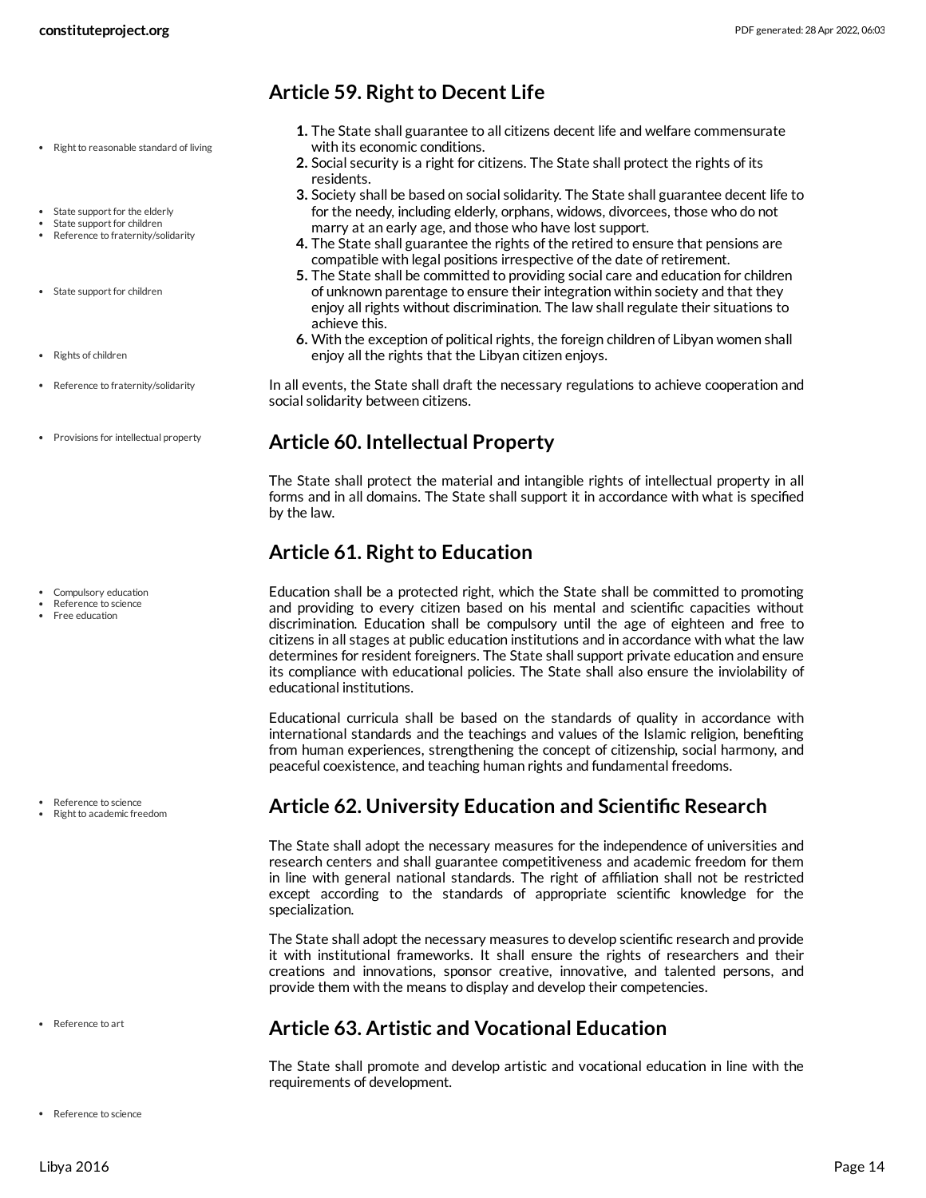## Article 59. Right to Decent Life

1. The State shall guarantee to all citizens decent life and welfare commensurate with its economic conditions.
2. Social security is a right for citizens. The State shall protect the rights of its residents.
3. Society shall be based on social solidarity. The State shall guarantee decent life to for the needy, including elderly, orphans, widows, divorcees, those who do not marry at an early age, and those who have lost support.
4. The State shall guarantee the rights of the retired to ensure that pensions are compatible with legal positions irrespective of the date of retirement.
5. The State shall be committed to providing social care and education for children of unknown parentage to ensure their integration within society and that they enjoy all rights without discrimination. The law shall regulate their situations to achieve this.
6. With the exception of political rights, the foreign children of Libyan women shall enjoy all the rights that the Libyan citizen enjoys.

In all events, the State shall draft the necessary regulations to achieve cooperation and social solidarity between citizens.

## Article 60. Intellectual Property

The State shall protect the material and intangible rights of intellectual property in all forms and in all domains. The State shall support it in accordance with what is specified by the law.

## Article 61. Right to Education

Education shall be a protected right, which the State shall be committed to promoting and providing to every citizen based on his mental and scientific capacities without discrimination. Education shall be compulsory until the age of eighteen and free to citizens in all stages at public education institutions and in accordance with what the law determines for resident foreigners. The State shall support private education and ensure its compliance with educational policies. The State shall also ensure the inviolability of educational institutions.

Educational curricula shall be based on the standards of quality in accordance with international standards and the teachings and values of the Islamic religion, benefiting from human experiences, strengthening the concept of citizenship, social harmony, and peaceful coexistence, and teaching human rights and fundamental freedoms.

## Article 62. University Education and Scientific Research

The State shall adopt the necessary measures for the independence of universities and research centers and shall guarantee competitiveness and academic freedom for them in line with general national standards. The right of affiliation shall not be restricted except according to the standards of appropriate scientific knowledge for the specialization.

The State shall adopt the necessary measures to develop scientific research and provide it with institutional frameworks. It shall ensure the rights of researchers and their creations and innovations, sponsor creative, innovative, and talented persons, and provide them with the means to display and develop their competencies.

## Article 63. Artistic and Vocational Education

The State shall promote and develop artistic and vocational education in line with the requirements of development.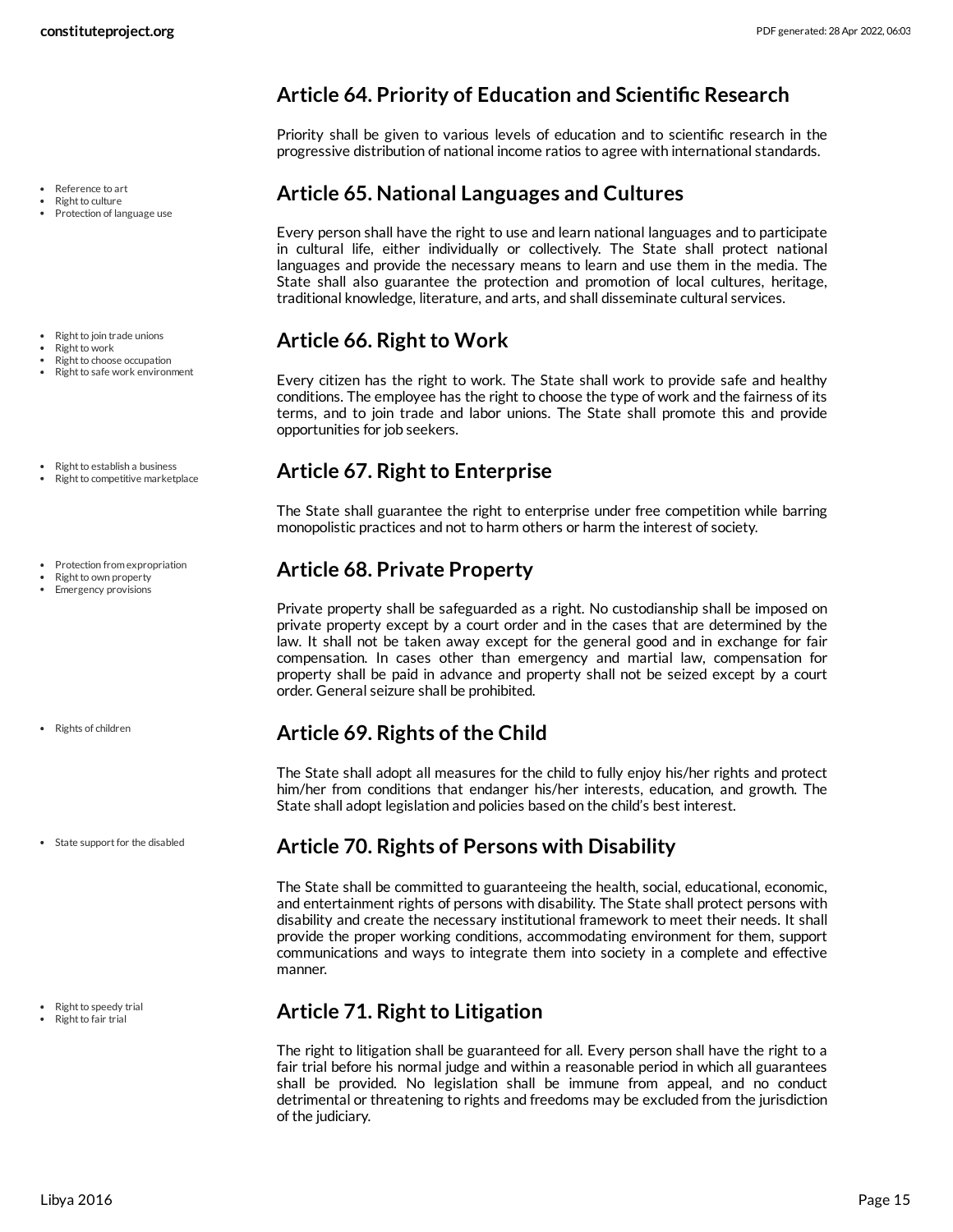## Article 64. Priority of Education and Scientific Research

Priority shall be given to various levels of education and to scientific research in the progressive distribution of national income ratios to agree with international standards.

- Reference to art
- Right to culture
- Protection of language use

## Article 65. National Languages and Cultures

Every person shall have the right to use and learn national languages and to participate in cultural life, either individually or collectively. The State shall protect national languages and provide the necessary means to learn and use them in the media. The State shall also guarantee the protection and promotion of local cultures, heritage, traditional knowledge, literature, and arts, and shall disseminate cultural services.

- Right to join trade unions
- Right to work
- Right to choose occupation
- Right to safe work environment

## Article 66. Right to Work

Every citizen has the right to work. The State shall work to provide safe and healthy conditions. The employee has the right to choose the type of work and the fairness of its terms, and to join trade and labor unions. The State shall promote this and provide opportunities for job seekers.

- Right to establish a business
- Right to competitive marketplace

## Article 67. Right to Enterprise

The State shall guarantee the right to enterprise under free competition while barring monopolistic practices and not to harm others or harm the interest of society.

- Protection from expropriation
- Right to own property
- Emergency provisions

## Article 68. Private Property

Private property shall be safeguarded as a right. No custodianship shall be imposed on private property except by a court order and in the cases that are determined by the law. It shall not be taken away except for the general good and in exchange for fair compensation. In cases other than emergency and martial law, compensation for property shall be paid in advance and property shall not be seized except by a court order. General seizure shall be prohibited.

- Rights of children

## Article 69. Rights of the Child

The State shall adopt all measures for the child to fully enjoy his/her rights and protect him/her from conditions that endanger his/her interests, education, and growth. The State shall adopt legislation and policies based on the child's best interest.

- State support for the disabled

## Article 70. Rights of Persons with Disability

The State shall be committed to guaranteeing the health, social, educational, economic, and entertainment rights of persons with disability. The State shall protect persons with disability and create the necessary institutional framework to meet their needs. It shall provide the proper working conditions, accommodating environment for them, support communications and ways to integrate them into society in a complete and effective manner.

- Right to speedy trial
- Right to fair trial

## Article 71. Right to Litigation

The right to litigation shall be guaranteed for all. Every person shall have the right to a fair trial before his normal judge and within a reasonable period in which all guarantees shall be provided. No legislation shall be immune from appeal, and no conduct detrimental or threatening to rights and freedoms may be excluded from the jurisdiction of the judiciary.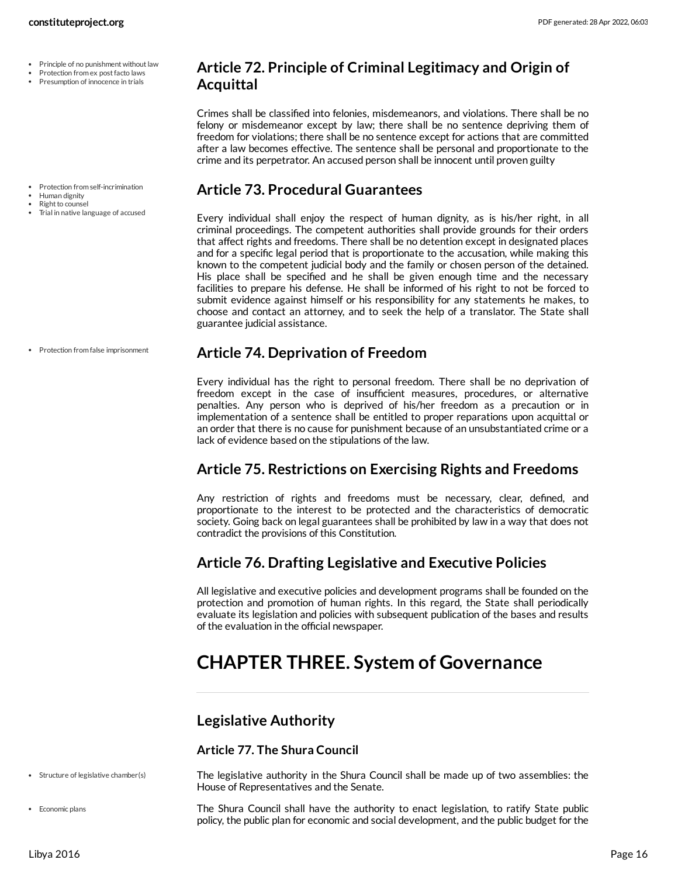- Principle of no punishment without law
- Protection from ex post facto laws
- Presumption of innocence in trials

## Article 72. Principle of Criminal Legitimacy and Origin of Acquittal

Crimes shall be classified into felonies, misdemeanors, and violations. There shall be no felony or misdemeanor except by law; there shall be no sentence depriving them of freedom for violations; there shall be no sentence except for actions that are committed after a law becomes effective. The sentence shall be personal and proportionate to the crime and its perpetrator. An accused person shall be innocent until proven guilty

- Protection from self-incrimination
- Human dignity
- Right to counsel
- Trial in native language of accused

## Article 73. Procedural Guarantees

Every individual shall enjoy the respect of human dignity, as is his/her right, in all criminal proceedings. The competent authorities shall provide grounds for their orders that affect rights and freedoms. There shall be no detention except in designated places and for a specific legal period that is proportionate to the accusation, while making this known to the competent judicial body and the family or chosen person of the detained. His place shall be specified and he shall be given enough time and the necessary facilities to prepare his defense. He shall be informed of his right to not be forced to submit evidence against himself or his responsibility for any statements he makes, to choose and contact an attorney, and to seek the help of a translator. The State shall guarantee judicial assistance.

- Protection from false imprisonment

## Article 74. Deprivation of Freedom

Every individual has the right to personal freedom. There shall be no deprivation of freedom except in the case of insufficient measures, procedures, or alternative penalties. Any person who is deprived of his/her freedom as a precaution or in implementation of a sentence shall be entitled to proper reparations upon acquittal or an order that there is no cause for punishment because of an unsubstantiated crime or a lack of evidence based on the stipulations of the law.

## Article 75. Restrictions on Exercising Rights and Freedoms

Any restriction of rights and freedoms must be necessary, clear, defined, and proportionate to the interest to be protected and the characteristics of democratic society. Going back on legal guarantees shall be prohibited by law in a way that does not contradict the provisions of this Constitution.

## Article 76. Drafting Legislative and Executive Policies

All legislative and executive policies and development programs shall be founded on the protection and promotion of human rights. In this regard, the State shall periodically evaluate its legislation and policies with subsequent publication of the bases and results of the evaluation in the official newspaper.

# CHAPTER THREE. System of Governance

## Legislative Authority

### Article 77. The Shura Council

- Structure of legislative chamber(s)

The legislative authority in the Shura Council shall be made up of two assemblies: the House of Representatives and the Senate.

- Economic plans

The Shura Council shall have the authority to enact legislation, to ratify State public policy, the public plan for economic and social development, and the public budget for the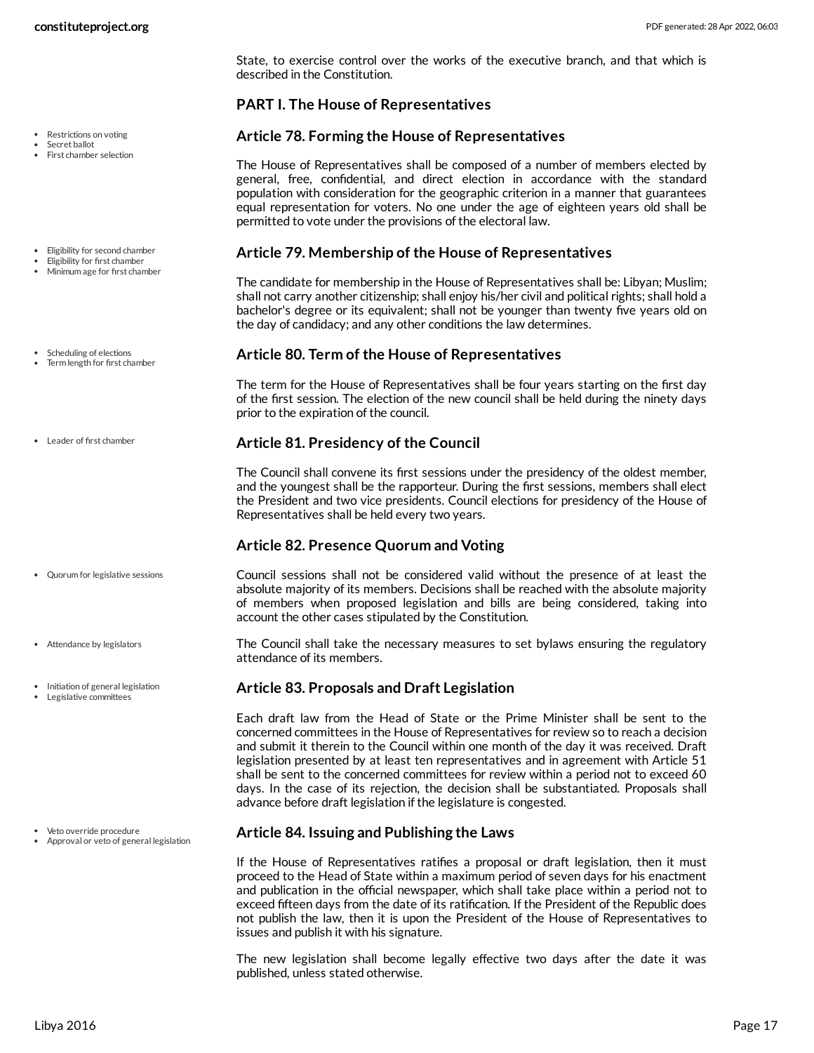State, to exercise control over the works of the executive branch, and that which is described in the Constitution.

## PART I. The House of Representatives

### Article 78. Forming the House of Representatives

- Restrictions on voting
- Secret ballot
- First chamber selection

The House of Representatives shall be composed of a number of members elected by general, free, confidential, and direct election in accordance with the standard population with consideration for the geographic criterion in a manner that guarantees equal representation for voters. No one under the age of eighteen years old shall be permitted to vote under the provisions of the electoral law.

### Article 79. Membership of the House of Representatives

- Eligibility for second chamber
- Eligibility for first chamber
- Minimum age for first chamber

The candidate for membership in the House of Representatives shall be: Libyan; Muslim; shall not carry another citizenship; shall enjoy his/her civil and political rights; shall hold a bachelor's degree or its equivalent; shall not be younger than twenty five years old on the day of candidacy; and any other conditions the law determines.

### Article 80. Term of the House of Representatives

- Scheduling of elections
- Term length for first chamber

The term for the House of Representatives shall be four years starting on the first day of the first session. The election of the new council shall be held during the ninety days prior to the expiration of the council.

### Article 81. Presidency of the Council

- Leader of first chamber

The Council shall convene its first sessions under the presidency of the oldest member, and the youngest shall be the rapporteur. During the first sessions, members shall elect the President and two vice presidents. Council elections for presidency of the House of Representatives shall be held every two years.

### Article 82. Presence Quorum and Voting

- Quorum for legislative sessions

Council sessions shall not be considered valid without the presence of at least the absolute majority of its members. Decisions shall be reached with the absolute majority of members when proposed legislation and bills are being considered, taking into account the other cases stipulated by the Constitution.

- Attendance by legislators

The Council shall take the necessary measures to set bylaws ensuring the regulatory attendance of its members.

### Article 83. Proposals and Draft Legislation

- Initiation of general legislation
- Legislative committees

Each draft law from the Head of State or the Prime Minister shall be sent to the concerned committees in the House of Representatives for review so to reach a decision and submit it therein to the Council within one month of the day it was received. Draft legislation presented by at least ten representatives and in agreement with Article 51 shall be sent to the concerned committees for review within a period not to exceed 60 days. In the case of its rejection, the decision shall be substantiated. Proposals shall advance before draft legislation if the legislature is congested.

### Article 84. Issuing and Publishing the Laws

- Veto override procedure
- Approval or veto of general legislation

If the House of Representatives ratifies a proposal or draft legislation, then it must proceed to the Head of State within a maximum period of seven days for his enactment and publication in the official newspaper, which shall take place within a period not to exceed fifteen days from the date of its ratification. If the President of the Republic does not publish the law, then it is upon the President of the House of Representatives to issues and publish it with his signature.

The new legislation shall become legally effective two days after the date it was published, unless stated otherwise.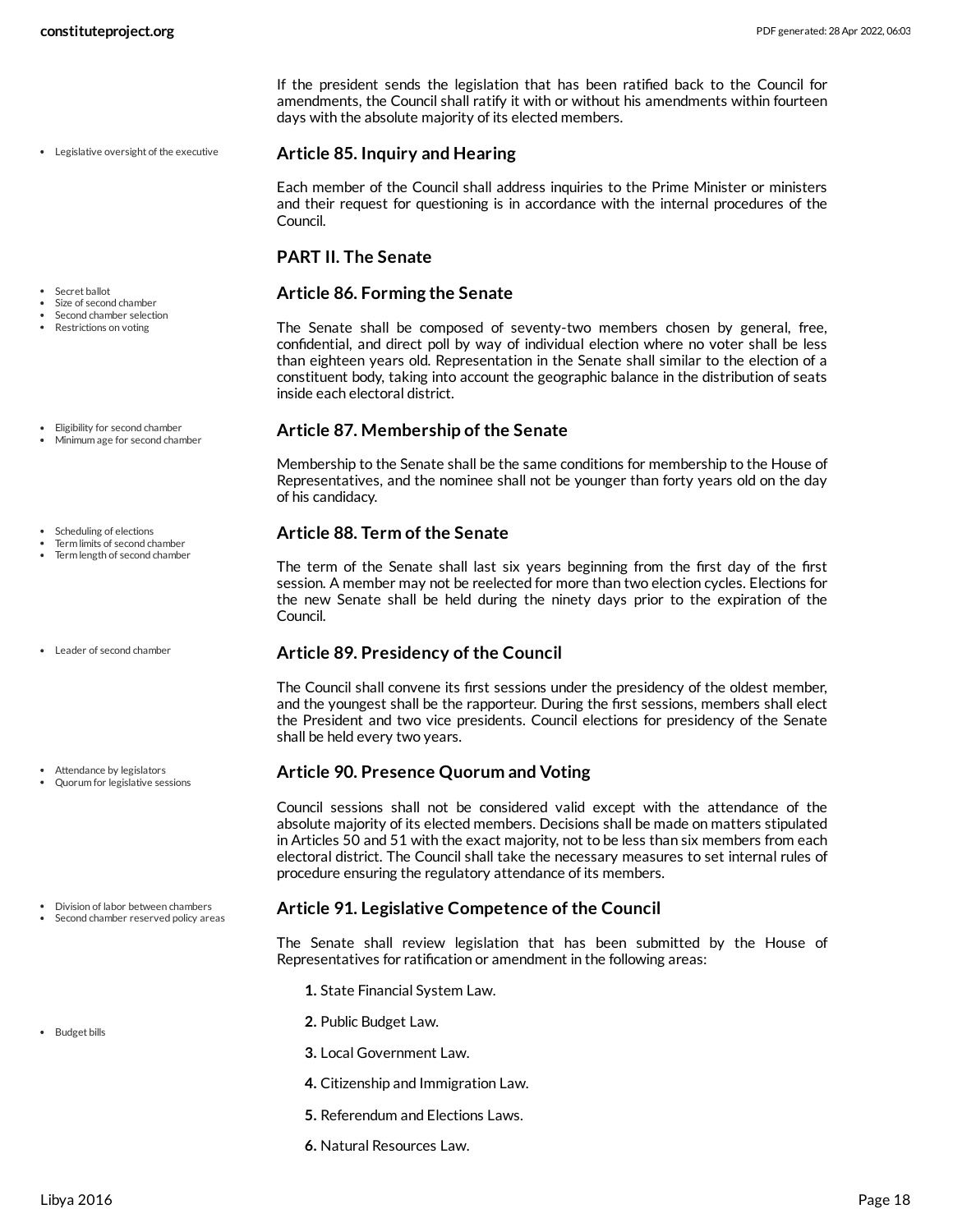If the president sends the legislation that has been ratified back to the Council for amendments, the Council shall ratify it with or without his amendments within fourteen days with the absolute majority of its elected members.

- Legislative oversight of the executive

### Article 85. Inquiry and Hearing

Each member of the Council shall address inquiries to the Prime Minister or ministers and their request for questioning is in accordance with the internal procedures of the Council.

## PART II. The Senate

- Secret ballot
- Size of second chamber
- Second chamber selection
- Restrictions on voting

### Article 86. Forming the Senate

The Senate shall be composed of seventy-two members chosen by general, free, confidential, and direct poll by way of individual election where no voter shall be less than eighteen years old. Representation in the Senate shall similar to the election of a constituent body, taking into account the geographic balance in the distribution of seats inside each electoral district.

- Eligibility for second chamber
- Minimum age for second chamber

### Article 87. Membership of the Senate

Membership to the Senate shall be the same conditions for membership to the House of Representatives, and the nominee shall not be younger than forty years old on the day of his candidacy.

- Scheduling of elections
- Term limits of second chamber
- Term length of second chamber

### Article 88. Term of the Senate

The term of the Senate shall last six years beginning from the first day of the first session. A member may not be reelected for more than two election cycles. Elections for the new Senate shall be held during the ninety days prior to the expiration of the Council.

- Leader of second chamber

### Article 89. Presidency of the Council

The Council shall convene its first sessions under the presidency of the oldest member, and the youngest shall be the rapporteur. During the first sessions, members shall elect the President and two vice presidents. Council elections for presidency of the Senate shall be held every two years.

- Attendance by legislators
- Quorum for legislative sessions

### Article 90. Presence Quorum and Voting

Council sessions shall not be considered valid except with the attendance of the absolute majority of its elected members. Decisions shall be made on matters stipulated in Articles 50 and 51 with the exact majority, not to be less than six members from each electoral district. The Council shall take the necessary measures to set internal rules of procedure ensuring the regulatory attendance of its members.

- Division of labor between chambers
- Second chamber reserved policy areas

### Article 91. Legislative Competence of the Council

The Senate shall review legislation that has been submitted by the House of Representatives for ratification or amendment in the following areas:

- Budget bills

1. State Financial System Law.
2. Public Budget Law.
3. Local Government Law.
4. Citizenship and Immigration Law.
5. Referendum and Elections Laws.
6. Natural Resources Law.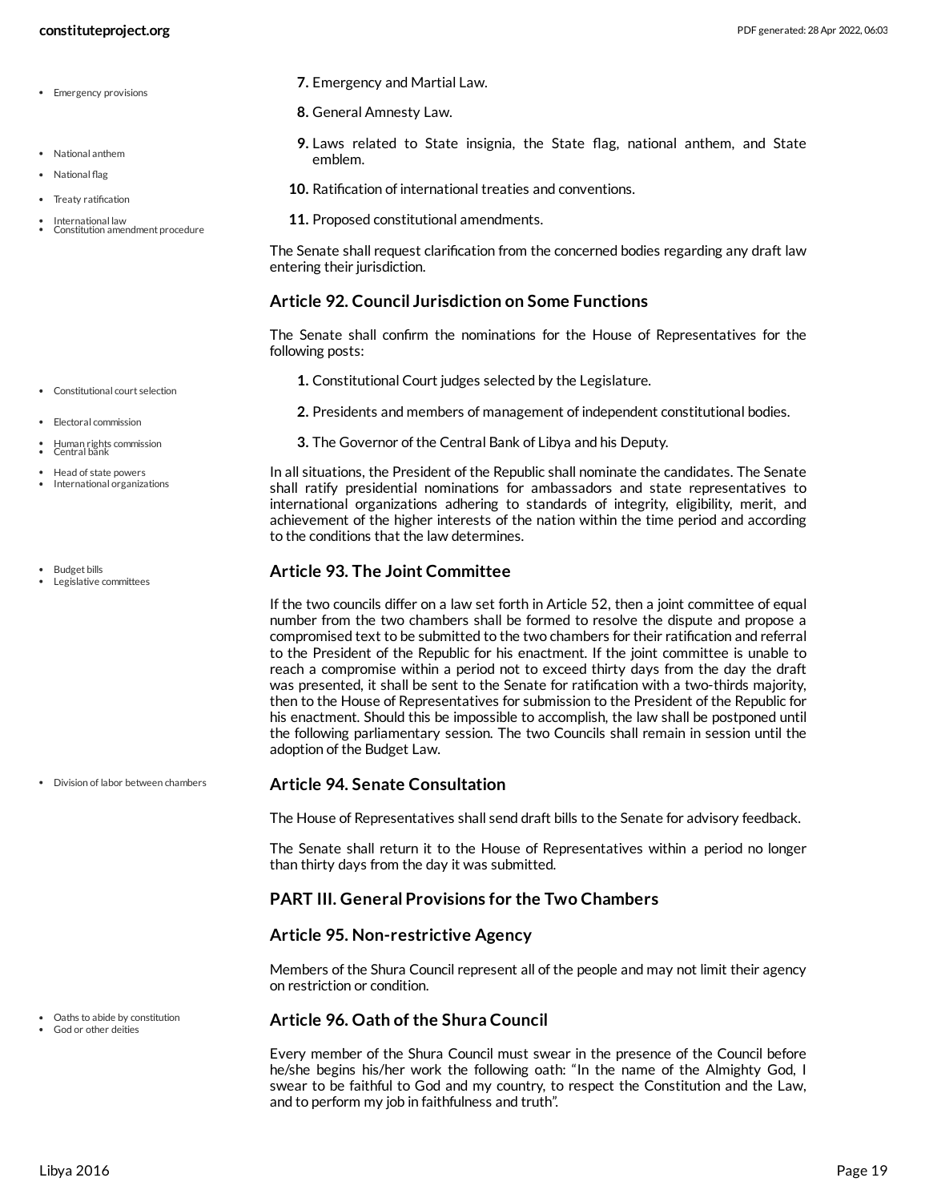7. Emergency and Martial Law.
8. General Amnesty Law.
9. Laws related to State insignia, the State flag, national anthem, and State emblem.
10. Ratification of international treaties and conventions.
11. Proposed constitutional amendments.

The Senate shall request clarification from the concerned bodies regarding any draft law entering their jurisdiction.

### Article 92. Council Jurisdiction on Some Functions

The Senate shall confirm the nominations for the House of Representatives for the following posts:

1. Constitutional Court judges selected by the Legislature.
2. Presidents and members of management of independent constitutional bodies.
3. The Governor of the Central Bank of Libya and his Deputy.

In all situations, the President of the Republic shall nominate the candidates. The Senate shall ratify presidential nominations for ambassadors and state representatives to international organizations adhering to standards of integrity, eligibility, merit, and achievement of the higher interests of the nation within the time period and according to the conditions that the law determines.

### Article 93. The Joint Committee

If the two councils differ on a law set forth in Article 52, then a joint committee of equal number from the two chambers shall be formed to resolve the dispute and propose a compromised text to be submitted to the two chambers for their ratification and referral to the President of the Republic for his enactment. If the joint committee is unable to reach a compromise within a period not to exceed thirty days from the day the draft was presented, it shall be sent to the Senate for ratification with a two-thirds majority, then to the House of Representatives for submission to the President of the Republic for his enactment. Should this be impossible to accomplish, the law shall be postponed until the following parliamentary session. The two Councils shall remain in session until the adoption of the Budget Law.

### Article 94. Senate Consultation

The House of Representatives shall send draft bills to the Senate for advisory feedback.

The Senate shall return it to the House of Representatives within a period no longer than thirty days from the day it was submitted.

## PART III. General Provisions for the Two Chambers

### Article 95. Non-restrictive Agency

Members of the Shura Council represent all of the people and may not limit their agency on restriction or condition.

### Article 96. Oath of the Shura Council

Every member of the Shura Council must swear in the presence of the Council before he/she begins his/her work the following oath: “In the name of the Almighty God, I swear to be faithful to God and my country, to respect the Constitution and the Law, and to perform my job in faithfulness and truth”.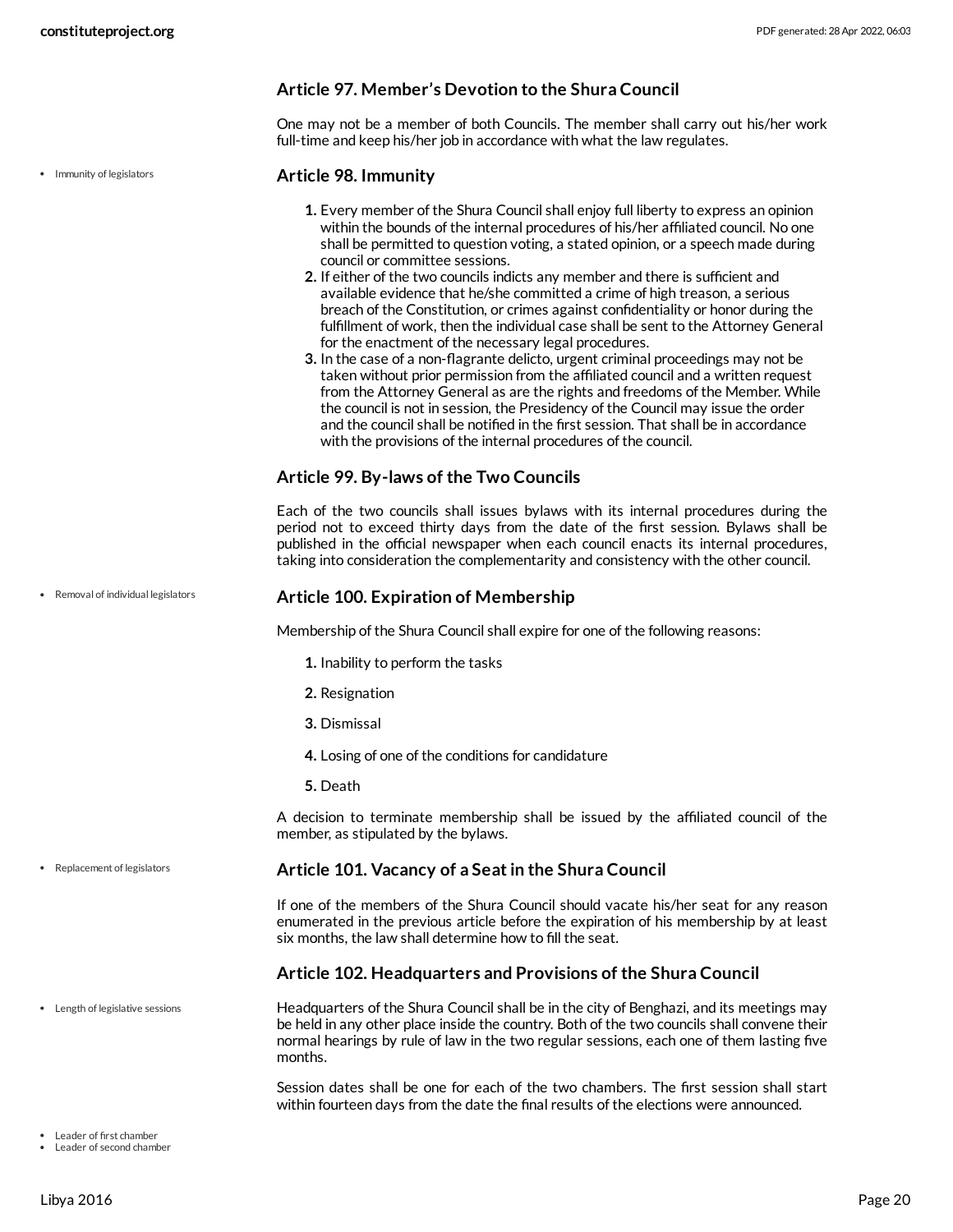### Article 97. Member's Devotion to the Shura Council

One may not be a member of both Councils. The member shall carry out his/her work full-time and keep his/her job in accordance with what the law regulates.

- Immunity of legislators

### Article 98. Immunity

1. Every member of the Shura Council shall enjoy full liberty to express an opinion within the bounds of the internal procedures of his/her affiliated council. No one shall be permitted to question voting, a stated opinion, or a speech made during council or committee sessions.
2. If either of the two councils indicts any member and there is sufficient and available evidence that he/she committed a crime of high treason, a serious breach of the Constitution, or crimes against confidentiality or honor during the fulfillment of work, then the individual case shall be sent to the Attorney General for the enactment of the necessary legal procedures.
3. In the case of a non-flagrante delicto, urgent criminal proceedings may not be taken without prior permission from the affiliated council and a written request from the Attorney General as are the rights and freedoms of the Member. While the council is not in session, the Presidency of the Council may issue the order and the council shall be notified in the first session. That shall be in accordance with the provisions of the internal procedures of the council.

### Article 99. By-laws of the Two Councils

Each of the two councils shall issues bylaws with its internal procedures during the period not to exceed thirty days from the date of the first session. Bylaws shall be published in the official newspaper when each council enacts its internal procedures, taking into consideration the complementarity and consistency with the other council.

- Removal of individual legislators

### Article 100. Expiration of Membership

Membership of the Shura Council shall expire for one of the following reasons:

1. Inability to perform the tasks
2. Resignation
3. Dismissal
4. Losing of one of the conditions for candidature
5. Death

A decision to terminate membership shall be issued by the affiliated council of the member, as stipulated by the bylaws.

- Replacement of legislators

### Article 101. Vacancy of a Seat in the Shura Council

If one of the members of the Shura Council should vacate his/her seat for any reason enumerated in the previous article before the expiration of his membership by at least six months, the law shall determine how to fill the seat.

### Article 102. Headquarters and Provisions of the Shura Council

- Length of legislative sessions

Headquarters of the Shura Council shall be in the city of Benghazi, and its meetings may be held in any other place inside the country. Both of the two councils shall convene their normal hearings by rule of law in the two regular sessions, each one of them lasting five months.

Session dates shall be one for each of the two chambers. The first session shall start within fourteen days from the date the final results of the elections were announced.

- Leader of first chamber
- Leader of second chamber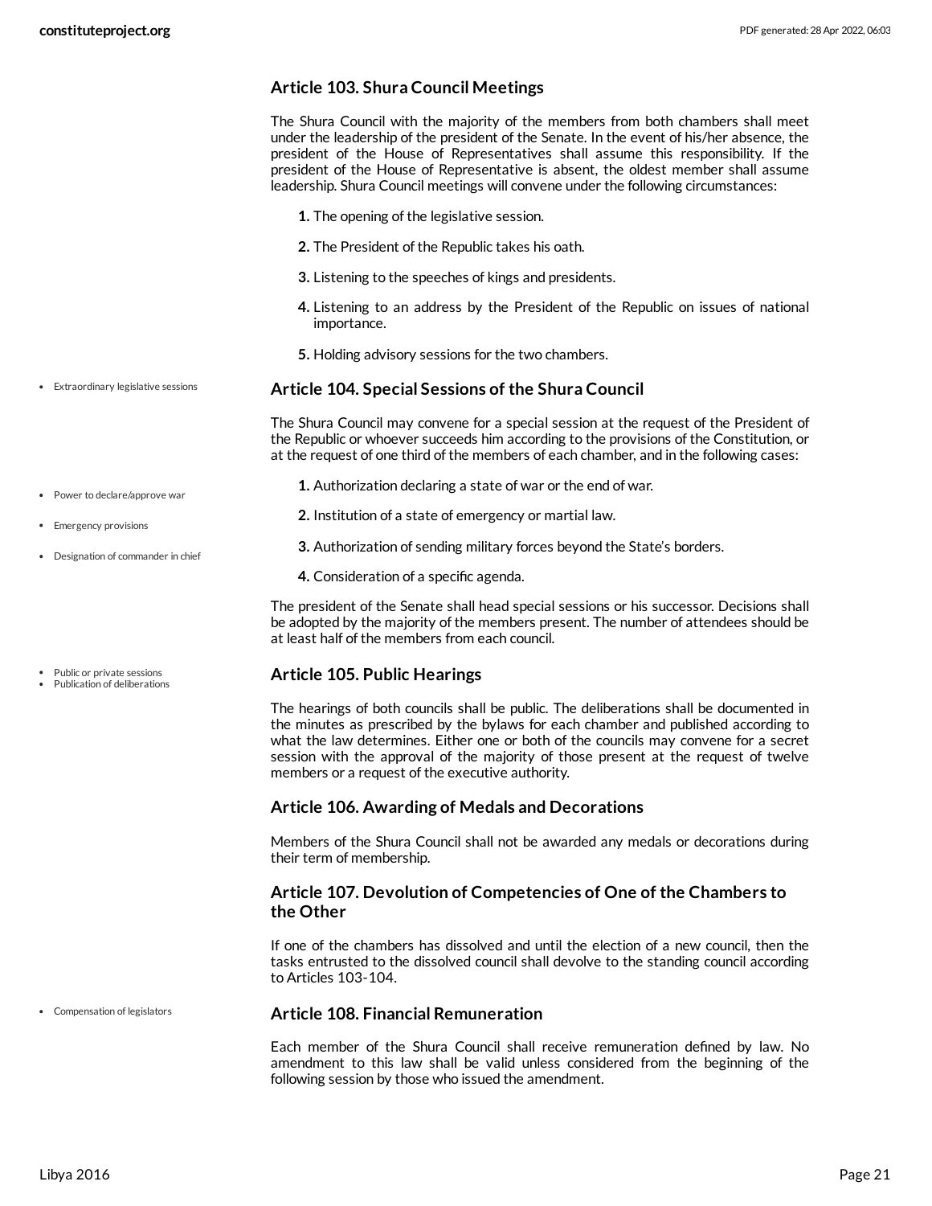### Article 103. Shura Council Meetings

The Shura Council with the majority of the members from both chambers shall meet under the leadership of the president of the Senate. In the event of his/her absence, the president of the House of Representatives shall assume this responsibility. If the president of the House of Representative is absent, the oldest member shall assume leadership. Shura Council meetings will convene under the following circumstances:

1. The opening of the legislative session.
2. The President of the Republic takes his oath.
3. Listening to the speeches of kings and presidents.
4. Listening to an address by the President of the Republic on issues of national importance.
5. Holding advisory sessions for the two chambers.

- Extraordinary legislative sessions

### Article 104. Special Sessions of the Shura Council

The Shura Council may convene for a special session at the request of the President of the Republic or whoever succeeds him according to the provisions of the Constitution, or at the request of one third of the members of each chamber, and in the following cases:

- Power to declare/approve war
- Emergency provisions
- Designation of commander in chief

1. Authorization declaring a state of war or the end of war.
2. Institution of a state of emergency or martial law.
3. Authorization of sending military forces beyond the State's borders.
4. Consideration of a specific agenda.

The president of the Senate shall head special sessions or his successor. Decisions shall be adopted by the majority of the members present. The number of attendees should be at least half of the members from each council.

- Public or private sessions
- Publication of deliberations

### Article 105. Public Hearings

The hearings of both councils shall be public. The deliberations shall be documented in the minutes as prescribed by the bylaws for each chamber and published according to what the law determines. Either one or both of the councils may convene for a secret session with the approval of the majority of those present at the request of twelve members or a request of the executive authority.

### Article 106. Awarding of Medals and Decorations

Members of the Shura Council shall not be awarded any medals or decorations during their term of membership.

### Article 107. Devolution of Competencies of One of the Chambers to the Other

If one of the chambers has dissolved and until the election of a new council, then the tasks entrusted to the dissolved council shall devolve to the standing council according to Articles 103-104.

- Compensation of legislators

### Article 108. Financial Remuneration

Each member of the Shura Council shall receive remuneration defined by law. No amendment to this law shall be valid unless considered from the beginning of the following session by those who issued the amendment.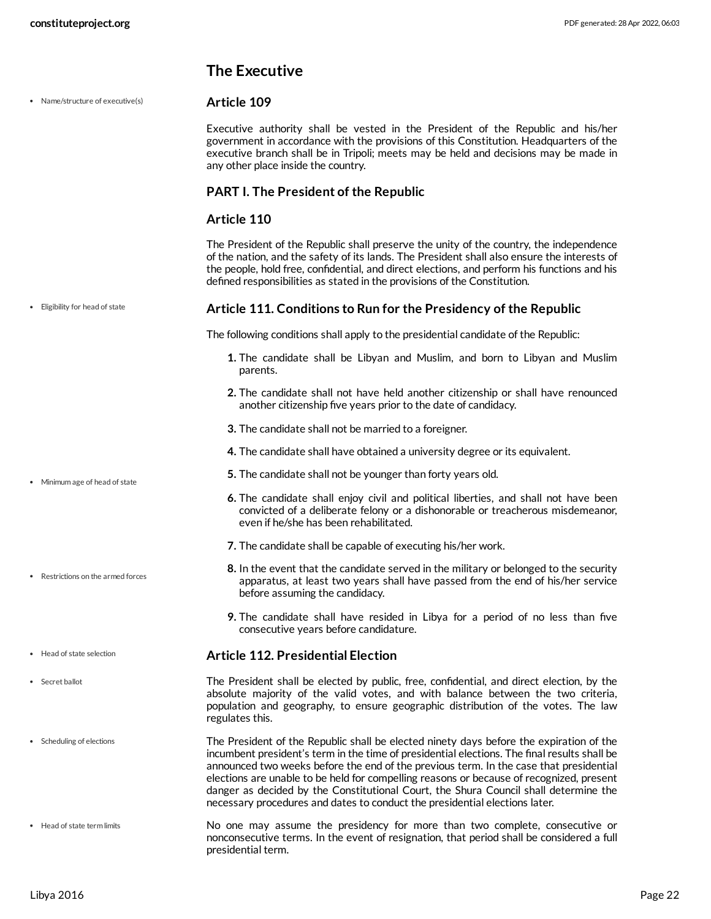## The Executive

### Article 109

Executive authority shall be vested in the President of the Republic and his/her government in accordance with the provisions of this Constitution. Headquarters of the executive branch shall be in Tripoli; meets may be held and decisions may be made in any other place inside the country.

### PART I. The President of the Republic

### Article 110

The President of the Republic shall preserve the unity of the country, the independence of the nation, and the safety of its lands. The President shall also ensure the interests of the people, hold free, confidential, and direct elections, and perform his functions and his defined responsibilities as stated in the provisions of the Constitution.

### Article 111. Conditions to Run for the Presidency of the Republic

The following conditions shall apply to the presidential candidate of the Republic:

1. The candidate shall be Libyan and Muslim, and born to Libyan and Muslim parents.
2. The candidate shall not have held another citizenship or shall have renounced another citizenship five years prior to the date of candidacy.
3. The candidate shall not be married to a foreigner.
4. The candidate shall have obtained a university degree or its equivalent.
5. The candidate shall not be younger than forty years old.
6. The candidate shall enjoy civil and political liberties, and shall not have been convicted of a deliberate felony or a dishonorable or treacherous misdemeanor, even if he/she has been rehabilitated.
7. The candidate shall be capable of executing his/her work.
8. In the event that the candidate served in the military or belonged to the security apparatus, at least two years shall have passed from the end of his/her service before assuming the candidacy.
9. The candidate shall have resided in Libya for a period of no less than five consecutive years before candidature.

### Article 112. Presidential Election

The President shall be elected by public, free, confidential, and direct election, by the absolute majority of the valid votes, and with balance between the two criteria, population and geography, to ensure geographic distribution of the votes. The law regulates this.

The President of the Republic shall be elected ninety days before the expiration of the incumbent president's term in the time of presidential elections. The final results shall be announced two weeks before the end of the previous term. In the case that presidential elections are unable to be held for compelling reasons or because of recognized, present danger as decided by the Constitutional Court, the Shura Council shall determine the necessary procedures and dates to conduct the presidential elections later.

No one may assume the presidency for more than two complete, consecutive or nonconsecutive terms. In the event of resignation, that period shall be considered a full presidential term.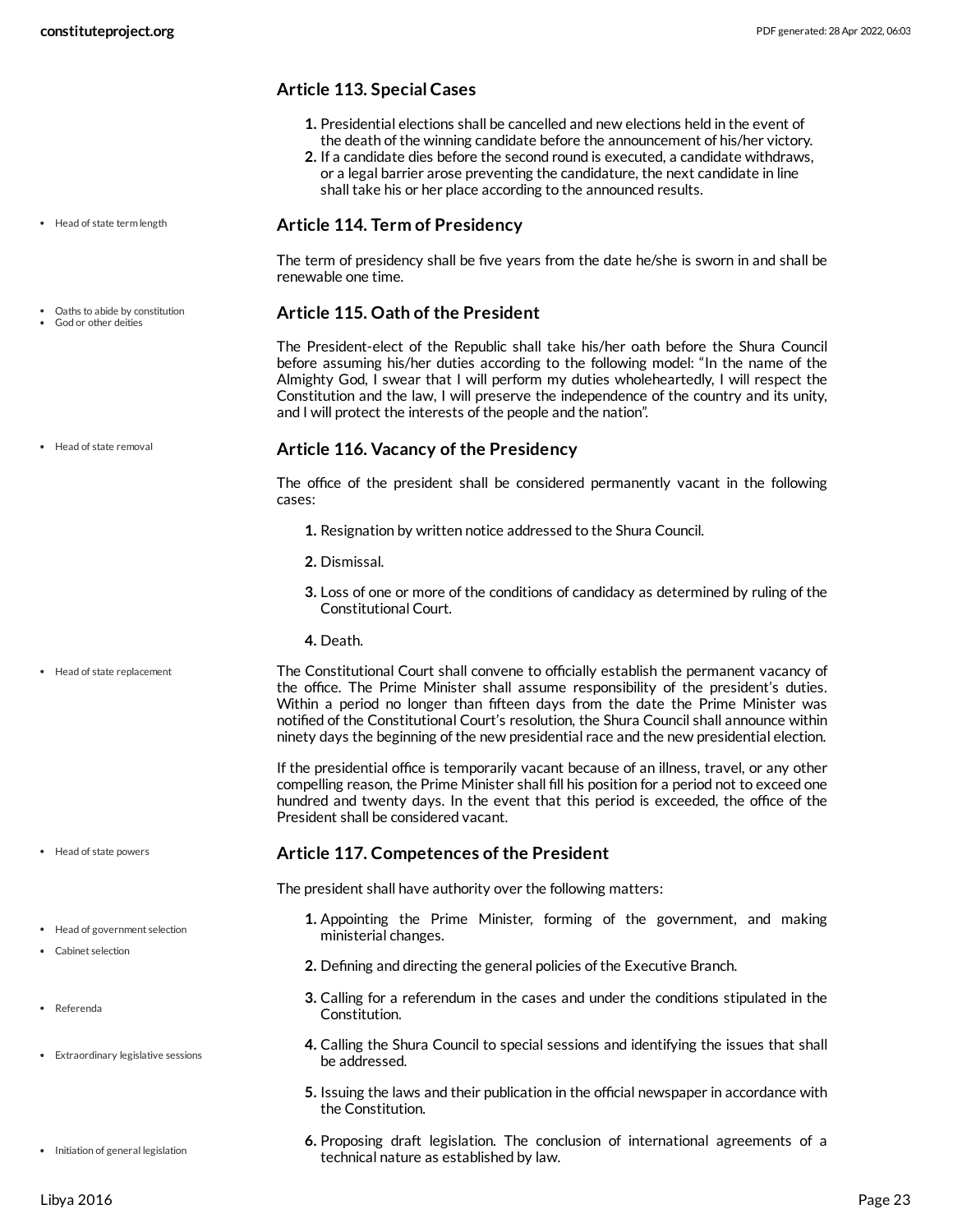### Article 113. Special Cases

1. Presidential elections shall be cancelled and new elections held in the event of the death of the winning candidate before the announcement of his/her victory.
2. If a candidate dies before the second round is executed, a candidate withdraws, or a legal barrier arose preventing the candidature, the next candidate in line shall take his or her place according to the announced results.

### Article 114. Term of Presidency

The term of presidency shall be five years from the date he/she is sworn in and shall be renewable one time.

### Article 115. Oath of the President

The President-elect of the Republic shall take his/her oath before the Shura Council before assuming his/her duties according to the following model: "In the name of the Almighty God, I swear that I will perform my duties wholeheartedly, I will respect the Constitution and the law, I will preserve the independence of the country and its unity, and I will protect the interests of the people and the nation".

### Article 116. Vacancy of the Presidency

The office of the president shall be considered permanently vacant in the following cases:

1. Resignation by written notice addressed to the Shura Council.
2. Dismissal.
3. Loss of one or more of the conditions of candidacy as determined by ruling of the Constitutional Court.
4. Death.

The Constitutional Court shall convene to officially establish the permanent vacancy of the office. The Prime Minister shall assume responsibility of the president's duties. Within a period no longer than fifteen days from the date the Prime Minister was notified of the Constitutional Court's resolution, the Shura Council shall announce within ninety days the beginning of the new presidential race and the new presidential election.

If the presidential office is temporarily vacant because of an illness, travel, or any other compelling reason, the Prime Minister shall fill his position for a period not to exceed one hundred and twenty days. In the event that this period is exceeded, the office of the President shall be considered vacant.

### Article 117. Competences of the President

The president shall have authority over the following matters:

1. Appointing the Prime Minister, forming of the government, and making ministerial changes.
2. Defining and directing the general policies of the Executive Branch.
3. Calling for a referendum in the cases and under the conditions stipulated in the Constitution.
4. Calling the Shura Council to special sessions and identifying the issues that shall be addressed.
5. Issuing the laws and their publication in the official newspaper in accordance with the Constitution.
6. Proposing draft legislation. The conclusion of international agreements of a technical nature as established by law.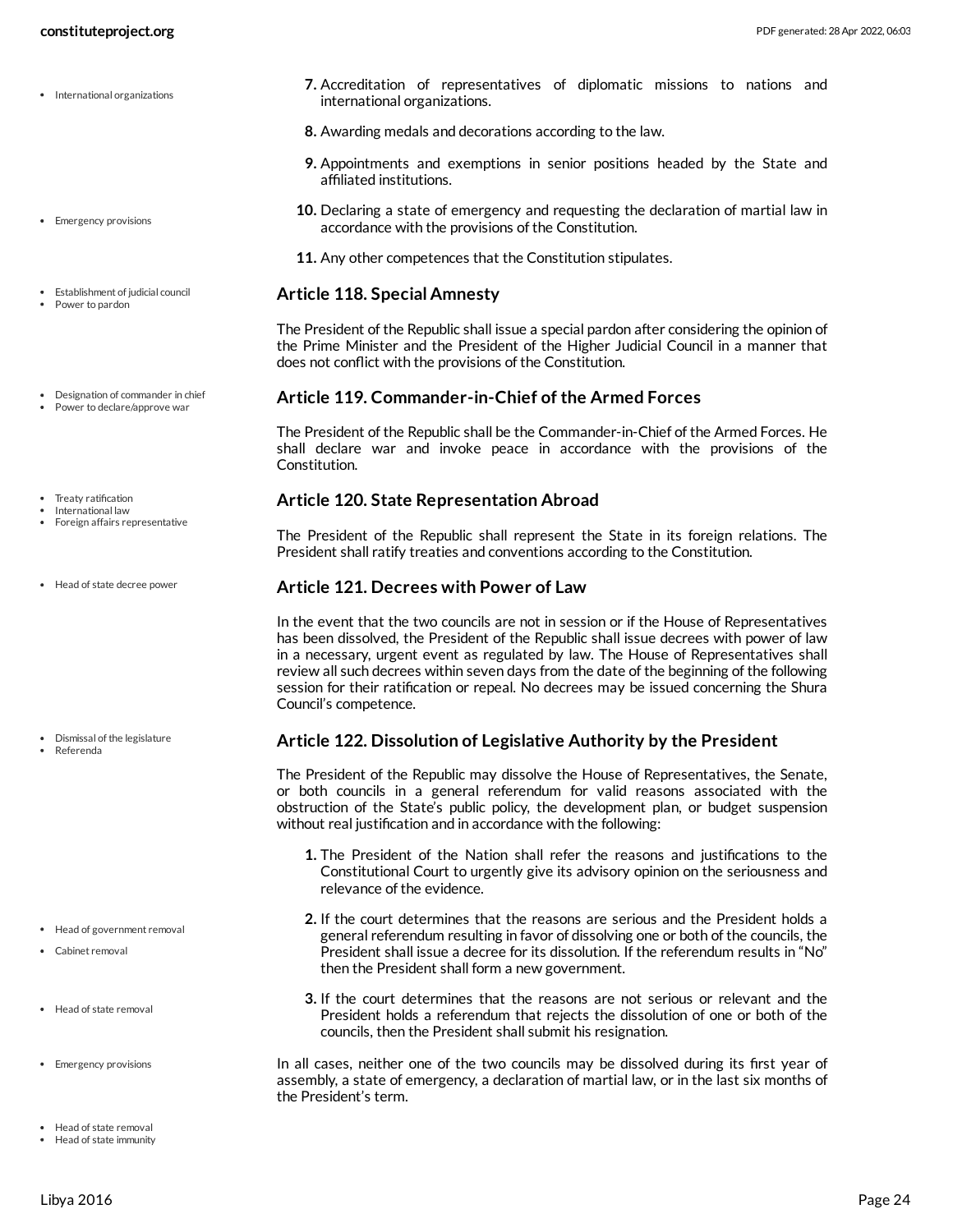7. Accreditation of representatives of diplomatic missions to nations and international organizations.

8. Awarding medals and decorations according to the law.

9. Appointments and exemptions in senior positions headed by the State and affiliated institutions.

10. Declaring a state of emergency and requesting the declaration of martial law in accordance with the provisions of the Constitution.

11. Any other competences that the Constitution stipulates.

### Article 118. Special Amnesty

The President of the Republic shall issue a special pardon after considering the opinion of the Prime Minister and the President of the Higher Judicial Council in a manner that does not conflict with the provisions of the Constitution.

### Article 119. Commander-in-Chief of the Armed Forces

The President of the Republic shall be the Commander-in-Chief of the Armed Forces. He shall declare war and invoke peace in accordance with the provisions of the Constitution.

### Article 120. State Representation Abroad

The President of the Republic shall represent the State in its foreign relations. The President shall ratify treaties and conventions according to the Constitution.

### Article 121. Decrees with Power of Law

In the event that the two councils are not in session or if the House of Representatives has been dissolved, the President of the Republic shall issue decrees with power of law in a necessary, urgent event as regulated by law. The House of Representatives shall review all such decrees within seven days from the date of the beginning of the following session for their ratification or repeal. No decrees may be issued concerning the Shura Council's competence.

### Article 122. Dissolution of Legislative Authority by the President

The President of the Republic may dissolve the House of Representatives, the Senate, or both councils in a general referendum for valid reasons associated with the obstruction of the State's public policy, the development plan, or budget suspension without real justification and in accordance with the following:

1. The President of the Nation shall refer the reasons and justifications to the Constitutional Court to urgently give its advisory opinion on the seriousness and relevance of the evidence.

2. If the court determines that the reasons are serious and the President holds a general referendum resulting in favor of dissolving one or both of the councils, the President shall issue a decree for its dissolution. If the referendum results in "No" then the President shall form a new government.

3. If the court determines that the reasons are not serious or relevant and the President holds a referendum that rejects the dissolution of one or both of the councils, then the President shall submit his resignation.

In all cases, neither one of the two councils may be dissolved during its first year of assembly, a state of emergency, a declaration of martial law, or in the last six months of the President's term.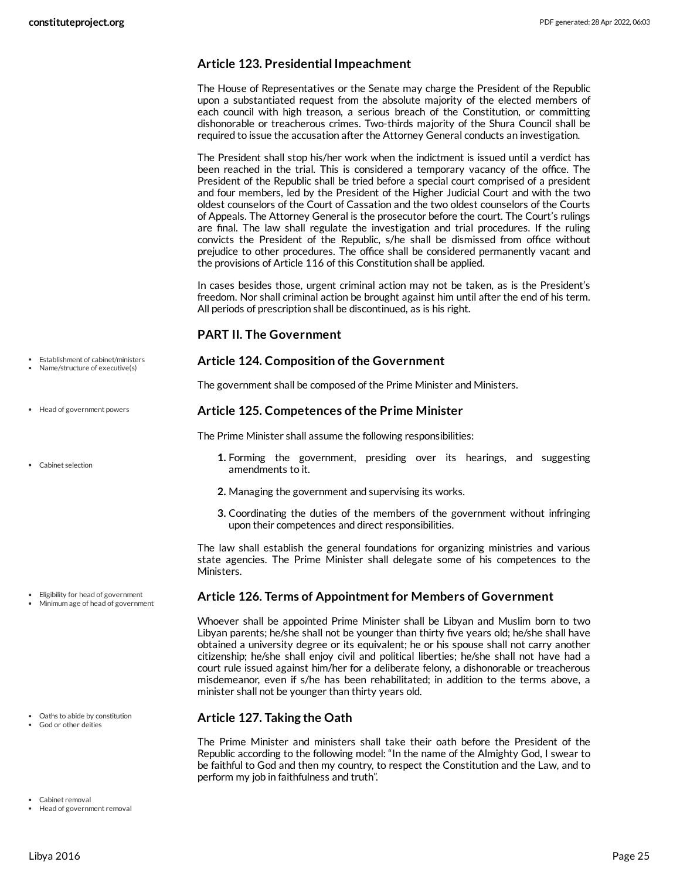### Article 123. Presidential Impeachment

The House of Representatives or the Senate may charge the President of the Republic upon a substantiated request from the absolute majority of the elected members of each council with high treason, a serious breach of the Constitution, or committing dishonorable or treacherous crimes. Two-thirds majority of the Shura Council shall be required to issue the accusation after the Attorney General conducts an investigation.

The President shall stop his/her work when the indictment is issued until a verdict has been reached in the trial. This is considered a temporary vacancy of the office. The President of the Republic shall be tried before a special court comprised of a president and four members, led by the President of the Higher Judicial Court and with the two oldest counselors of the Court of Cassation and the two oldest counselors of the Courts of Appeals. The Attorney General is the prosecutor before the court. The Court's rulings are final. The law shall regulate the investigation and trial procedures. If the ruling convicts the President of the Republic, s/he shall be dismissed from office without prejudice to other procedures. The office shall be considered permanently vacant and the provisions of Article 116 of this Constitution shall be applied.

In cases besides those, urgent criminal action may not be taken, as is the President's freedom. Nor shall criminal action be brought against him until after the end of his term. All periods of prescription shall be discontinued, as is his right.

## PART II. The Government

- Establishment of cabinet/ministers
- Name/structure of executive(s)

### Article 124. Composition of the Government

The government shall be composed of the Prime Minister and Ministers.

- Head of government powers

### Article 125. Competences of the Prime Minister

The Prime Minister shall assume the following responsibilities:

- Cabinet selection

1. Forming the government, presiding over its hearings, and suggesting amendments to it.
2. Managing the government and supervising its works.
3. Coordinating the duties of the members of the government without infringing upon their competences and direct responsibilities.

The law shall establish the general foundations for organizing ministries and various state agencies. The Prime Minister shall delegate some of his competences to the Ministers.

- Eligibility for head of government
- Minimum age of head of government

### Article 126. Terms of Appointment for Members of Government

Whoever shall be appointed Prime Minister shall be Libyan and Muslim born to two Libyan parents; he/she shall not be younger than thirty five years old; he/she shall have obtained a university degree or its equivalent; he or his spouse shall not carry another citizenship; he/she shall enjoy civil and political liberties; he/she shall not have had a court rule issued against him/her for a deliberate felony, a dishonorable or treacherous misdemeanor, even if s/he has been rehabilitated; in addition to the terms above, a minister shall not be younger than thirty years old.

- Oaths to abide by constitution
- God or other deities

### Article 127. Taking the Oath

The Prime Minister and ministers shall take their oath before the President of the Republic according to the following model: "In the name of the Almighty God, I swear to be faithful to God and then my country, to respect the Constitution and the Law, and to perform my job in faithfulness and truth".

- Cabinet removal
- Head of government removal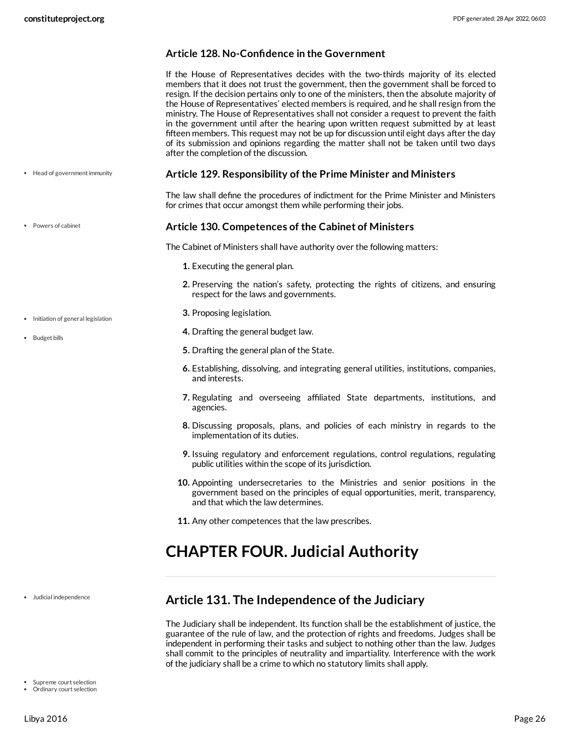### Article 128. No-Confidence in the Government

If the House of Representatives decides with the two-thirds majority of its elected members that it does not trust the government, then the government shall be forced to resign. If the decision pertains only to one of the ministers, then the absolute majority of the House of Representatives' elected members is required, and he shall resign from the ministry. The House of Representatives shall not consider a request to prevent the faith in the government until after the hearing upon written request submitted by at least fifteen members. This request may not be up for discussion until eight days after the day of its submission and opinions regarding the matter shall not be taken until two days after the completion of the discussion.

- Head of government immunity

### Article 129. Responsibility of the Prime Minister and Ministers

The law shall define the procedures of indictment for the Prime Minister and Ministers for crimes that occur amongst them while performing their jobs.

- Powers of cabinet

### Article 130. Competences of the Cabinet of Ministers

The Cabinet of Ministers shall have authority over the following matters:

1. Executing the general plan.
2. Preserving the nation's safety, protecting the rights of citizens, and ensuring respect for the laws and governments.
3. Proposing legislation.
4. Drafting the general budget law.
5. Drafting the general plan of the State.
6. Establishing, dissolving, and integrating general utilities, institutions, companies, and interests.
7. Regulating and overseeing affiliated State departments, institutions, and agencies.
8. Discussing proposals, plans, and policies of each ministry in regards to the implementation of its duties.
9. Issuing regulatory and enforcement regulations, control regulations, regulating public utilities within the scope of its jurisdiction.
10. Appointing undersecretaries to the Ministries and senior positions in the government based on the principles of equal opportunities, merit, transparency, and that which the law determines.
11. Any other competences that the law prescribes.

- Initiation of general legislation
- Budget bills

# CHAPTER FOUR. Judicial Authority

- Judicial independence

## Article 131. The Independence of the Judiciary

The Judiciary shall be independent. Its function shall be the establishment of justice, the guarantee of the rule of law, and the protection of rights and freedoms. Judges shall be independent in performing their tasks and subject to nothing other than the law. Judges shall commit to the principles of neutrality and impartiality. Interference with the work of the judiciary shall be a crime to which no statutory limits shall apply.

- Supreme court selection
- Ordinary court selection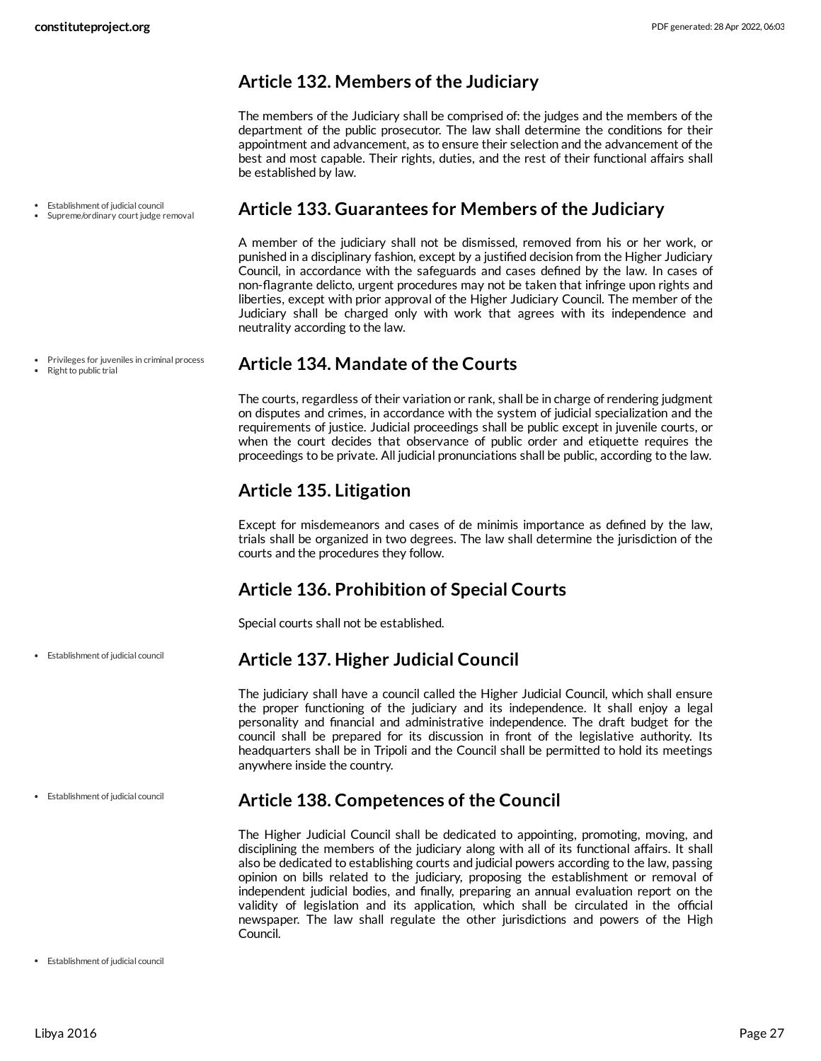## Article 132. Members of the Judiciary

The members of the Judiciary shall be comprised of: the judges and the members of the department of the public prosecutor. The law shall determine the conditions for their appointment and advancement, as to ensure their selection and the advancement of the best and most capable. Their rights, duties, and the rest of their functional affairs shall be established by law.

- Establishment of judicial council
- Supreme/ordinary court judge removal

## Article 133. Guarantees for Members of the Judiciary

A member of the judiciary shall not be dismissed, removed from his or her work, or punished in a disciplinary fashion, except by a justified decision from the Higher Judiciary Council, in accordance with the safeguards and cases defined by the law. In cases of non-flagrante delicto, urgent procedures may not be taken that infringe upon rights and liberties, except with prior approval of the Higher Judiciary Council. The member of the Judiciary shall be charged only with work that agrees with its independence and neutrality according to the law.

- Privileges for juveniles in criminal process
- Right to public trial

## Article 134. Mandate of the Courts

The courts, regardless of their variation or rank, shall be in charge of rendering judgment on disputes and crimes, in accordance with the system of judicial specialization and the requirements of justice. Judicial proceedings shall be public except in juvenile courts, or when the court decides that observance of public order and etiquette requires the proceedings to be private. All judicial pronunciations shall be public, according to the law.

## Article 135. Litigation

Except for misdemeanors and cases of de minimis importance as defined by the law, trials shall be organized in two degrees. The law shall determine the jurisdiction of the courts and the procedures they follow.

## Article 136. Prohibition of Special Courts

Special courts shall not be established.

- Establishment of judicial council

## Article 137. Higher Judicial Council

The judiciary shall have a council called the Higher Judicial Council, which shall ensure the proper functioning of the judiciary and its independence. It shall enjoy a legal personality and financial and administrative independence. The draft budget for the council shall be prepared for its discussion in front of the legislative authority. Its headquarters shall be in Tripoli and the Council shall be permitted to hold its meetings anywhere inside the country.

- Establishment of judicial council

## Article 138. Competences of the Council

The Higher Judicial Council shall be dedicated to appointing, promoting, moving, and disciplining the members of the judiciary along with all of its functional affairs. It shall also be dedicated to establishing courts and judicial powers according to the law, passing opinion on bills related to the judiciary, proposing the establishment or removal of independent judicial bodies, and finally, preparing an annual evaluation report on the validity of legislation and its application, which shall be circulated in the official newspaper. The law shall regulate the other jurisdictions and powers of the High Council.

- Establishment of judicial council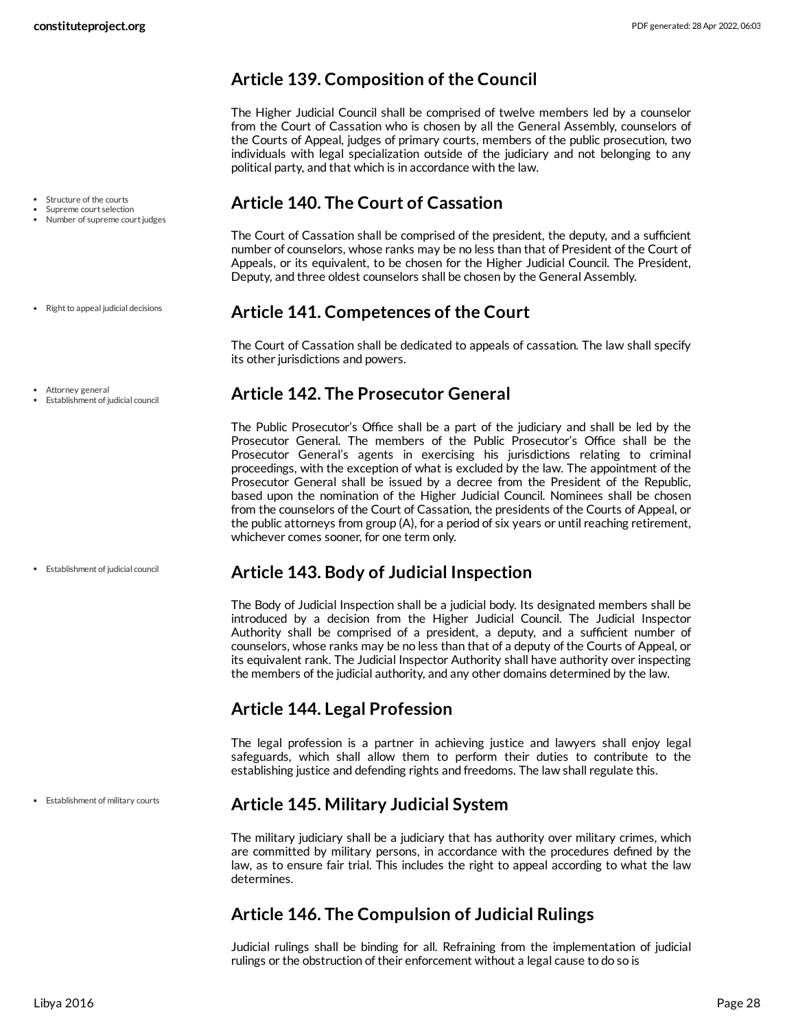## Article 139. Composition of the Council

The Higher Judicial Council shall be comprised of twelve members led by a counselor from the Court of Cassation who is chosen by all the General Assembly, counselors of the Courts of Appeal, judges of primary courts, members of the public prosecution, two individuals with legal specialization outside of the judiciary and not belonging to any political party, and that which is in accordance with the law.

- Structure of the courts
- Supreme court selection
- Number of supreme court judges

## Article 140. The Court of Cassation

The Court of Cassation shall be comprised of the president, the deputy, and a sufficient number of counselors, whose ranks may be no less than that of President of the Court of Appeals, or its equivalent, to be chosen for the Higher Judicial Council. The President, Deputy, and three oldest counselors shall be chosen by the General Assembly.

- Right to appeal judicial decisions

## Article 141. Competences of the Court

The Court of Cassation shall be dedicated to appeals of cassation. The law shall specify its other jurisdictions and powers.

- Attorney general
- Establishment of judicial council

## Article 142. The Prosecutor General

The Public Prosecutor's Office shall be a part of the judiciary and shall be led by the Prosecutor General. The members of the Public Prosecutor's Office shall be the Prosecutor General's agents in exercising his jurisdictions relating to criminal proceedings, with the exception of what is excluded by the law. The appointment of the Prosecutor General shall be issued by a decree from the President of the Republic, based upon the nomination of the Higher Judicial Council. Nominees shall be chosen from the counselors of the Court of Cassation, the presidents of the Courts of Appeal, or the public attorneys from group (A), for a period of six years or until reaching retirement, whichever comes sooner, for one term only.

- Establishment of judicial council

## Article 143. Body of Judicial Inspection

The Body of Judicial Inspection shall be a judicial body. Its designated members shall be introduced by a decision from the Higher Judicial Council. The Judicial Inspector Authority shall be comprised of a president, a deputy, and a sufficient number of counselors, whose ranks may be no less than that of a deputy of the Courts of Appeal, or its equivalent rank. The Judicial Inspector Authority shall have authority over inspecting the members of the judicial authority, and any other domains determined by the law.

## Article 144. Legal Profession

The legal profession is a partner in achieving justice and lawyers shall enjoy legal safeguards, which shall allow them to perform their duties to contribute to the establishing justice and defending rights and freedoms. The law shall regulate this.

- Establishment of military courts

## Article 145. Military Judicial System

The military judiciary shall be a judiciary that has authority over military crimes, which are committed by military persons, in accordance with the procedures defined by the law, as to ensure fair trial. This includes the right to appeal according to what the law determines.

## Article 146. The Compulsion of Judicial Rulings

Judicial rulings shall be binding for all. Refraining from the implementation of judicial rulings or the obstruction of their enforcement without a legal cause to do so is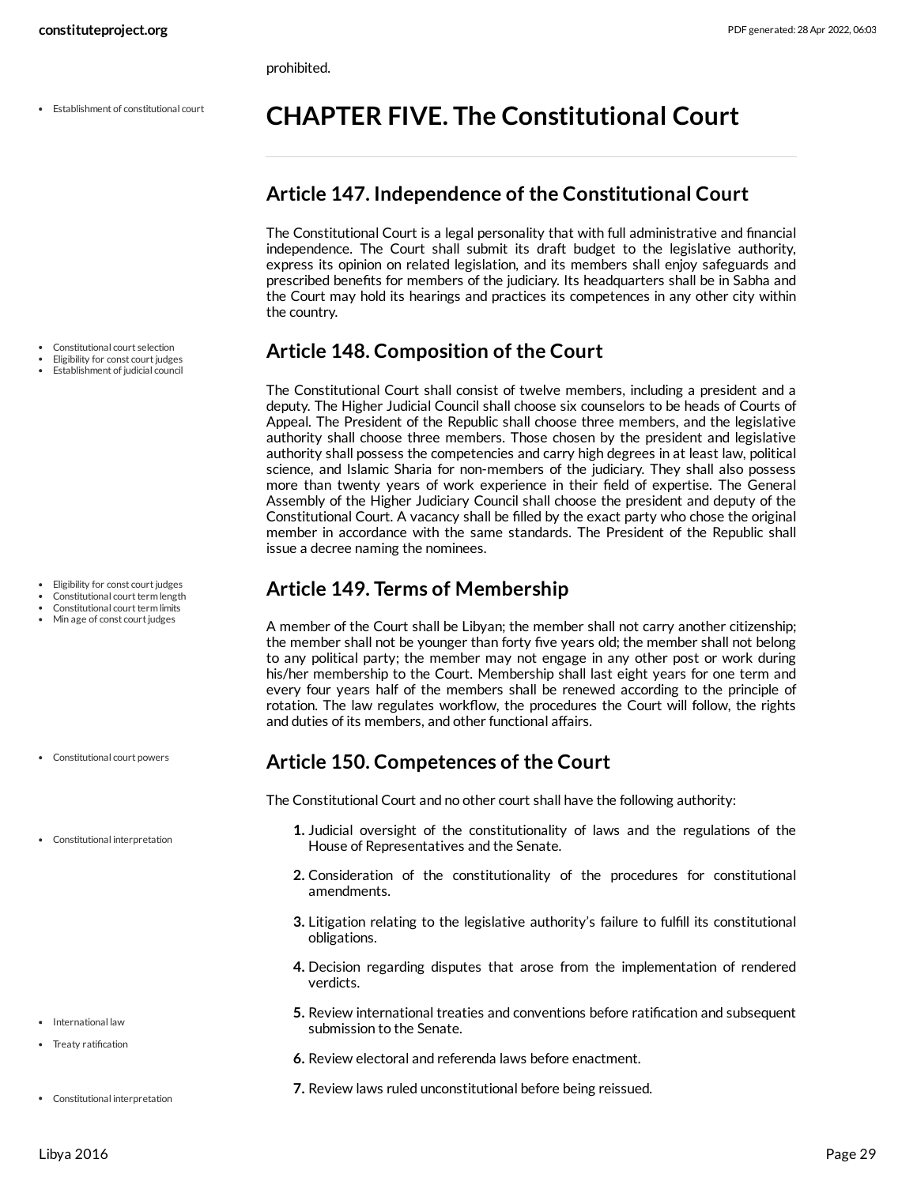prohibited.

# CHAPTER FIVE. The Constitutional Court

## Article 147. Independence of the Constitutional Court

The Constitutional Court is a legal personality that with full administrative and financial independence. The Court shall submit its draft budget to the legislative authority, express its opinion on related legislation, and its members shall enjoy safeguards and prescribed benefits for members of the judiciary. Its headquarters shall be in Sabha and the Court may hold its hearings and practices its competences in any other city within the country.

## Article 148. Composition of the Court

The Constitutional Court shall consist of twelve members, including a president and a deputy. The Higher Judicial Council shall choose six counselors to be heads of Courts of Appeal. The President of the Republic shall choose three members, and the legislative authority shall choose three members. Those chosen by the president and legislative authority shall possess the competencies and carry high degrees in at least law, political science, and Islamic Sharia for non-members of the judiciary. They shall also possess more than twenty years of work experience in their field of expertise. The General Assembly of the Higher Judiciary Council shall choose the president and deputy of the Constitutional Court. A vacancy shall be filled by the exact party who chose the original member in accordance with the same standards. The President of the Republic shall issue a decree naming the nominees.

## Article 149. Terms of Membership

A member of the Court shall be Libyan; the member shall not carry another citizenship; the member shall not be younger than forty five years old; the member shall not belong to any political party; the member may not engage in any other post or work during his/her membership to the Court. Membership shall last eight years for one term and every four years half of the members shall be renewed according to the principle of rotation. The law regulates workflow, the procedures the Court will follow, the rights and duties of its members, and other functional affairs.

## Article 150. Competences of the Court

The Constitutional Court and no other court shall have the following authority:

1. Judicial oversight of the constitutionality of laws and the regulations of the House of Representatives and the Senate.
2. Consideration of the constitutionality of the procedures for constitutional amendments.
3. Litigation relating to the legislative authority's failure to fulfill its constitutional obligations.
4. Decision regarding disputes that arose from the implementation of rendered verdicts.
5. Review international treaties and conventions before ratification and subsequent submission to the Senate.
6. Review electoral and referenda laws before enactment.
7. Review laws ruled unconstitutional before being reissued.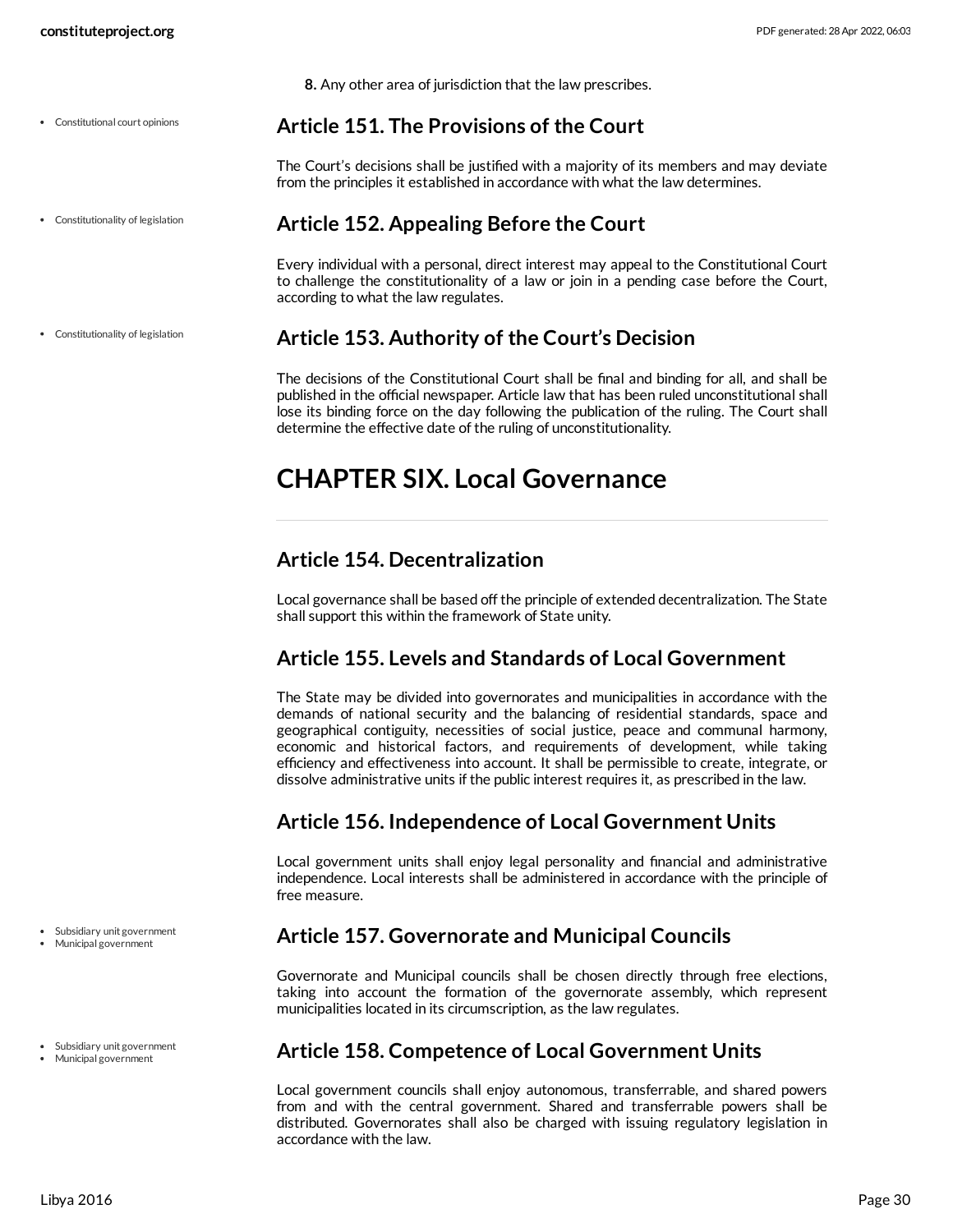**8.** Any other area of jurisdiction that the law prescribes.

### Article 151. The Provisions of the Court

The Court's decisions shall be justified with a majority of its members and may deviate from the principles it established in accordance with what the law determines.

### Article 152. Appealing Before the Court

Every individual with a personal, direct interest may appeal to the Constitutional Court to challenge the constitutionality of a law or join in a pending case before the Court, according to what the law regulates.

### Article 153. Authority of the Court's Decision

The decisions of the Constitutional Court shall be final and binding for all, and shall be published in the official newspaper. Article law that has been ruled unconstitutional shall lose its binding force on the day following the publication of the ruling. The Court shall determine the effective date of the ruling of unconstitutionality.

# CHAPTER SIX. Local Governance

### Article 154. Decentralization

Local governance shall be based off the principle of extended decentralization. The State shall support this within the framework of State unity.

### Article 155. Levels and Standards of Local Government

The State may be divided into governorates and municipalities in accordance with the demands of national security and the balancing of residential standards, space and geographical contiguity, necessities of social justice, peace and communal harmony, economic and historical factors, and requirements of development, while taking efficiency and effectiveness into account. It shall be permissible to create, integrate, or dissolve administrative units if the public interest requires it, as prescribed in the law.

### Article 156. Independence of Local Government Units

Local government units shall enjoy legal personality and financial and administrative independence. Local interests shall be administered in accordance with the principle of free measure.

### Article 157. Governorate and Municipal Councils

Governorate and Municipal councils shall be chosen directly through free elections, taking into account the formation of the governorate assembly, which represent municipalities located in its circumscription, as the law regulates.

### Article 158. Competence of Local Government Units

Local government councils shall enjoy autonomous, transferrable, and shared powers from and with the central government. Shared and transferrable powers shall be distributed. Governorates shall also be charged with issuing regulatory legislation in accordance with the law.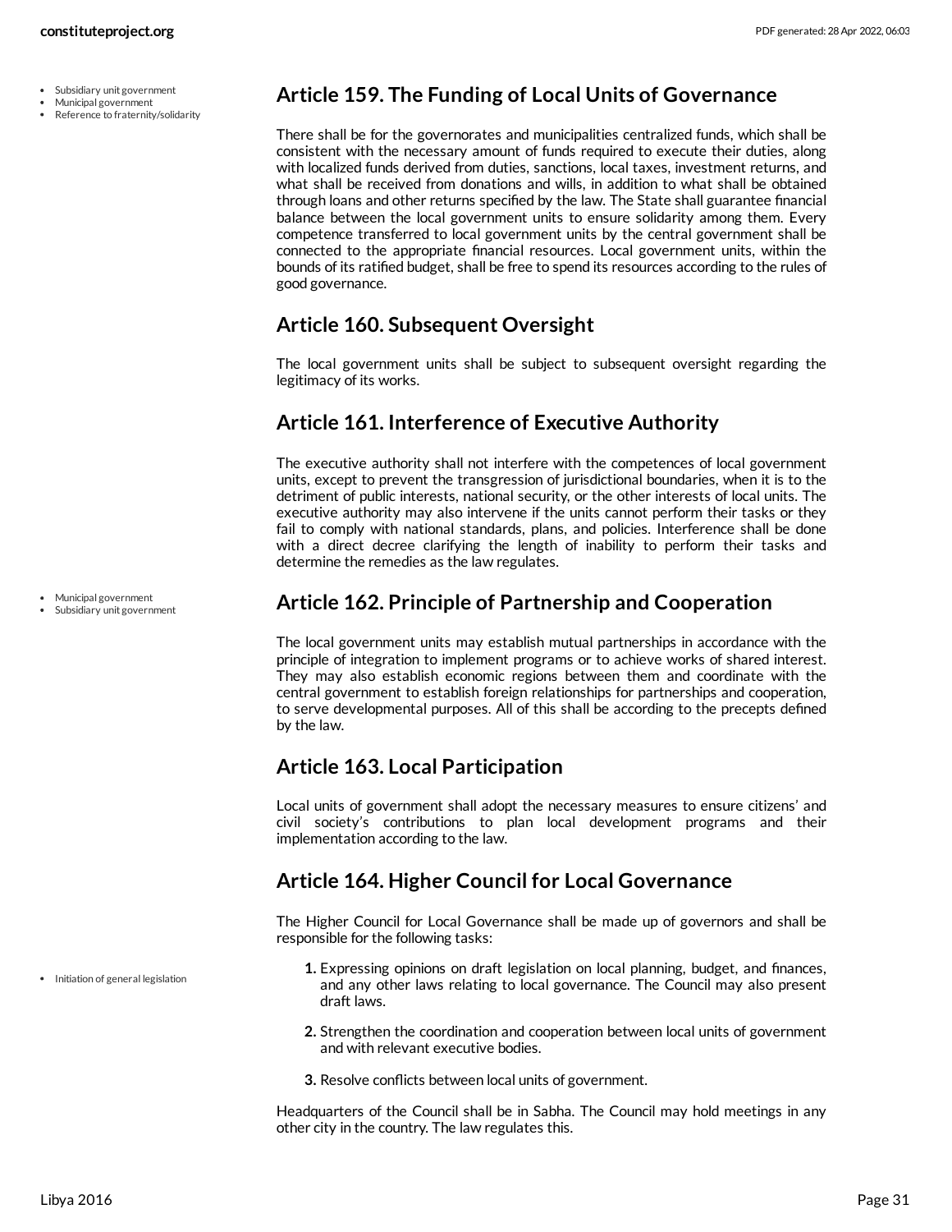## Article 159. The Funding of Local Units of Governance

There shall be for the governorates and municipalities centralized funds, which shall be consistent with the necessary amount of funds required to execute their duties, along with localized funds derived from duties, sanctions, local taxes, investment returns, and what shall be received from donations and wills, in addition to what shall be obtained through loans and other returns specified by the law. The State shall guarantee financial balance between the local government units to ensure solidarity among them. Every competence transferred to local government units by the central government shall be connected to the appropriate financial resources. Local government units, within the bounds of its ratified budget, shall be free to spend its resources according to the rules of good governance.

## Article 160. Subsequent Oversight

The local government units shall be subject to subsequent oversight regarding the legitimacy of its works.

## Article 161. Interference of Executive Authority

The executive authority shall not interfere with the competences of local government units, except to prevent the transgression of jurisdictional boundaries, when it is to the detriment of public interests, national security, or the other interests of local units. The executive authority may also intervene if the units cannot perform their tasks or they fail to comply with national standards, plans, and policies. Interference shall be done with a direct decree clarifying the length of inability to perform their tasks and determine the remedies as the law regulates.

## Article 162. Principle of Partnership and Cooperation

The local government units may establish mutual partnerships in accordance with the principle of integration to implement programs or to achieve works of shared interest. They may also establish economic regions between them and coordinate with the central government to establish foreign relationships for partnerships and cooperation, to serve developmental purposes. All of this shall be according to the precepts defined by the law.

## Article 163. Local Participation

Local units of government shall adopt the necessary measures to ensure citizens' and civil society's contributions to plan local development programs and their implementation according to the law.

## Article 164. Higher Council for Local Governance

The Higher Council for Local Governance shall be made up of governors and shall be responsible for the following tasks:

1. Expressing opinions on draft legislation on local planning, budget, and finances, and any other laws relating to local governance. The Council may also present draft laws.
2. Strengthen the coordination and cooperation between local units of government and with relevant executive bodies.
3. Resolve conflicts between local units of government.

Headquarters of the Council shall be in Sabha. The Council may hold meetings in any other city in the country. The law regulates this.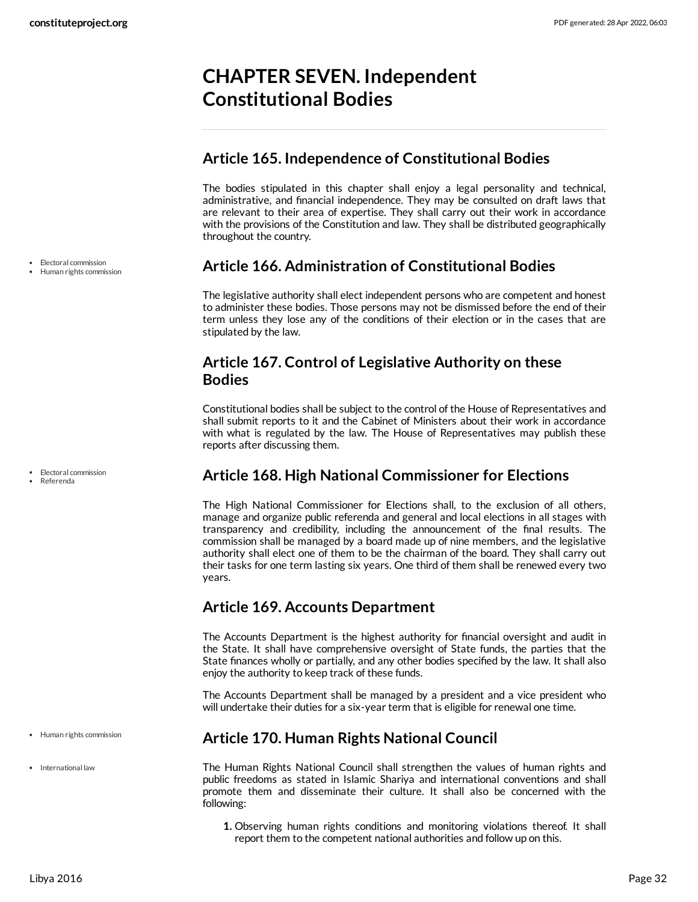# CHAPTER SEVEN. Independent Constitutional Bodies

## Article 165. Independence of Constitutional Bodies

The bodies stipulated in this chapter shall enjoy a legal personality and technical, administrative, and financial independence. They may be consulted on draft laws that are relevant to their area of expertise. They shall carry out their work in accordance with the provisions of the Constitution and law. They shall be distributed geographically throughout the country.

- Electoral commission
- Human rights commission

## Article 166. Administration of Constitutional Bodies

The legislative authority shall elect independent persons who are competent and honest to administer these bodies. Those persons may not be dismissed before the end of their term unless they lose any of the conditions of their election or in the cases that are stipulated by the law.

## Article 167. Control of Legislative Authority on these Bodies

Constitutional bodies shall be subject to the control of the House of Representatives and shall submit reports to it and the Cabinet of Ministers about their work in accordance with what is regulated by the law. The House of Representatives may publish these reports after discussing them.

- Electoral commission
- Referenda

## Article 168. High National Commissioner for Elections

The High National Commissioner for Elections shall, to the exclusion of all others, manage and organize public referenda and general and local elections in all stages with transparency and credibility, including the announcement of the final results. The commission shall be managed by a board made up of nine members, and the legislative authority shall elect one of them to be the chairman of the board. They shall carry out their tasks for one term lasting six years. One third of them shall be renewed every two years.

## Article 169. Accounts Department

The Accounts Department is the highest authority for financial oversight and audit in the State. It shall have comprehensive oversight of State funds, the parties that the State finances wholly or partially, and any other bodies specified by the law. It shall also enjoy the authority to keep track of these funds.

The Accounts Department shall be managed by a president and a vice president who will undertake their duties for a six-year term that is eligible for renewal one time.

- Human rights commission

## Article 170. Human Rights National Council

- International law

The Human Rights National Council shall strengthen the values of human rights and public freedoms as stated in Islamic Shariya and international conventions and shall promote them and disseminate their culture. It shall also be concerned with the following:

1. Observing human rights conditions and monitoring violations thereof. It shall report them to the competent national authorities and follow up on this.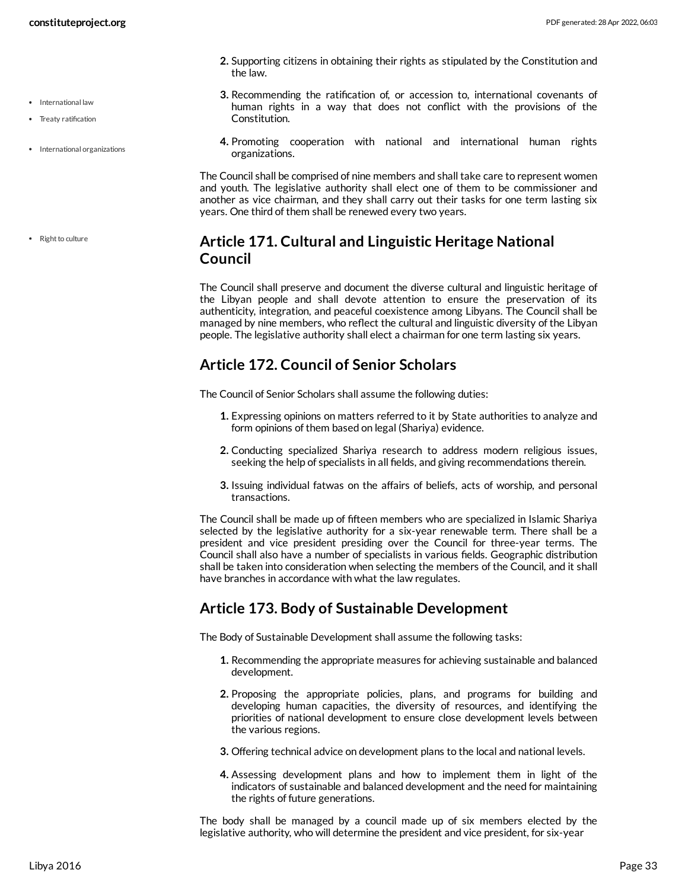2. Supporting citizens in obtaining their rights as stipulated by the Constitution and the law.
3. Recommending the ratification of, or accession to, international covenants of human rights in a way that does not conflict with the provisions of the Constitution.
4. Promoting cooperation with national and international human rights organizations.

The Council shall be comprised of nine members and shall take care to represent women and youth. The legislative authority shall elect one of them to be commissioner and another as vice chairman, and they shall carry out their tasks for one term lasting six years. One third of them shall be renewed every two years.

## Article 171. Cultural and Linguistic Heritage National Council

The Council shall preserve and document the diverse cultural and linguistic heritage of the Libyan people and shall devote attention to ensure the preservation of its authenticity, integration, and peaceful coexistence among Libyans. The Council shall be managed by nine members, who reflect the cultural and linguistic diversity of the Libyan people. The legislative authority shall elect a chairman for one term lasting six years.

## Article 172. Council of Senior Scholars

The Council of Senior Scholars shall assume the following duties:

1. Expressing opinions on matters referred to it by State authorities to analyze and form opinions of them based on legal (Shariya) evidence.
2. Conducting specialized Shariya research to address modern religious issues, seeking the help of specialists in all fields, and giving recommendations therein.
3. Issuing individual fatwas on the affairs of beliefs, acts of worship, and personal transactions.

The Council shall be made up of fifteen members who are specialized in Islamic Shariya selected by the legislative authority for a six-year renewable term. There shall be a president and vice president presiding over the Council for three-year terms. The Council shall also have a number of specialists in various fields. Geographic distribution shall be taken into consideration when selecting the members of the Council, and it shall have branches in accordance with what the law regulates.

## Article 173. Body of Sustainable Development

The Body of Sustainable Development shall assume the following tasks:

1. Recommending the appropriate measures for achieving sustainable and balanced development.
2. Proposing the appropriate policies, plans, and programs for building and developing human capacities, the diversity of resources, and identifying the priorities of national development to ensure close development levels between the various regions.
3. Offering technical advice on development plans to the local and national levels.
4. Assessing development plans and how to implement them in light of the indicators of sustainable and balanced development and the need for maintaining the rights of future generations.

The body shall be managed by a council made up of six members elected by the legislative authority, who will determine the president and vice president, for six-year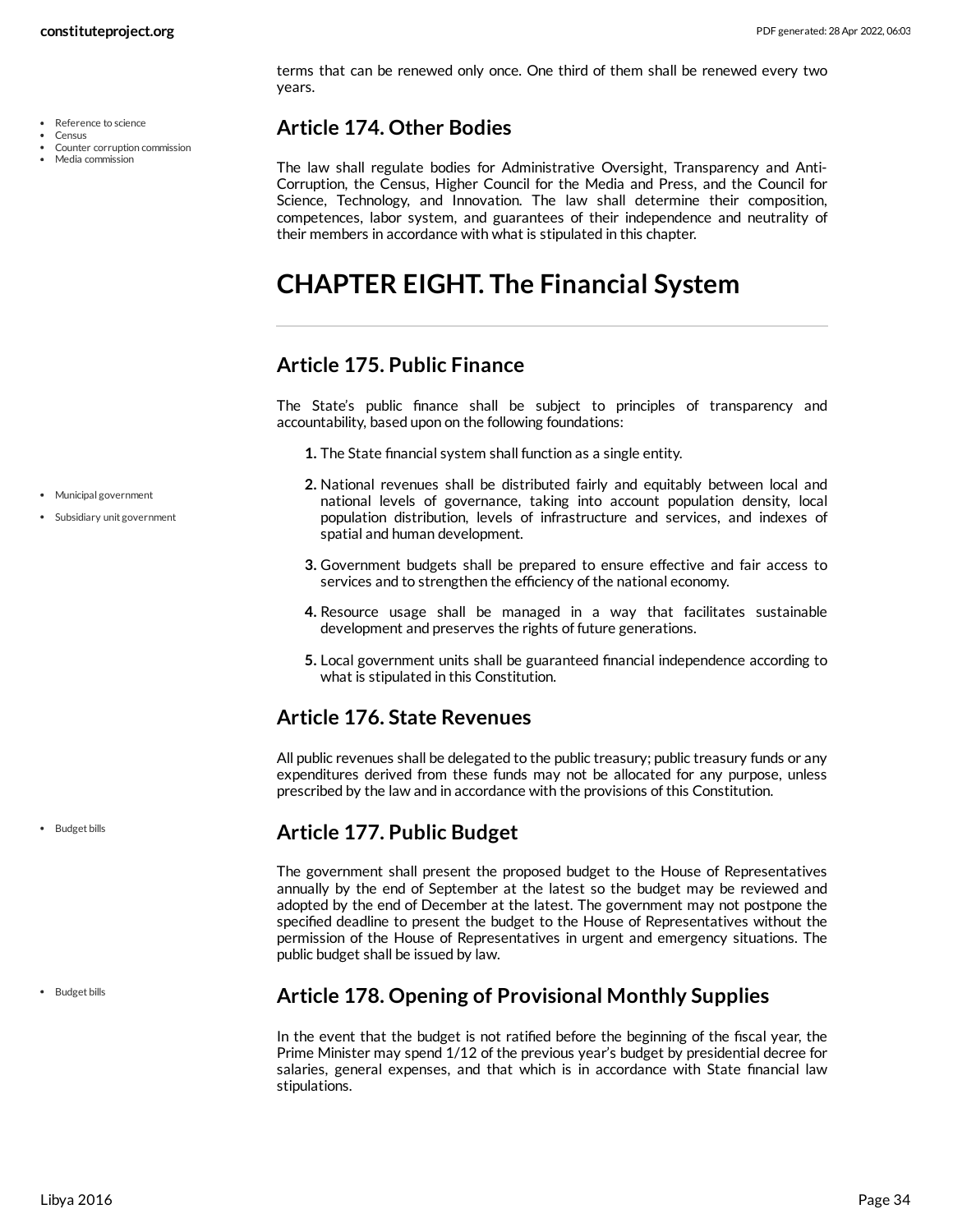terms that can be renewed only once. One third of them shall be renewed every two years.

- Reference to science
- Census
- Counter corruption commission
- Media commission

### Article 174. Other Bodies

The law shall regulate bodies for Administrative Oversight, Transparency and Anti-Corruption, the Census, Higher Council for the Media and Press, and the Council for Science, Technology, and Innovation. The law shall determine their composition, competences, labor system, and guarantees of their independence and neutrality of their members in accordance with what is stipulated in this chapter.

## CHAPTER EIGHT. The Financial System

### Article 175. Public Finance

The State's public finance shall be subject to principles of transparency and accountability, based upon on the following foundations:

1. The State financial system shall function as a single entity.
2. National revenues shall be distributed fairly and equitably between local and national levels of governance, taking into account population density, local population distribution, levels of infrastructure and services, and indexes of spatial and human development.
3. Government budgets shall be prepared to ensure effective and fair access to services and to strengthen the efficiency of the national economy.
4. Resource usage shall be managed in a way that facilitates sustainable development and preserves the rights of future generations.
5. Local government units shall be guaranteed financial independence according to what is stipulated in this Constitution.

- Municipal government
- Subsidiary unit government

### Article 176. State Revenues

All public revenues shall be delegated to the public treasury; public treasury funds or any expenditures derived from these funds may not be allocated for any purpose, unless prescribed by the law and in accordance with the provisions of this Constitution.

- Budget bills

### Article 177. Public Budget

The government shall present the proposed budget to the House of Representatives annually by the end of September at the latest so the budget may be reviewed and adopted by the end of December at the latest. The government may not postpone the specified deadline to present the budget to the House of Representatives without the permission of the House of Representatives in urgent and emergency situations. The public budget shall be issued by law.

- Budget bills

### Article 178. Opening of Provisional Monthly Supplies

In the event that the budget is not ratified before the beginning of the fiscal year, the Prime Minister may spend 1/12 of the previous year's budget by presidential decree for salaries, general expenses, and that which is in accordance with State financial law stipulations.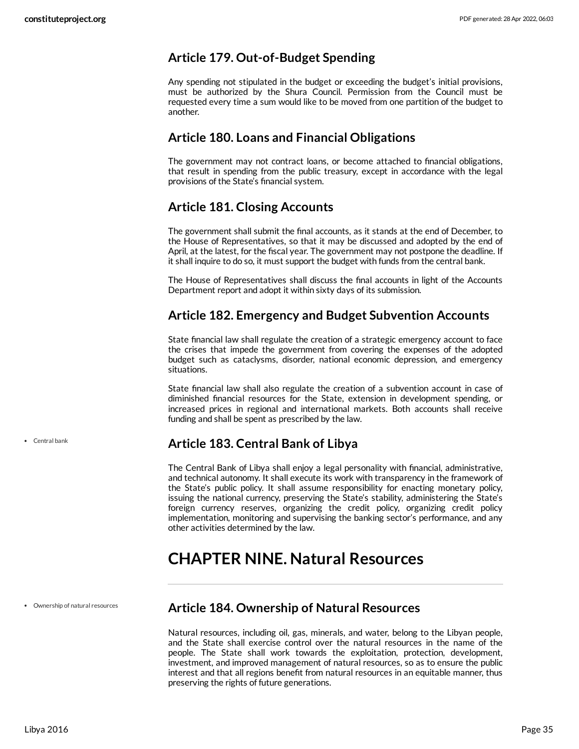## Article 179. Out-of-Budget Spending

Any spending not stipulated in the budget or exceeding the budget's initial provisions, must be authorized by the Shura Council. Permission from the Council must be requested every time a sum would like to be moved from one partition of the budget to another.

## Article 180. Loans and Financial Obligations

The government may not contract loans, or become attached to financial obligations, that result in spending from the public treasury, except in accordance with the legal provisions of the State's financial system.

## Article 181. Closing Accounts

The government shall submit the final accounts, as it stands at the end of December, to the House of Representatives, so that it may be discussed and adopted by the end of April, at the latest, for the fiscal year. The government may not postpone the deadline. If it shall inquire to do so, it must support the budget with funds from the central bank.

The House of Representatives shall discuss the final accounts in light of the Accounts Department report and adopt it within sixty days of its submission.

## Article 182. Emergency and Budget Subvention Accounts

State financial law shall regulate the creation of a strategic emergency account to face the crises that impede the government from covering the expenses of the adopted budget such as cataclysms, disorder, national economic depression, and emergency situations.

State financial law shall also regulate the creation of a subvention account in case of diminished financial resources for the State, extension in development spending, or increased prices in regional and international markets. Both accounts shall receive funding and shall be spent as prescribed by the law.

- Central bank

## Article 183. Central Bank of Libya

The Central Bank of Libya shall enjoy a legal personality with financial, administrative, and technical autonomy. It shall execute its work with transparency in the framework of the State's public policy. It shall assume responsibility for enacting monetary policy, issuing the national currency, preserving the State's stability, administering the State's foreign currency reserves, organizing the credit policy, organizing credit policy implementation, monitoring and supervising the banking sector's performance, and any other activities determined by the law.

# CHAPTER NINE. Natural Resources

- Ownership of natural resources

## Article 184. Ownership of Natural Resources

Natural resources, including oil, gas, minerals, and water, belong to the Libyan people, and the State shall exercise control over the natural resources in the name of the people. The State shall work towards the exploitation, protection, development, investment, and improved management of natural resources, so as to ensure the public interest and that all regions benefit from natural resources in an equitable manner, thus preserving the rights of future generations.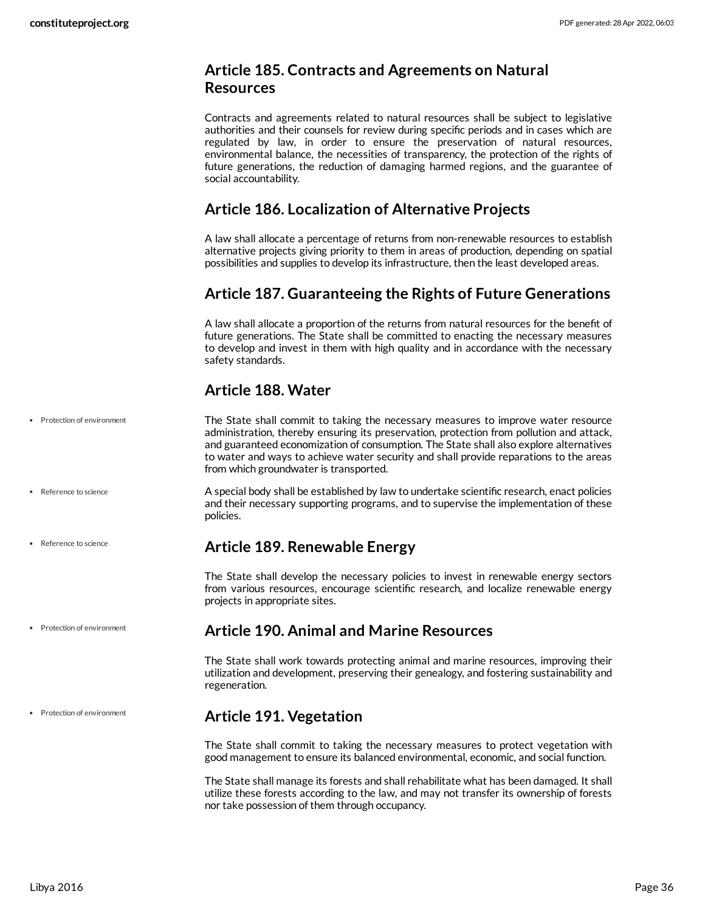## Article 185. Contracts and Agreements on Natural Resources

Contracts and agreements related to natural resources shall be subject to legislative authorities and their counsels for review during specific periods and in cases which are regulated by law, in order to ensure the preservation of natural resources, environmental balance, the necessities of transparency, the protection of the rights of future generations, the reduction of damaging harmed regions, and the guarantee of social accountability.

## Article 186. Localization of Alternative Projects

A law shall allocate a percentage of returns from non-renewable resources to establish alternative projects giving priority to them in areas of production, depending on spatial possibilities and supplies to develop its infrastructure, then the least developed areas.

## Article 187. Guaranteeing the Rights of Future Generations

A law shall allocate a proportion of the returns from natural resources for the benefit of future generations. The State shall be committed to enacting the necessary measures to develop and invest in them with high quality and in accordance with the necessary safety standards.

## Article 188. Water

- Protection of environment

The State shall commit to taking the necessary measures to improve water resource administration, thereby ensuring its preservation, protection from pollution and attack, and guaranteed economization of consumption. The State shall also explore alternatives to water and ways to achieve water security and shall provide reparations to the areas from which groundwater is transported.

- Reference to science

A special body shall be established by law to undertake scientific research, enact policies and their necessary supporting programs, and to supervise the implementation of these policies.

- Reference to science

## Article 189. Renewable Energy

The State shall develop the necessary policies to invest in renewable energy sectors from various resources, encourage scientific research, and localize renewable energy projects in appropriate sites.

- Protection of environment

## Article 190. Animal and Marine Resources

The State shall work towards protecting animal and marine resources, improving their utilization and development, preserving their genealogy, and fostering sustainability and regeneration.

- Protection of environment

## Article 191. Vegetation

The State shall commit to taking the necessary measures to protect vegetation with good management to ensure its balanced environmental, economic, and social function.

The State shall manage its forests and shall rehabilitate what has been damaged. It shall utilize these forests according to the law, and may not transfer its ownership of forests nor take possession of them through occupancy.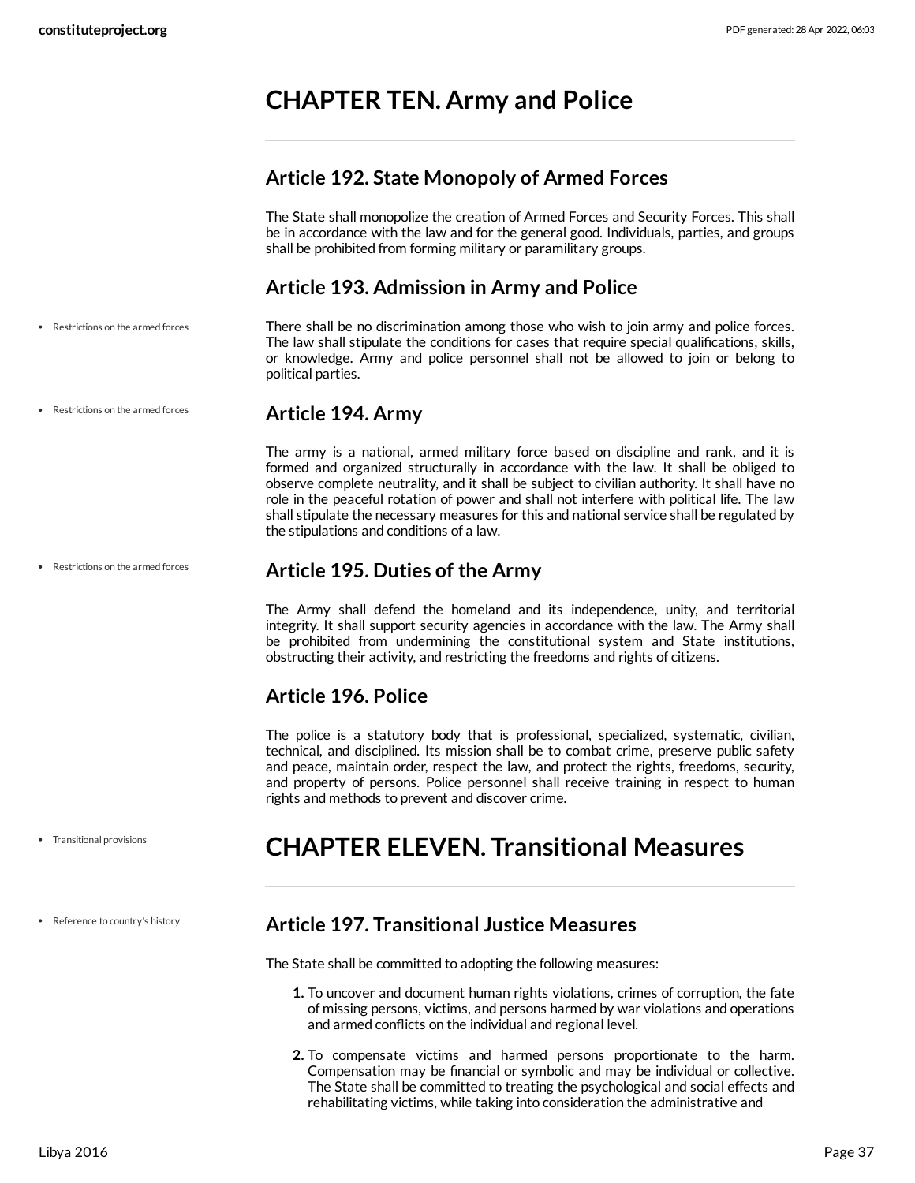# CHAPTER TEN. Army and Police

## Article 192. State Monopoly of Armed Forces

The State shall monopolize the creation of Armed Forces and Security Forces. This shall be in accordance with the law and for the general good. Individuals, parties, and groups shall be prohibited from forming military or paramilitary groups.

## Article 193. Admission in Army and Police

- Restrictions on the armed forces

There shall be no discrimination among those who wish to join army and police forces. The law shall stipulate the conditions for cases that require special qualifications, skills, or knowledge. Army and police personnel shall not be allowed to join or belong to political parties.

- Restrictions on the armed forces

## Article 194. Army

The army is a national, armed military force based on discipline and rank, and it is formed and organized structurally in accordance with the law. It shall be obliged to observe complete neutrality, and it shall be subject to civilian authority. It shall have no role in the peaceful rotation of power and shall not interfere with political life. The law shall stipulate the necessary measures for this and national service shall be regulated by the stipulations and conditions of a law.

- Restrictions on the armed forces

## Article 195. Duties of the Army

The Army shall defend the homeland and its independence, unity, and territorial integrity. It shall support security agencies in accordance with the law. The Army shall be prohibited from undermining the constitutional system and State institutions, obstructing their activity, and restricting the freedoms and rights of citizens.

## Article 196. Police

The police is a statutory body that is professional, specialized, systematic, civilian, technical, and disciplined. Its mission shall be to combat crime, preserve public safety and peace, maintain order, respect the law, and protect the rights, freedoms, security, and property of persons. Police personnel shall receive training in respect to human rights and methods to prevent and discover crime.

- Transitional provisions

# CHAPTER ELEVEN. Transitional Measures

- Reference to country's history

## Article 197. Transitional Justice Measures

The State shall be committed to adopting the following measures:

1. To uncover and document human rights violations, crimes of corruption, the fate of missing persons, victims, and persons harmed by war violations and operations and armed conflicts on the individual and regional level.
2. To compensate victims and harmed persons proportionate to the harm. Compensation may be financial or symbolic and may be individual or collective. The State shall be committed to treating the psychological and social effects and rehabilitating victims, while taking into consideration the administrative and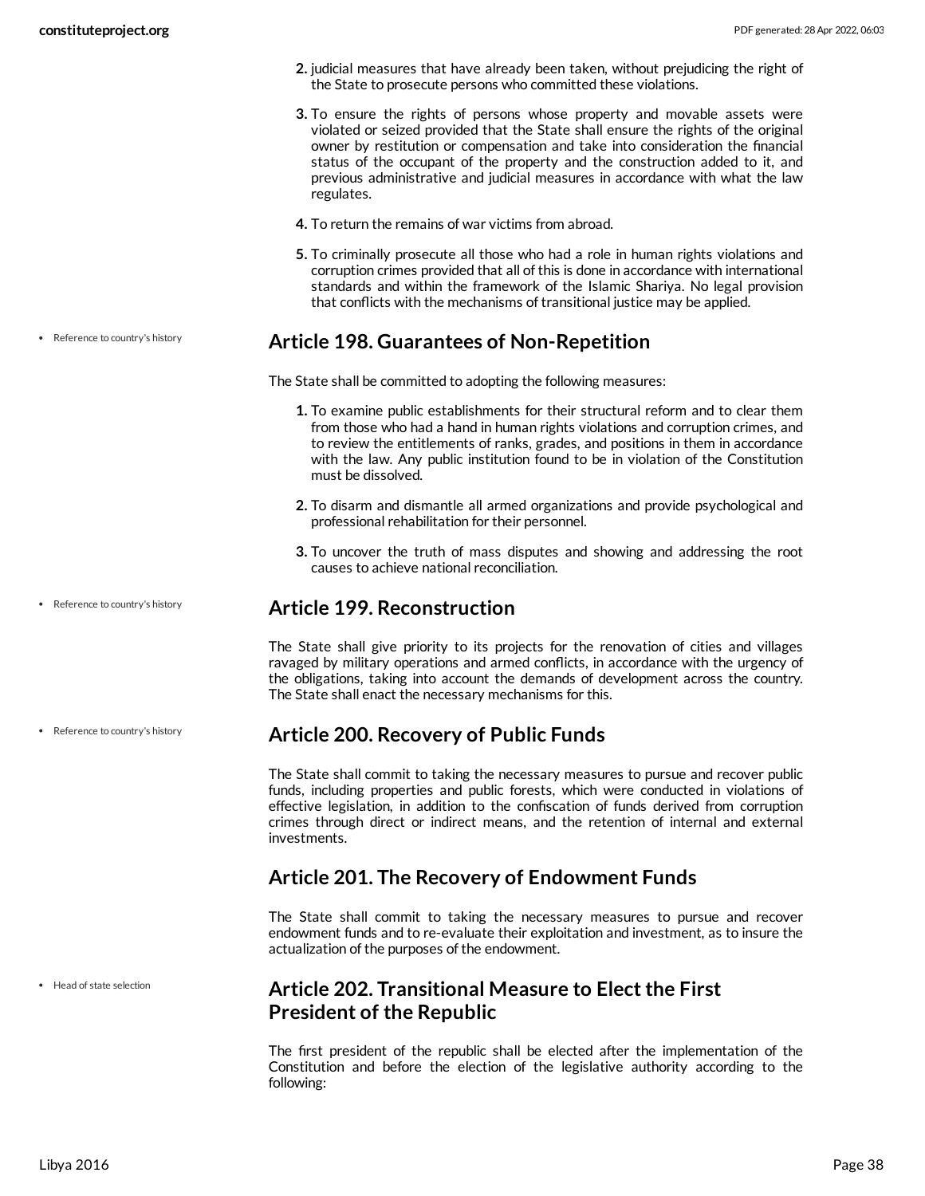2. judicial measures that have already been taken, without prejudicing the right of the State to prosecute persons who committed these violations.
3. To ensure the rights of persons whose property and movable assets were violated or seized provided that the State shall ensure the rights of the original owner by restitution or compensation and take into consideration the financial status of the occupant of the property and the construction added to it, and previous administrative and judicial measures in accordance with what the law regulates.
4. To return the remains of war victims from abroad.
5. To criminally prosecute all those who had a role in human rights violations and corruption crimes provided that all of this is done in accordance with international standards and within the framework of the Islamic Shariya. No legal provision that conflicts with the mechanisms of transitional justice may be applied.

- Reference to country's history

## Article 198. Guarantees of Non-Repetition

The State shall be committed to adopting the following measures:

1. To examine public establishments for their structural reform and to clear them from those who had a hand in human rights violations and corruption crimes, and to review the entitlements of ranks, grades, and positions in them in accordance with the law. Any public institution found to be in violation of the Constitution must be dissolved.
2. To disarm and dismantle all armed organizations and provide psychological and professional rehabilitation for their personnel.
3. To uncover the truth of mass disputes and showing and addressing the root causes to achieve national reconciliation.

- Reference to country's history

## Article 199. Reconstruction

The State shall give priority to its projects for the renovation of cities and villages ravaged by military operations and armed conflicts, in accordance with the urgency of the obligations, taking into account the demands of development across the country. The State shall enact the necessary mechanisms for this.

- Reference to country's history

## Article 200. Recovery of Public Funds

The State shall commit to taking the necessary measures to pursue and recover public funds, including properties and public forests, which were conducted in violations of effective legislation, in addition to the confiscation of funds derived from corruption crimes through direct or indirect means, and the retention of internal and external investments.

## Article 201. The Recovery of Endowment Funds

The State shall commit to taking the necessary measures to pursue and recover endowment funds and to re-evaluate their exploitation and investment, as to insure the actualization of the purposes of the endowment.

- Head of state selection

## Article 202. Transitional Measure to Elect the First President of the Republic

The first president of the republic shall be elected after the implementation of the Constitution and before the election of the legislative authority according to the following: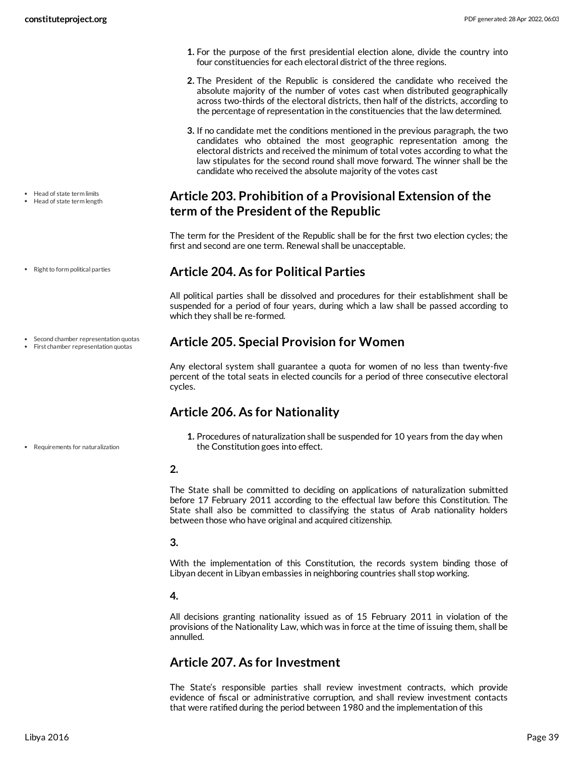1. For the purpose of the first presidential election alone, divide the country into four constituencies for each electoral district of the three regions.
2. The President of the Republic is considered the candidate who received the absolute majority of the number of votes cast when distributed geographically across two-thirds of the electoral districts, then half of the districts, according to the percentage of representation in the constituencies that the law determined.
3. If no candidate met the conditions mentioned in the previous paragraph, the two candidates who obtained the most geographic representation among the electoral districts and received the minimum of total votes according to what the law stipulates for the second round shall move forward. The winner shall be the candidate who received the absolute majority of the votes cast

- Head of state term limits
- Head of state term length

## Article 203. Prohibition of a Provisional Extension of the term of the President of the Republic

The term for the President of the Republic shall be for the first two election cycles; the first and second are one term. Renewal shall be unacceptable.

- Right to form political parties

## Article 204. As for Political Parties

All political parties shall be dissolved and procedures for their establishment shall be suspended for a period of four years, during which a law shall be passed according to which they shall be re-formed.

- Second chamber representation quotas
- First chamber representation quotas

## Article 205. Special Provision for Women

Any electoral system shall guarantee a quota for women of no less than twenty-five percent of the total seats in elected councils for a period of three consecutive electoral cycles.

## Article 206. As for Nationality

- Requirements for naturalization

1. Procedures of naturalization shall be suspended for 10 years from the day when the Constitution goes into effect.

**2.**

The State shall be committed to deciding on applications of naturalization submitted before 17 February 2011 according to the effectual law before this Constitution. The State shall also be committed to classifying the status of Arab nationality holders between those who have original and acquired citizenship.

**3.**

With the implementation of this Constitution, the records system binding those of Libyan decent in Libyan embassies in neighboring countries shall stop working.

**4.**

All decisions granting nationality issued as of 15 February 2011 in violation of the provisions of the Nationality Law, which was in force at the time of issuing them, shall be annulled.

## Article 207. As for Investment

The State's responsible parties shall review investment contracts, which provide evidence of fiscal or administrative corruption, and shall review investment contacts that were ratified during the period between 1980 and the implementation of this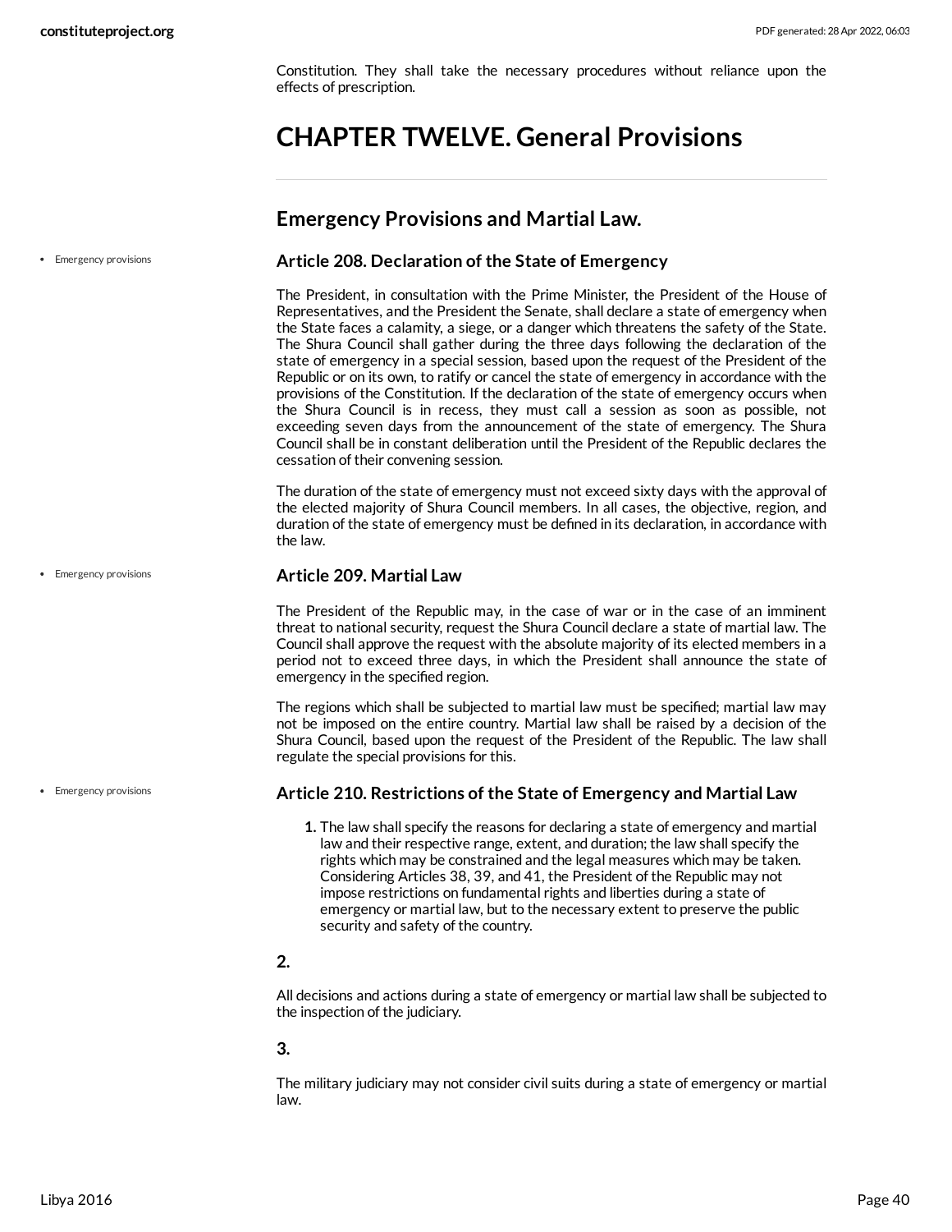Constitution. They shall take the necessary procedures without reliance upon the effects of prescription.

# CHAPTER TWELVE. General Provisions

## Emergency Provisions and Martial Law.

- Emergency provisions

### Article 208. Declaration of the State of Emergency

The President, in consultation with the Prime Minister, the President of the House of Representatives, and the President the Senate, shall declare a state of emergency when the State faces a calamity, a siege, or a danger which threatens the safety of the State. The Shura Council shall gather during the three days following the declaration of the state of emergency in a special session, based upon the request of the President of the Republic or on its own, to ratify or cancel the state of emergency in accordance with the provisions of the Constitution. If the declaration of the state of emergency occurs when the Shura Council is in recess, they must call a session as soon as possible, not exceeding seven days from the announcement of the state of emergency. The Shura Council shall be in constant deliberation until the President of the Republic declares the cessation of their convening session.

The duration of the state of emergency must not exceed sixty days with the approval of the elected majority of Shura Council members. In all cases, the objective, region, and duration of the state of emergency must be defined in its declaration, in accordance with the law.

- Emergency provisions

### Article 209. Martial Law

The President of the Republic may, in the case of war or in the case of an imminent threat to national security, request the Shura Council declare a state of martial law. The Council shall approve the request with the absolute majority of its elected members in a period not to exceed three days, in which the President shall announce the state of emergency in the specified region.

The regions which shall be subjected to martial law must be specified; martial law may not be imposed on the entire country. Martial law shall be raised by a decision of the Shura Council, based upon the request of the President of the Republic. The law shall regulate the special provisions for this.

- Emergency provisions

### Article 210. Restrictions of the State of Emergency and Martial Law

1. The law shall specify the reasons for declaring a state of emergency and martial law and their respective range, extent, and duration; the law shall specify the rights which may be constrained and the legal measures which may be taken. Considering Articles 38, 39, and 41, the President of the Republic may not impose restrictions on fundamental rights and liberties during a state of emergency or martial law, but to the necessary extent to preserve the public security and safety of the country.

**2.**

All decisions and actions during a state of emergency or martial law shall be subjected to the inspection of the judiciary.

**3.**

The military judiciary may not consider civil suits during a state of emergency or martial law.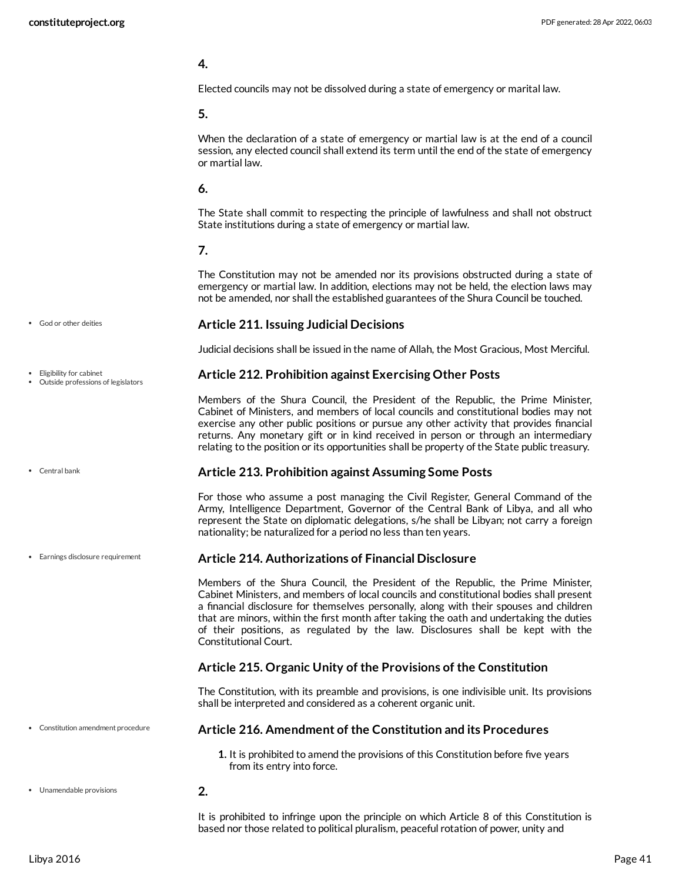**4.**

Elected councils may not be dissolved during a state of emergency or marital law.

**5.**

When the declaration of a state of emergency or martial law is at the end of a council session, any elected council shall extend its term until the end of the state of emergency or martial law.

**6.**

The State shall commit to respecting the principle of lawfulness and shall not obstruct State institutions during a state of emergency or martial law.

**7.**

The Constitution may not be amended nor its provisions obstructed during a state of emergency or martial law. In addition, elections may not be held, the election laws may not be amended, nor shall the established guarantees of the Shura Council be touched.

- God or other deities

### Article 211. Issuing Judicial Decisions

Judicial decisions shall be issued in the name of Allah, the Most Gracious, Most Merciful.

- Eligibility for cabinet
- Outside professions of legislators

### Article 212. Prohibition against Exercising Other Posts

Members of the Shura Council, the President of the Republic, the Prime Minister, Cabinet of Ministers, and members of local councils and constitutional bodies may not exercise any other public positions or pursue any other activity that provides financial returns. Any monetary gift or in kind received in person or through an intermediary relating to the position or its opportunities shall be property of the State public treasury.

- Central bank

### Article 213. Prohibition against Assuming Some Posts

For those who assume a post managing the Civil Register, General Command of the Army, Intelligence Department, Governor of the Central Bank of Libya, and all who represent the State on diplomatic delegations, s/he shall be Libyan; not carry a foreign nationality; be naturalized for a period no less than ten years.

- Earnings disclosure requirement

### Article 214. Authorizations of Financial Disclosure

Members of the Shura Council, the President of the Republic, the Prime Minister, Cabinet Ministers, and members of local councils and constitutional bodies shall present a financial disclosure for themselves personally, along with their spouses and children that are minors, within the first month after taking the oath and undertaking the duties of their positions, as regulated by the law. Disclosures shall be kept with the Constitutional Court.

### Article 215. Organic Unity of the Provisions of the Constitution

The Constitution, with its preamble and provisions, is one indivisible unit. Its provisions shall be interpreted and considered as a coherent organic unit.

- Constitution amendment procedure

### Article 216. Amendment of the Constitution and its Procedures

1. It is prohibited to amend the provisions of this Constitution before five years from its entry into force.

- Unamendable provisions

**2.**

It is prohibited to infringe upon the principle on which Article 8 of this Constitution is based nor those related to political pluralism, peaceful rotation of power, unity and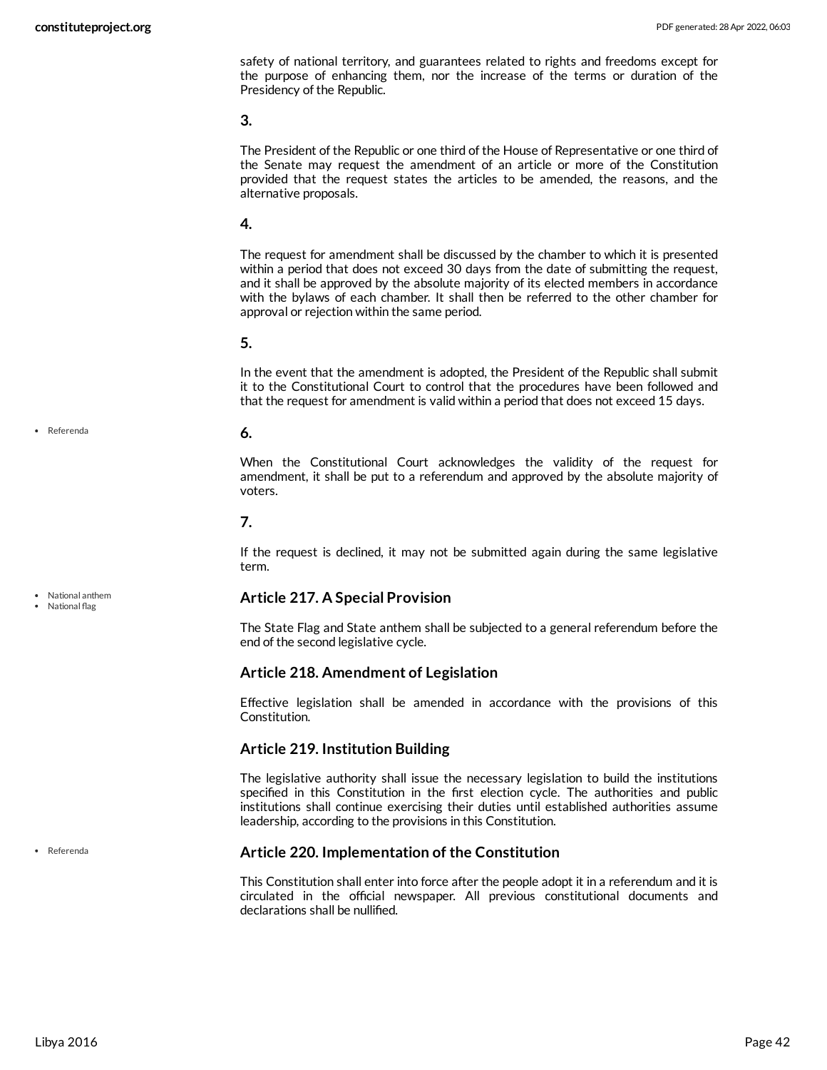safety of national territory, and guarantees related to rights and freedoms except for the purpose of enhancing them, nor the increase of the terms or duration of the Presidency of the Republic.

**3.**

The President of the Republic or one third of the House of Representative or one third of the Senate may request the amendment of an article or more of the Constitution provided that the request states the articles to be amended, the reasons, and the alternative proposals.

**4.**

The request for amendment shall be discussed by the chamber to which it is presented within a period that does not exceed 30 days from the date of submitting the request, and it shall be approved by the absolute majority of its elected members in accordance with the bylaws of each chamber. It shall then be referred to the other chamber for approval or rejection within the same period.

**5.**

In the event that the amendment is adopted, the President of the Republic shall submit it to the Constitutional Court to control that the procedures have been followed and that the request for amendment is valid within a period that does not exceed 15 days.

- Referenda

**6.**

When the Constitutional Court acknowledges the validity of the request for amendment, it shall be put to a referendum and approved by the absolute majority of voters.

**7.**

If the request is declined, it may not be submitted again during the same legislative term.

- National anthem
- National flag

### Article 217. A Special Provision

The State Flag and State anthem shall be subjected to a general referendum before the end of the second legislative cycle.

### Article 218. Amendment of Legislation

Effective legislation shall be amended in accordance with the provisions of this Constitution.

### Article 219. Institution Building

The legislative authority shall issue the necessary legislation to build the institutions specified in this Constitution in the first election cycle. The authorities and public institutions shall continue exercising their duties until established authorities assume leadership, according to the provisions in this Constitution.

- Referenda

### Article 220. Implementation of the Constitution

This Constitution shall enter into force after the people adopt it in a referendum and it is circulated in the official newspaper. All previous constitutional documents and declarations shall be nullified.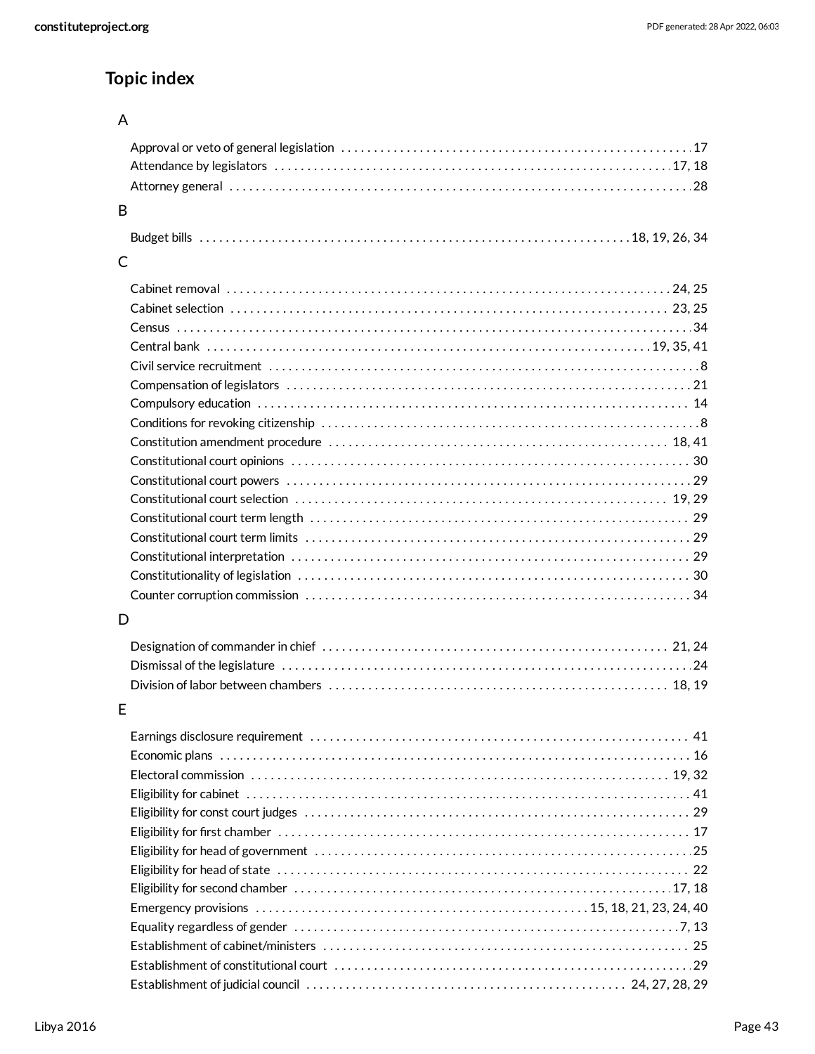## Topic index

### A

- Approval or veto of general legislation . . . 17
- Attendance by legislators . . . 17, 18
- Attorney general . . . 28

### B

- Budget bills . . . 18, 19, 26, 34

### C

- Cabinet removal . . . 24, 25
- Cabinet selection . . . 23, 25
- Census . . . 34
- Central bank . . . 19, 35, 41
- Civil service recruitment . . . 8
- Compensation of legislators . . . 21
- Compulsory education . . . 14
- Conditions for revoking citizenship . . . 8
- Constitution amendment procedure . . . 18, 41
- Constitutional court opinions . . . 30
- Constitutional court powers . . . 29
- Constitutional court selection . . . 19, 29
- Constitutional court term length . . . 29
- Constitutional court term limits . . . 29
- Constitutional interpretation . . . 29
- Constitutionality of legislation . . . 30
- Counter corruption commission . . . 34

### D

- Designation of commander in chief . . . 21, 24
- Dismissal of the legislature . . . 24
- Division of labor between chambers . . . 18, 19

### E

- Earnings disclosure requirement . . . 41
- Economic plans . . . 16
- Electoral commission . . . 19, 32
- Eligibility for cabinet . . . 41
- Eligibility for const court judges . . . 29
- Eligibility for first chamber . . . 17
- Eligibility for head of government . . . 25
- Eligibility for head of state . . . 22
- Eligibility for second chamber . . . 17, 18
- Emergency provisions . . . 15, 18, 21, 23, 24, 40
- Equality regardless of gender . . . 7, 13
- Establishment of cabinet/ministers . . . 25
- Establishment of constitutional court . . . 29
- Establishment of judicial council . . . 24, 27, 28, 29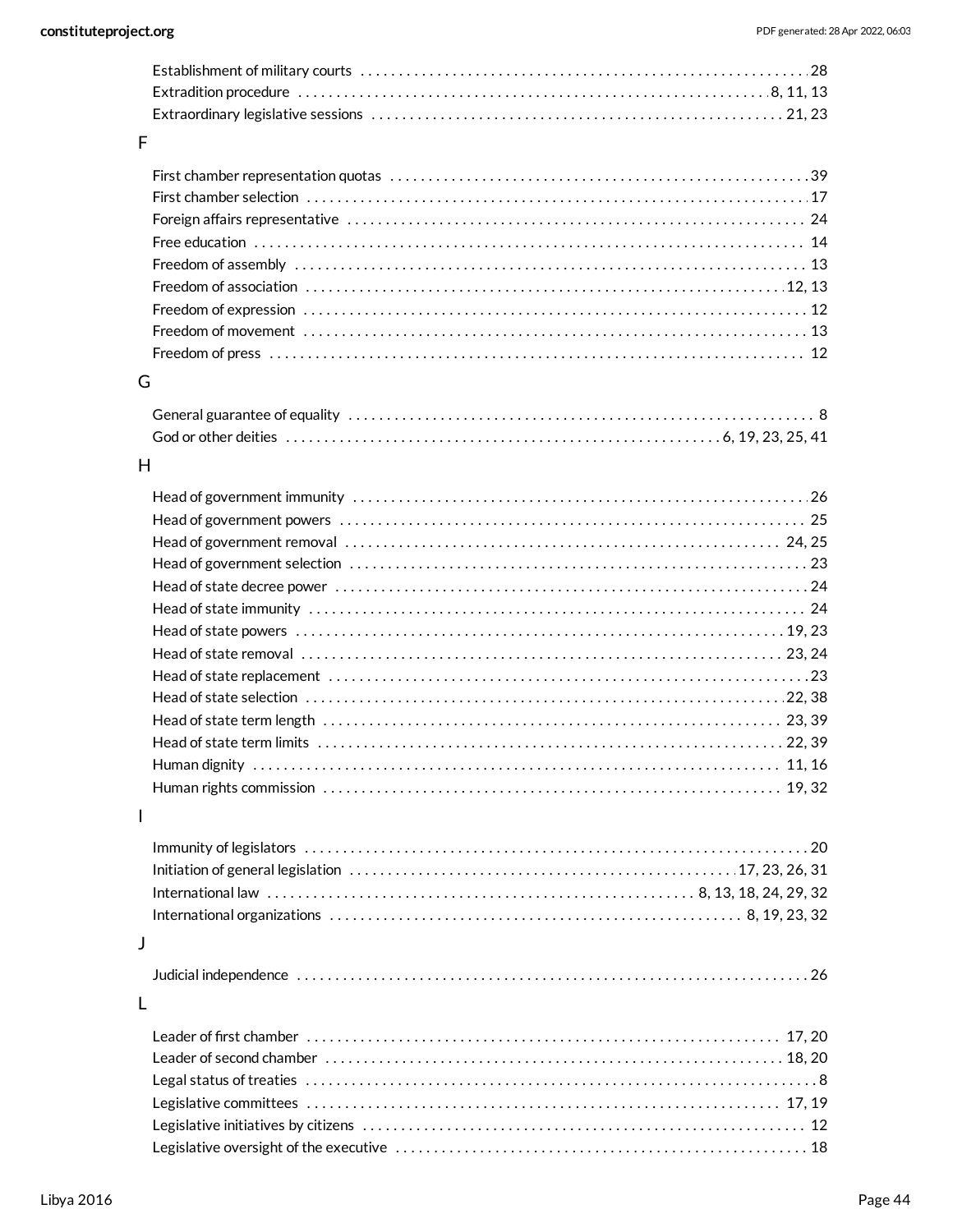Establishment of military courts . . . . . . . . . . 28
Extradition procedure . . . . . . . . . . 8, 11, 13
Extraordinary legislative sessions . . . . . . . . . . 21, 23

## F

First chamber representation quotas . . . . . . . . . . 39
First chamber selection . . . . . . . . . . 17
Foreign affairs representative . . . . . . . . . . 24
Free education . . . . . . . . . . 14
Freedom of assembly . . . . . . . . . . 13
Freedom of association . . . . . . . . . . 12, 13
Freedom of expression . . . . . . . . . . 12
Freedom of movement . . . . . . . . . . 13
Freedom of press . . . . . . . . . . 12

## G

General guarantee of equality . . . . . . . . . . 8
God or other deities . . . . . . . . . . 6, 19, 23, 25, 41

## H

Head of government immunity . . . . . . . . . . 26
Head of government powers . . . . . . . . . . 25
Head of government removal . . . . . . . . . . 24, 25
Head of government selection . . . . . . . . . . 23
Head of state decree power . . . . . . . . . . 24
Head of state immunity . . . . . . . . . . 24
Head of state powers . . . . . . . . . . 19, 23
Head of state removal . . . . . . . . . . 23, 24
Head of state replacement . . . . . . . . . . 23
Head of state selection . . . . . . . . . . 22, 38
Head of state term length . . . . . . . . . . 23, 39
Head of state term limits . . . . . . . . . . 22, 39
Human dignity . . . . . . . . . . 11, 16
Human rights commission . . . . . . . . . . 19, 32

## I

Immunity of legislators . . . . . . . . . . 20
Initiation of general legislation . . . . . . . . . . 17, 23, 26, 31
International law . . . . . . . . . . 8, 13, 18, 24, 29, 32
International organizations . . . . . . . . . . 8, 19, 23, 32

## J

Judicial independence . . . . . . . . . . 26

## L

Leader of first chamber . . . . . . . . . . 17, 20
Leader of second chamber . . . . . . . . . . 18, 20
Legal status of treaties . . . . . . . . . . 8
Legislative committees . . . . . . . . . . 17, 19
Legislative initiatives by citizens . . . . . . . . . . 12
Legislative oversight of the executive . . . . . . . . . . 18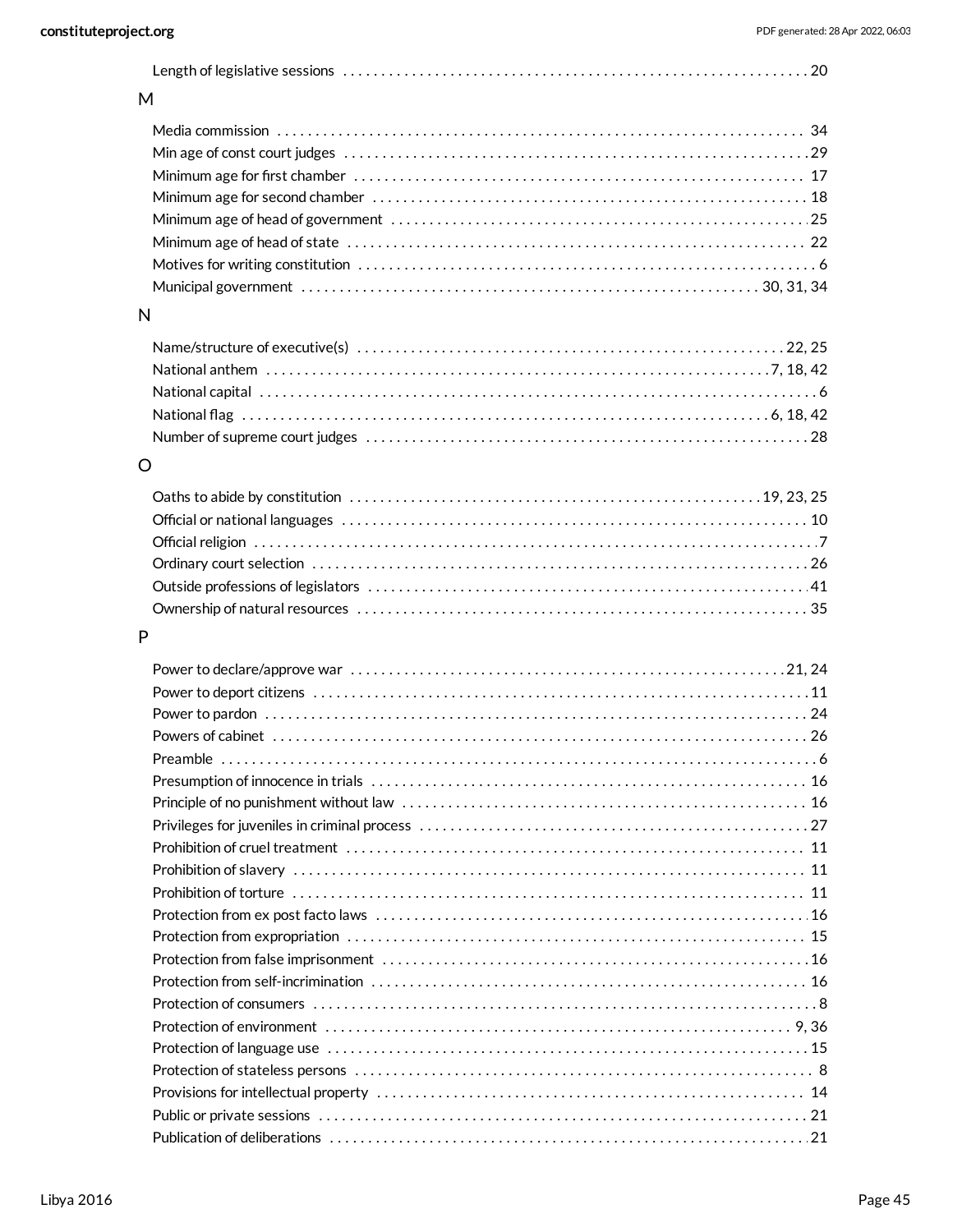Length of legislative sessions . . . . . . . . . . . . . . . . . . . . . . . . . . . . . . . . . . . . . . . . . . . . . . . . . . . . . . . . . . . . 20

## M

Media commission . . . . . . . . . . . . . . . . . . . . . . . . . . . . . . . . . . . . . . . . . . . . . . . . . . . . . . . . . . . . . . . . . . . . 34
Min age of const court judges . . . . . . . . . . . . . . . . . . . . . . . . . . . . . . . . . . . . . . . . . . . . . . . . . . . . . . . . . . . . 29
Minimum age for first chamber . . . . . . . . . . . . . . . . . . . . . . . . . . . . . . . . . . . . . . . . . . . . . . . . . . . . . . . . . . . 17
Minimum age for second chamber . . . . . . . . . . . . . . . . . . . . . . . . . . . . . . . . . . . . . . . . . . . . . . . . . . . . . . . . . 18
Minimum age of head of government . . . . . . . . . . . . . . . . . . . . . . . . . . . . . . . . . . . . . . . . . . . . . . . . . . . . . . 25
Minimum age of head of state . . . . . . . . . . . . . . . . . . . . . . . . . . . . . . . . . . . . . . . . . . . . . . . . . . . . . . . . . . . 22
Motives for writing constitution . . . . . . . . . . . . . . . . . . . . . . . . . . . . . . . . . . . . . . . . . . . . . . . . . . . . . . . . . . . 6
Municipal government . . . . . . . . . . . . . . . . . . . . . . . . . . . . . . . . . . . . . . . . . . . . . . . . . . . . . . . . . . 30, 31, 34

## N

Name/structure of executive(s) . . . . . . . . . . . . . . . . . . . . . . . . . . . . . . . . . . . . . . . . . . . . . . . . . . . . . . . 22, 25
National anthem . . . . . . . . . . . . . . . . . . . . . . . . . . . . . . . . . . . . . . . . . . . . . . . . . . . . . . . . . . . . . . . . 7, 18, 42
National capital . . . . . . . . . . . . . . . . . . . . . . . . . . . . . . . . . . . . . . . . . . . . . . . . . . . . . . . . . . . . . . . . . . . . . . 6
National flag . . . . . . . . . . . . . . . . . . . . . . . . . . . . . . . . . . . . . . . . . . . . . . . . . . . . . . . . . . . . . . . . . . . 6, 18, 42
Number of supreme court judges . . . . . . . . . . . . . . . . . . . . . . . . . . . . . . . . . . . . . . . . . . . . . . . . . . . . . . . . . 28

## O

Oaths to abide by constitution . . . . . . . . . . . . . . . . . . . . . . . . . . . . . . . . . . . . . . . . . . . . . . . . . . . . 19, 23, 25
Official or national languages . . . . . . . . . . . . . . . . . . . . . . . . . . . . . . . . . . . . . . . . . . . . . . . . . . . . . . . . . . . . 10
Official religion . . . . . . . . . . . . . . . . . . . . . . . . . . . . . . . . . . . . . . . . . . . . . . . . . . . . . . . . . . . . . . . . . . . . . . . 7
Ordinary court selection . . . . . . . . . . . . . . . . . . . . . . . . . . . . . . . . . . . . . . . . . . . . . . . . . . . . . . . . . . . . . . . . 26
Outside professions of legislators . . . . . . . . . . . . . . . . . . . . . . . . . . . . . . . . . . . . . . . . . . . . . . . . . . . . . . . . 41
Ownership of natural resources . . . . . . . . . . . . . . . . . . . . . . . . . . . . . . . . . . . . . . . . . . . . . . . . . . . . . . . . . . 35

## P

Power to declare/approve war . . . . . . . . . . . . . . . . . . . . . . . . . . . . . . . . . . . . . . . . . . . . . . . . . . . . . . . . 21, 24
Power to deport citizens . . . . . . . . . . . . . . . . . . . . . . . . . . . . . . . . . . . . . . . . . . . . . . . . . . . . . . . . . . . . . . . 11
Power to pardon . . . . . . . . . . . . . . . . . . . . . . . . . . . . . . . . . . . . . . . . . . . . . . . . . . . . . . . . . . . . . . . . . . . . . 24
Powers of cabinet . . . . . . . . . . . . . . . . . . . . . . . . . . . . . . . . . . . . . . . . . . . . . . . . . . . . . . . . . . . . . . . . . . . . 26
Preamble . . . . . . . . . . . . . . . . . . . . . . . . . . . . . . . . . . . . . . . . . . . . . . . . . . . . . . . . . . . . . . . . . . . . . . . . . . 6
Presumption of innocence in trials . . . . . . . . . . . . . . . . . . . . . . . . . . . . . . . . . . . . . . . . . . . . . . . . . . . . . . . 16
Principle of no punishment without law . . . . . . . . . . . . . . . . . . . . . . . . . . . . . . . . . . . . . . . . . . . . . . . . . . . 16
Privileges for juveniles in criminal process . . . . . . . . . . . . . . . . . . . . . . . . . . . . . . . . . . . . . . . . . . . . . . . . . 27
Prohibition of cruel treatment . . . . . . . . . . . . . . . . . . . . . . . . . . . . . . . . . . . . . . . . . . . . . . . . . . . . . . . . . . . 11
Prohibition of slavery . . . . . . . . . . . . . . . . . . . . . . . . . . . . . . . . . . . . . . . . . . . . . . . . . . . . . . . . . . . . . . . . . 11
Prohibition of torture . . . . . . . . . . . . . . . . . . . . . . . . . . . . . . . . . . . . . . . . . . . . . . . . . . . . . . . . . . . . . . . . . 11
Protection from ex post facto laws . . . . . . . . . . . . . . . . . . . . . . . . . . . . . . . . . . . . . . . . . . . . . . . . . . . . . . . 16
Protection from expropriation . . . . . . . . . . . . . . . . . . . . . . . . . . . . . . . . . . . . . . . . . . . . . . . . . . . . . . . . . . . 15
Protection from false imprisonment . . . . . . . . . . . . . . . . . . . . . . . . . . . . . . . . . . . . . . . . . . . . . . . . . . . . . . 16
Protection from self-incrimination . . . . . . . . . . . . . . . . . . . . . . . . . . . . . . . . . . . . . . . . . . . . . . . . . . . . . . . 16
Protection of consumers . . . . . . . . . . . . . . . . . . . . . . . . . . . . . . . . . . . . . . . . . . . . . . . . . . . . . . . . . . . . . . . . 8
Protection of environment . . . . . . . . . . . . . . . . . . . . . . . . . . . . . . . . . . . . . . . . . . . . . . . . . . . . . . . . . . . 9, 36
Protection of language use . . . . . . . . . . . . . . . . . . . . . . . . . . . . . . . . . . . . . . . . . . . . . . . . . . . . . . . . . . . . . 15
Protection of stateless persons . . . . . . . . . . . . . . . . . . . . . . . . . . . . . . . . . . . . . . . . . . . . . . . . . . . . . . . . . . . 8
Provisions for intellectual property . . . . . . . . . . . . . . . . . . . . . . . . . . . . . . . . . . . . . . . . . . . . . . . . . . . . . . . 14
Public or private sessions . . . . . . . . . . . . . . . . . . . . . . . . . . . . . . . . . . . . . . . . . . . . . . . . . . . . . . . . . . . . . . 21
Publication of deliberations . . . . . . . . . . . . . . . . . . . . . . . . . . . . . . . . . . . . . . . . . . . . . . . . . . . . . . . . . . . . . 21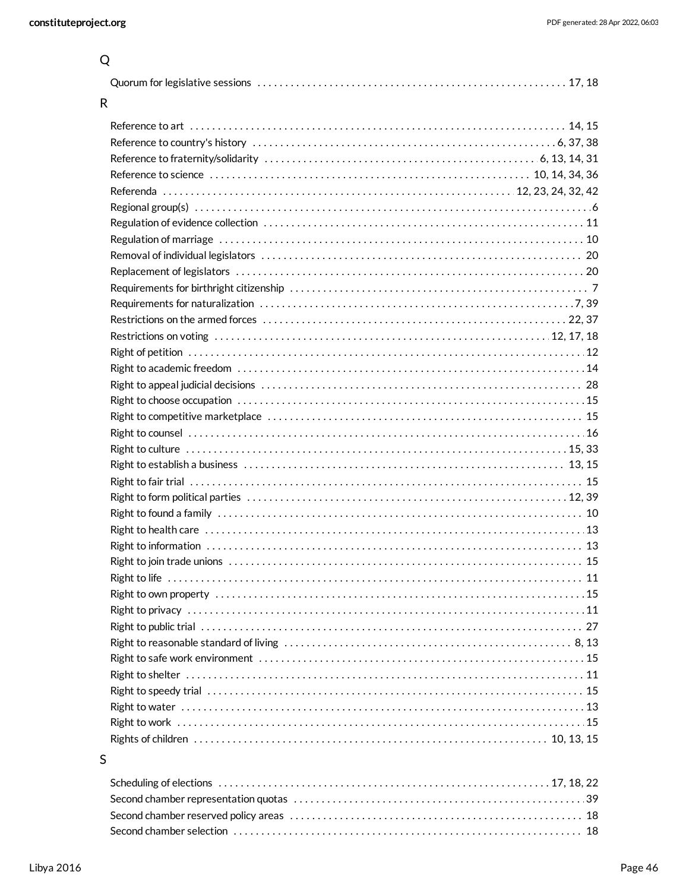## Q

- Quorum for legislative sessions . . . . . . . . . . 17, 18

## R

- Reference to art . . . . . . . . . . 14, 15
- Reference to country's history . . . . . . . . . . 6, 37, 38
- Reference to fraternity/solidarity . . . . . . . . . . 6, 13, 14, 31
- Reference to science . . . . . . . . . . 10, 14, 34, 36
- Referenda . . . . . . . . . . 12, 23, 24, 32, 42
- Regional group(s) . . . . . . . . . . 6
- Regulation of evidence collection . . . . . . . . . . 11
- Regulation of marriage . . . . . . . . . . 10
- Removal of individual legislators . . . . . . . . . . 20
- Replacement of legislators . . . . . . . . . . 20
- Requirements for birthright citizenship . . . . . . . . . . 7
- Requirements for naturalization . . . . . . . . . . 7, 39
- Restrictions on the armed forces . . . . . . . . . . 22, 37
- Restrictions on voting . . . . . . . . . . 12, 17, 18
- Right of petition . . . . . . . . . . 12
- Right to academic freedom . . . . . . . . . . 14
- Right to appeal judicial decisions . . . . . . . . . . 28
- Right to choose occupation . . . . . . . . . . 15
- Right to competitive marketplace . . . . . . . . . . 15
- Right to counsel . . . . . . . . . . 16
- Right to culture . . . . . . . . . . 15, 33
- Right to establish a business . . . . . . . . . . 13, 15
- Right to fair trial . . . . . . . . . . 15
- Right to form political parties . . . . . . . . . . 12, 39
- Right to found a family . . . . . . . . . . 10
- Right to health care . . . . . . . . . . 13
- Right to information . . . . . . . . . . 13
- Right to join trade unions . . . . . . . . . . 15
- Right to life . . . . . . . . . . 11
- Right to own property . . . . . . . . . . 15
- Right to privacy . . . . . . . . . . 11
- Right to public trial . . . . . . . . . . 27
- Right to reasonable standard of living . . . . . . . . . . 8, 13
- Right to safe work environment . . . . . . . . . . 15
- Right to shelter . . . . . . . . . . 11
- Right to speedy trial . . . . . . . . . . 15
- Right to water . . . . . . . . . . 13
- Right to work . . . . . . . . . . 15
- Rights of children . . . . . . . . . . 10, 13, 15

## S

- Scheduling of elections . . . . . . . . . . 17, 18, 22
- Second chamber representation quotas . . . . . . . . . . 39
- Second chamber reserved policy areas . . . . . . . . . . 18
- Second chamber selection . . . . . . . . . . 18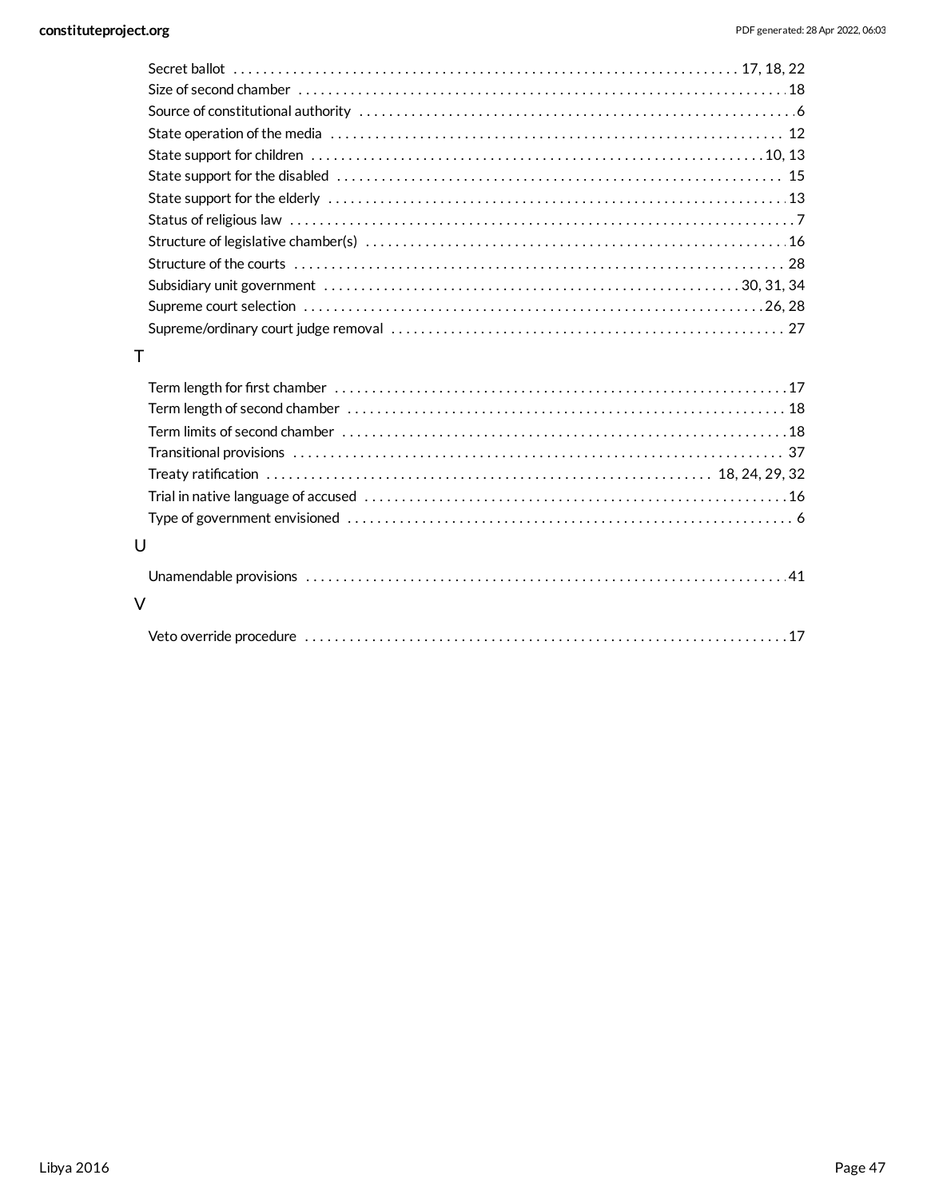Secret ballot . . . . . . . . . . . . . . . . . . . . . . . . . . . . . . . . . . . . . . . . 17, 18, 22
Size of second chamber . . . . . . . . . . . . . . . . . . . . . . . . . . . . . . . . . . . . . 18
Source of constitutional authority . . . . . . . . . . . . . . . . . . . . . . . . . . . . . . . 6
State operation of the media . . . . . . . . . . . . . . . . . . . . . . . . . . . . . . . . . 12
State support for children . . . . . . . . . . . . . . . . . . . . . . . . . . . . . . . . 10, 13
State support for the disabled . . . . . . . . . . . . . . . . . . . . . . . . . . . . . . . . 15
State support for the elderly . . . . . . . . . . . . . . . . . . . . . . . . . . . . . . . . . 13
Status of religious law . . . . . . . . . . . . . . . . . . . . . . . . . . . . . . . . . . . . . . 7
Structure of legislative chamber(s) . . . . . . . . . . . . . . . . . . . . . . . . . . . . . 16
Structure of the courts . . . . . . . . . . . . . . . . . . . . . . . . . . . . . . . . . . . . . 28
Subsidiary unit government . . . . . . . . . . . . . . . . . . . . . . . . . . . . . 30, 31, 34
Supreme court selection . . . . . . . . . . . . . . . . . . . . . . . . . . . . . . . . . 26, 28
Supreme/ordinary court judge removal . . . . . . . . . . . . . . . . . . . . . . . . . . 27

T

Term length for first chamber . . . . . . . . . . . . . . . . . . . . . . . . . . . . . . . . 17
Term length of second chamber . . . . . . . . . . . . . . . . . . . . . . . . . . . . . . . 18
Term limits of second chamber . . . . . . . . . . . . . . . . . . . . . . . . . . . . . . . 18
Transitional provisions . . . . . . . . . . . . . . . . . . . . . . . . . . . . . . . . . . . . . 37
Treaty ratification . . . . . . . . . . . . . . . . . . . . . . . . . . . . . . . . . 18, 24, 29, 32
Trial in native language of accused . . . . . . . . . . . . . . . . . . . . . . . . . . . . 16
Type of government envisioned . . . . . . . . . . . . . . . . . . . . . . . . . . . . . . . 6

U

Unamendable provisions . . . . . . . . . . . . . . . . . . . . . . . . . . . . . . . . . . . . 41

V

Veto override procedure . . . . . . . . . . . . . . . . . . . . . . . . . . . . . . . . . . . . 17